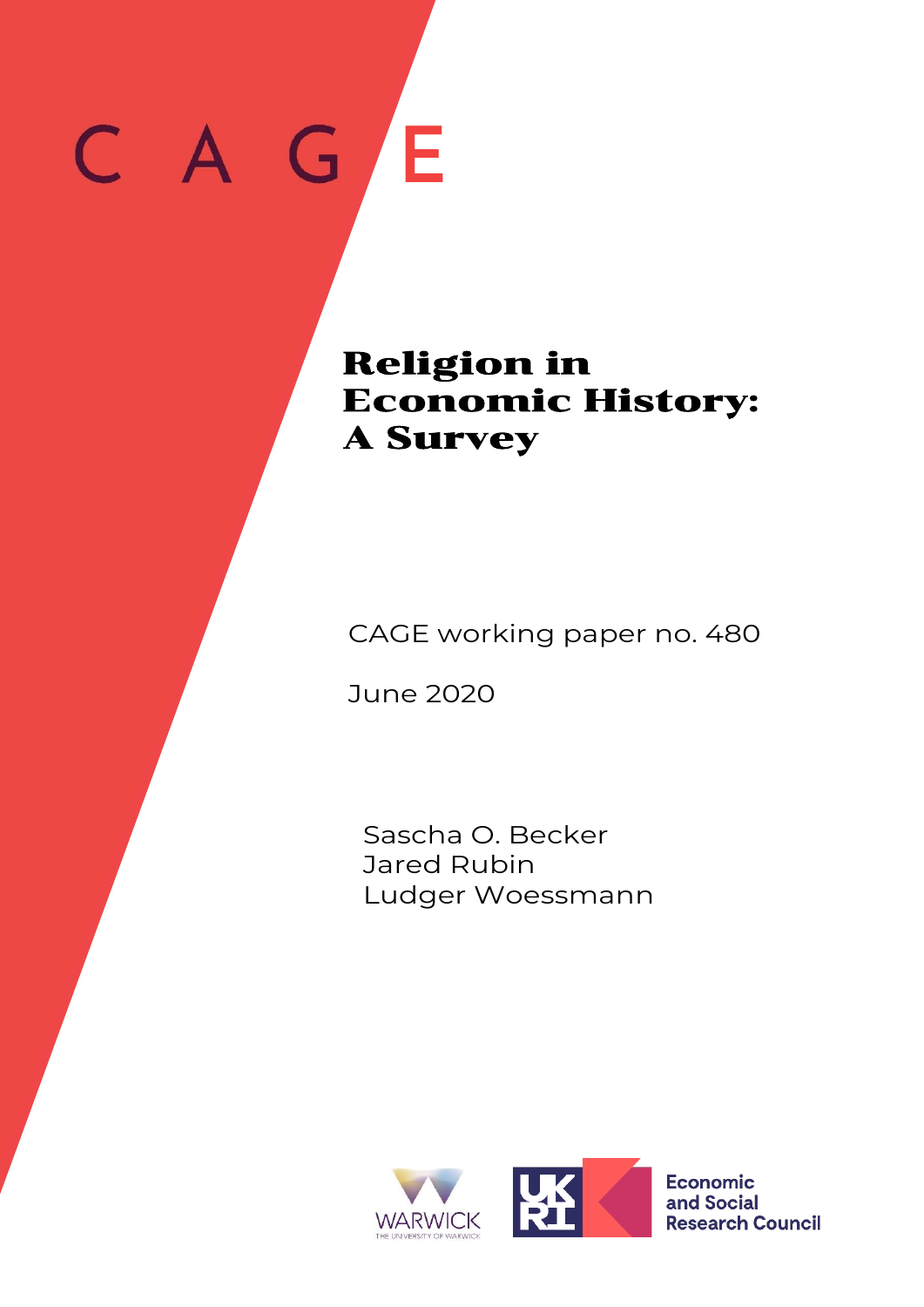C A G E

# Religion in Economic History: A Survey

CAGE working paper no. 480

June 2020

Sascha O. Becker
Jared Rubin
Ludger Woessmann

WARWICK
THE UNIVERSITY OF WARWICK

UK RI

Economic and Social Research Council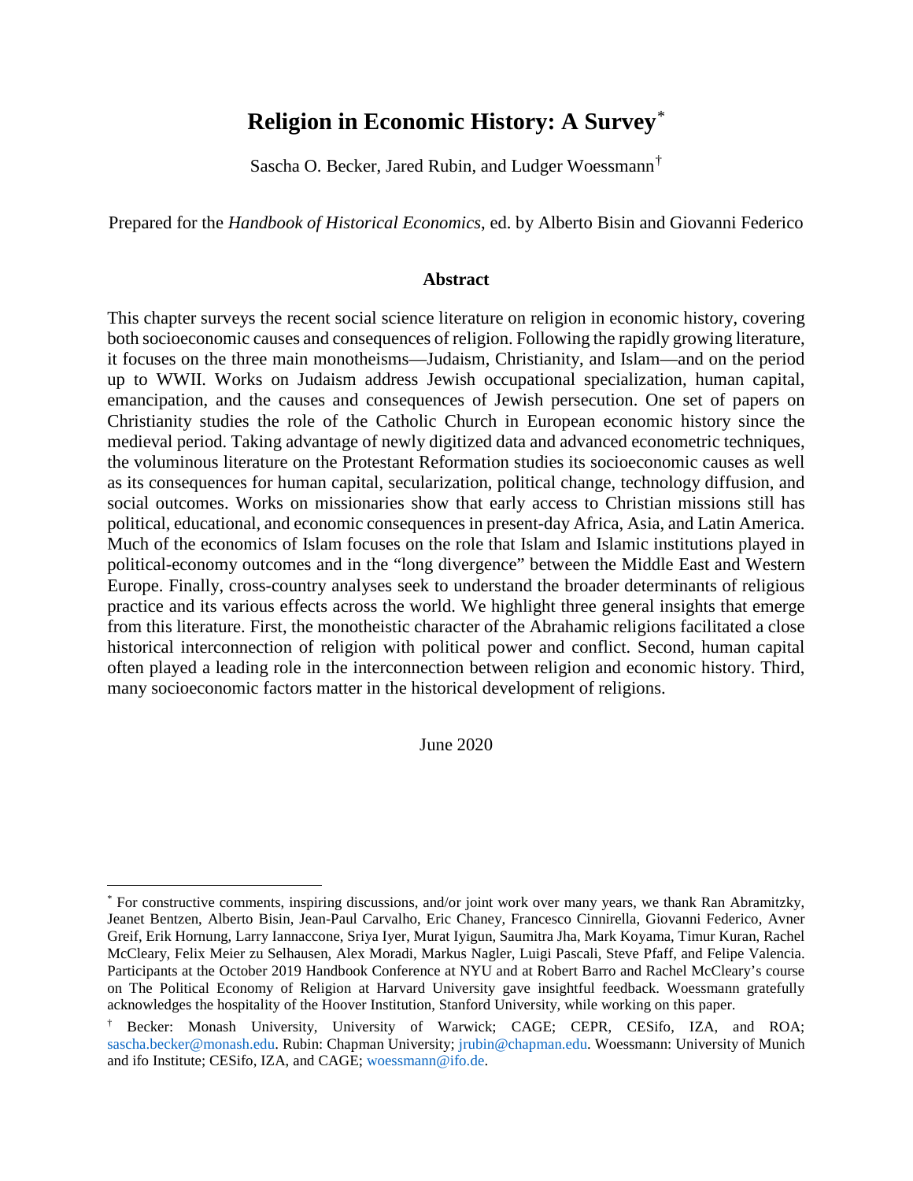# Religion in Economic History: A Survey[*]

Sascha O. Becker, Jared Rubin, and Ludger Woessmann[†]

Prepared for the *Handbook of Historical Economics*, ed. by Alberto Bisin and Giovanni Federico

## Abstract

This chapter surveys the recent social science literature on religion in economic history, covering both socioeconomic causes and consequences of religion. Following the rapidly growing literature, it focuses on the three main monotheisms—Judaism, Christianity, and Islam—and on the period up to WWII. Works on Judaism address Jewish occupational specialization, human capital, emancipation, and the causes and consequences of Jewish persecution. One set of papers on Christianity studies the role of the Catholic Church in European economic history since the medieval period. Taking advantage of newly digitized data and advanced econometric techniques, the voluminous literature on the Protestant Reformation studies its socioeconomic causes as well as its consequences for human capital, secularization, political change, technology diffusion, and social outcomes. Works on missionaries show that early access to Christian missions still has political, educational, and economic consequences in present-day Africa, Asia, and Latin America. Much of the economics of Islam focuses on the role that Islam and Islamic institutions played in political-economy outcomes and in the "long divergence" between the Middle East and Western Europe. Finally, cross-country analyses seek to understand the broader determinants of religious practice and its various effects across the world. We highlight three general insights that emerge from this literature. First, the monotheistic character of the Abrahamic religions facilitated a close historical interconnection of religion with political power and conflict. Second, human capital often played a leading role in the interconnection between religion and economic history. Third, many socioeconomic factors matter in the historical development of religions.

June 2020

---

[*] For constructive comments, inspiring discussions, and/or joint work over many years, we thank Ran Abramitzky, Jeanet Bentzen, Alberto Bisin, Jean-Paul Carvalho, Eric Chaney, Francesco Cinnirella, Giovanni Federico, Avner Greif, Erik Hornung, Larry Iannaccone, Sriya Iyer, Murat Iyigun, Saumitra Jha, Mark Koyama, Timur Kuran, Rachel McCleary, Felix Meier zu Selhausen, Alex Moradi, Markus Nagler, Luigi Pascali, Steve Pfaff, and Felipe Valencia. Participants at the October 2019 Handbook Conference at NYU and at Robert Barro and Rachel McCleary's course on The Political Economy of Religion at Harvard University gave insightful feedback. Woessmann gratefully acknowledges the hospitality of the Hoover Institution, Stanford University, while working on this paper.

[†] Becker: Monash University, University of Warwick; CAGE; CEPR, CESifo, IZA, and ROA; sascha.becker@monash.edu. Rubin: Chapman University; jrubin@chapman.edu. Woessmann: University of Munich and ifo Institute; CESifo, IZA, and CAGE; woessmann@ifo.de.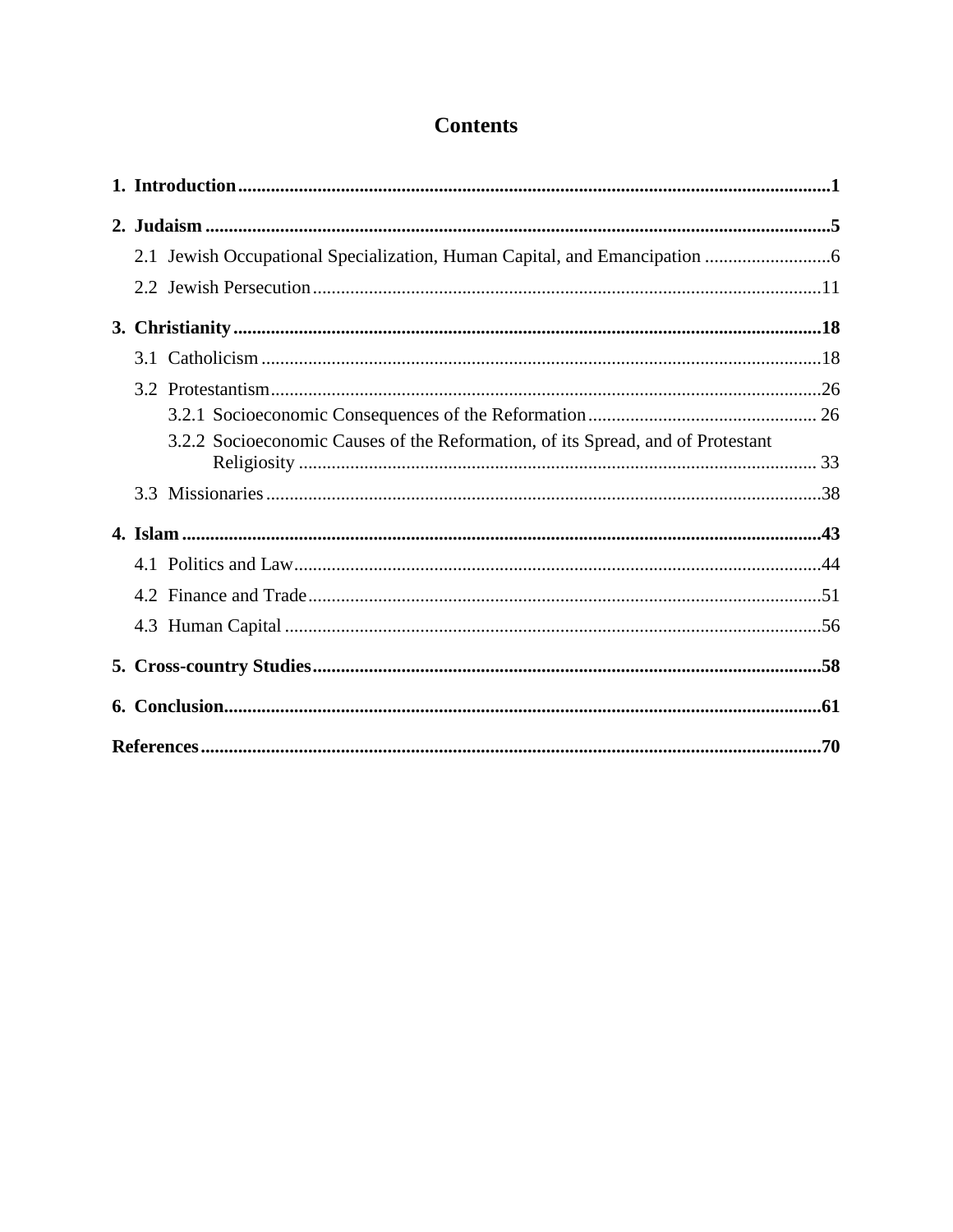# Contents

**1. Introduction** .......... **1**

**2. Judaism** .......... **5**

- 2.1 Jewish Occupational Specialization, Human Capital, and Emancipation .......... 6
- 2.2 Jewish Persecution .......... 11

**3. Christianity** .......... **18**

- 3.1 Catholicism .......... 18
- 3.2 Protestantism .......... 26
  - 3.2.1 Socioeconomic Consequences of the Reformation .......... 26
  - 3.2.2 Socioeconomic Causes of the Reformation, of its Spread, and of Protestant Religiosity .......... 33
- 3.3 Missionaries .......... 38

**4. Islam** .......... **43**

- 4.1 Politics and Law .......... 44
- 4.2 Finance and Trade .......... 51
- 4.3 Human Capital .......... 56

**5. Cross-country Studies** .......... **58**

**6. Conclusion** .......... **61**

**References** .......... **70**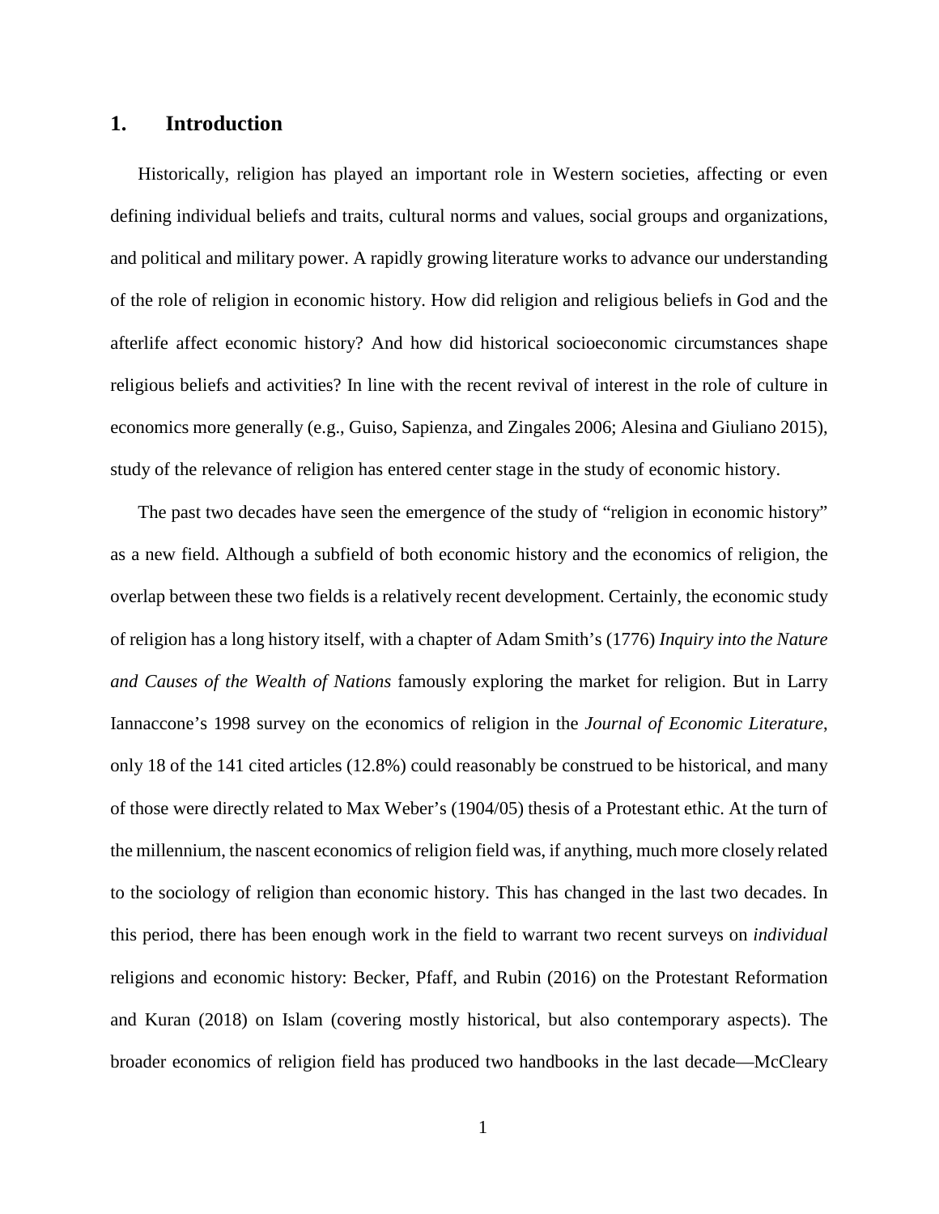# 1. Introduction

Historically, religion has played an important role in Western societies, affecting or even defining individual beliefs and traits, cultural norms and values, social groups and organizations, and political and military power. A rapidly growing literature works to advance our understanding of the role of religion in economic history. How did religion and religious beliefs in God and the afterlife affect economic history? And how did historical socioeconomic circumstances shape religious beliefs and activities? In line with the recent revival of interest in the role of culture in economics more generally (e.g., Guiso, Sapienza, and Zingales 2006; Alesina and Giuliano 2015), study of the relevance of religion has entered center stage in the study of economic history.

The past two decades have seen the emergence of the study of "religion in economic history" as a new field. Although a subfield of both economic history and the economics of religion, the overlap between these two fields is a relatively recent development. Certainly, the economic study of religion has a long history itself, with a chapter of Adam Smith's (1776) *Inquiry into the Nature and Causes of the Wealth of Nations* famously exploring the market for religion. But in Larry Iannaccone's 1998 survey on the economics of religion in the *Journal of Economic Literature*, only 18 of the 141 cited articles (12.8%) could reasonably be construed to be historical, and many of those were directly related to Max Weber's (1904/05) thesis of a Protestant ethic. At the turn of the millennium, the nascent economics of religion field was, if anything, much more closely related to the sociology of religion than economic history. This has changed in the last two decades. In this period, there has been enough work in the field to warrant two recent surveys on *individual* religions and economic history: Becker, Pfaff, and Rubin (2016) on the Protestant Reformation and Kuran (2018) on Islam (covering mostly historical, but also contemporary aspects). The broader economics of religion field has produced two handbooks in the last decade—McCleary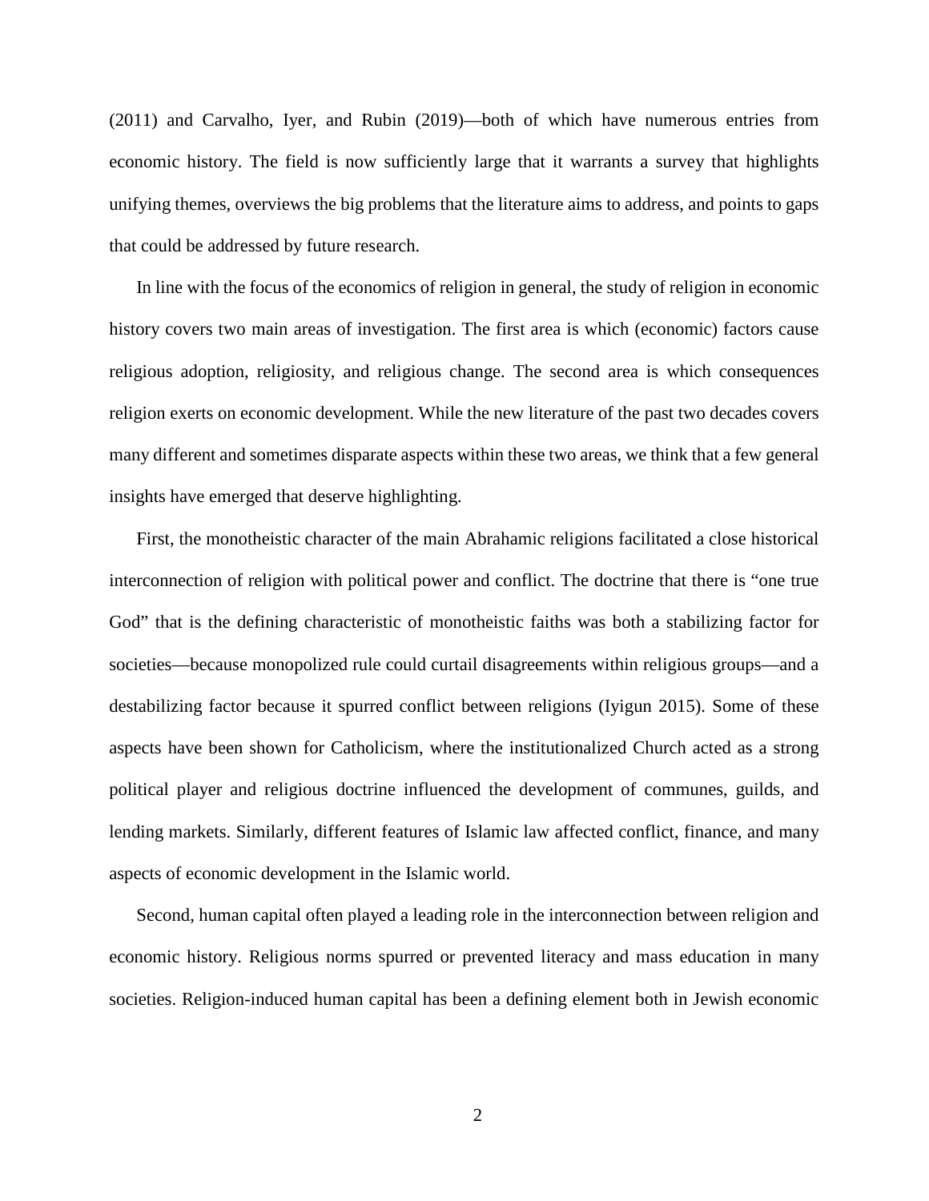(2011) and Carvalho, Iyer, and Rubin (2019)—both of which have numerous entries from economic history. The field is now sufficiently large that it warrants a survey that highlights unifying themes, overviews the big problems that the literature aims to address, and points to gaps that could be addressed by future research.

In line with the focus of the economics of religion in general, the study of religion in economic history covers two main areas of investigation. The first area is which (economic) factors cause religious adoption, religiosity, and religious change. The second area is which consequences religion exerts on economic development. While the new literature of the past two decades covers many different and sometimes disparate aspects within these two areas, we think that a few general insights have emerged that deserve highlighting.

First, the monotheistic character of the main Abrahamic religions facilitated a close historical interconnection of religion with political power and conflict. The doctrine that there is "one true God" that is the defining characteristic of monotheistic faiths was both a stabilizing factor for societies—because monopolized rule could curtail disagreements within religious groups—and a destabilizing factor because it spurred conflict between religions (Iyigun 2015). Some of these aspects have been shown for Catholicism, where the institutionalized Church acted as a strong political player and religious doctrine influenced the development of communes, guilds, and lending markets. Similarly, different features of Islamic law affected conflict, finance, and many aspects of economic development in the Islamic world.

Second, human capital often played a leading role in the interconnection between religion and economic history. Religious norms spurred or prevented literacy and mass education in many societies. Religion-induced human capital has been a defining element both in Jewish economic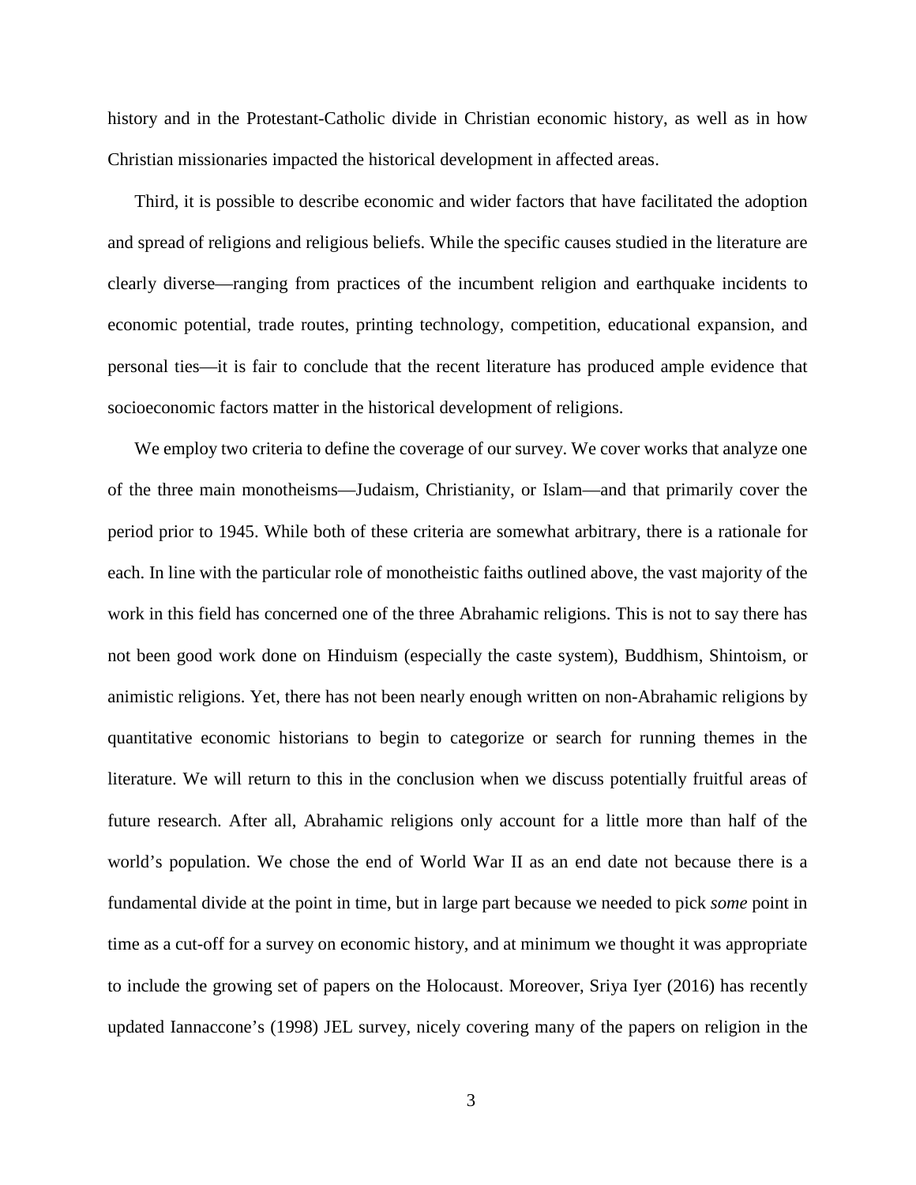history and in the Protestant-Catholic divide in Christian economic history, as well as in how Christian missionaries impacted the historical development in affected areas.

Third, it is possible to describe economic and wider factors that have facilitated the adoption and spread of religions and religious beliefs. While the specific causes studied in the literature are clearly diverse—ranging from practices of the incumbent religion and earthquake incidents to economic potential, trade routes, printing technology, competition, educational expansion, and personal ties—it is fair to conclude that the recent literature has produced ample evidence that socioeconomic factors matter in the historical development of religions.

We employ two criteria to define the coverage of our survey. We cover works that analyze one of the three main monotheisms—Judaism, Christianity, or Islam—and that primarily cover the period prior to 1945. While both of these criteria are somewhat arbitrary, there is a rationale for each. In line with the particular role of monotheistic faiths outlined above, the vast majority of the work in this field has concerned one of the three Abrahamic religions. This is not to say there has not been good work done on Hinduism (especially the caste system), Buddhism, Shintoism, or animistic religions. Yet, there has not been nearly enough written on non-Abrahamic religions by quantitative economic historians to begin to categorize or search for running themes in the literature. We will return to this in the conclusion when we discuss potentially fruitful areas of future research. After all, Abrahamic religions only account for a little more than half of the world's population. We chose the end of World War II as an end date not because there is a fundamental divide at the point in time, but in large part because we needed to pick *some* point in time as a cut-off for a survey on economic history, and at minimum we thought it was appropriate to include the growing set of papers on the Holocaust. Moreover, Sriya Iyer (2016) has recently updated Iannaccone's (1998) JEL survey, nicely covering many of the papers on religion in the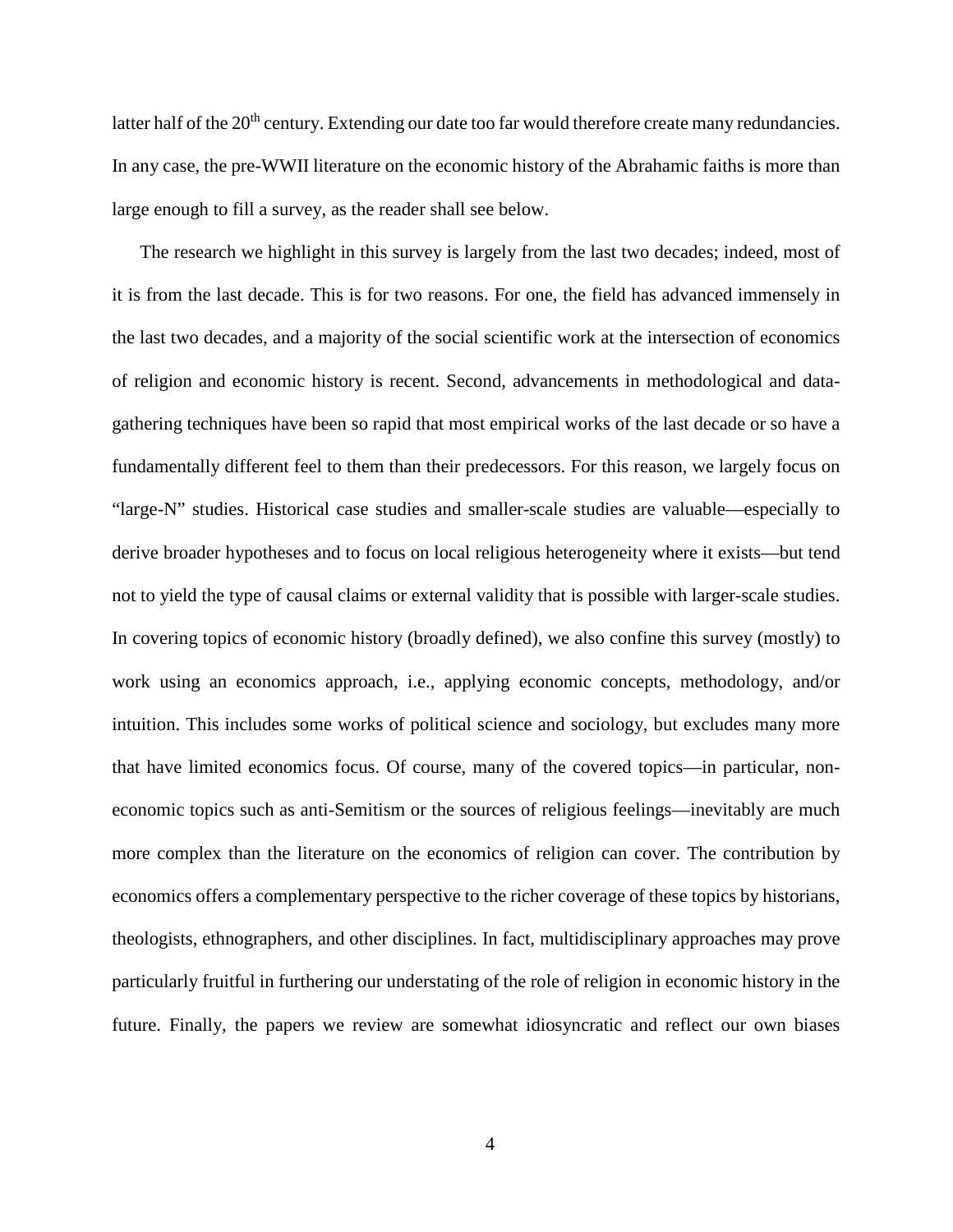latter half of the 20th century. Extending our date too far would therefore create many redundancies. In any case, the pre-WWII literature on the economic history of the Abrahamic faiths is more than large enough to fill a survey, as the reader shall see below.

The research we highlight in this survey is largely from the last two decades; indeed, most of it is from the last decade. This is for two reasons. For one, the field has advanced immensely in the last two decades, and a majority of the social scientific work at the intersection of economics of religion and economic history is recent. Second, advancements in methodological and data-gathering techniques have been so rapid that most empirical works of the last decade or so have a fundamentally different feel to them than their predecessors. For this reason, we largely focus on "large-N" studies. Historical case studies and smaller-scale studies are valuable—especially to derive broader hypotheses and to focus on local religious heterogeneity where it exists—but tend not to yield the type of causal claims or external validity that is possible with larger-scale studies. In covering topics of economic history (broadly defined), we also confine this survey (mostly) to work using an economics approach, i.e., applying economic concepts, methodology, and/or intuition. This includes some works of political science and sociology, but excludes many more that have limited economics focus. Of course, many of the covered topics—in particular, non-economic topics such as anti-Semitism or the sources of religious feelings—inevitably are much more complex than the literature on the economics of religion can cover. The contribution by economics offers a complementary perspective to the richer coverage of these topics by historians, theologists, ethnographers, and other disciplines. In fact, multidisciplinary approaches may prove particularly fruitful in furthering our understating of the role of religion in economic history in the future. Finally, the papers we review are somewhat idiosyncratic and reflect our own biases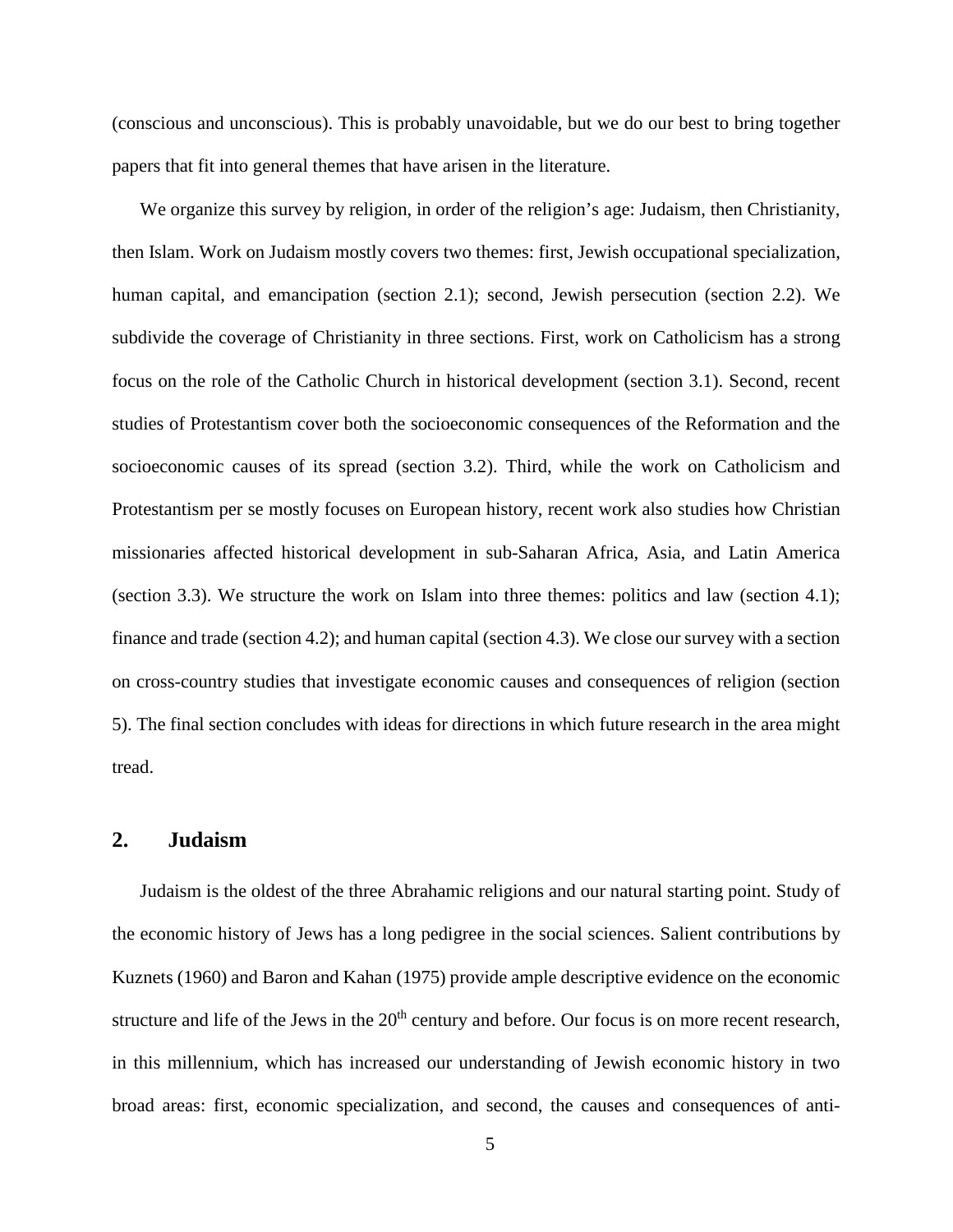(conscious and unconscious). This is probably unavoidable, but we do our best to bring together papers that fit into general themes that have arisen in the literature.

We organize this survey by religion, in order of the religion's age: Judaism, then Christianity, then Islam. Work on Judaism mostly covers two themes: first, Jewish occupational specialization, human capital, and emancipation (section 2.1); second, Jewish persecution (section 2.2). We subdivide the coverage of Christianity in three sections. First, work on Catholicism has a strong focus on the role of the Catholic Church in historical development (section 3.1). Second, recent studies of Protestantism cover both the socioeconomic consequences of the Reformation and the socioeconomic causes of its spread (section 3.2). Third, while the work on Catholicism and Protestantism per se mostly focuses on European history, recent work also studies how Christian missionaries affected historical development in sub-Saharan Africa, Asia, and Latin America (section 3.3). We structure the work on Islam into three themes: politics and law (section 4.1); finance and trade (section 4.2); and human capital (section 4.3). We close our survey with a section on cross-country studies that investigate economic causes and consequences of religion (section 5). The final section concludes with ideas for directions in which future research in the area might tread.

## 2. Judaism

Judaism is the oldest of the three Abrahamic religions and our natural starting point. Study of the economic history of Jews has a long pedigree in the social sciences. Salient contributions by Kuznets (1960) and Baron and Kahan (1975) provide ample descriptive evidence on the economic structure and life of the Jews in the 20th century and before. Our focus is on more recent research, in this millennium, which has increased our understanding of Jewish economic history in two broad areas: first, economic specialization, and second, the causes and consequences of anti-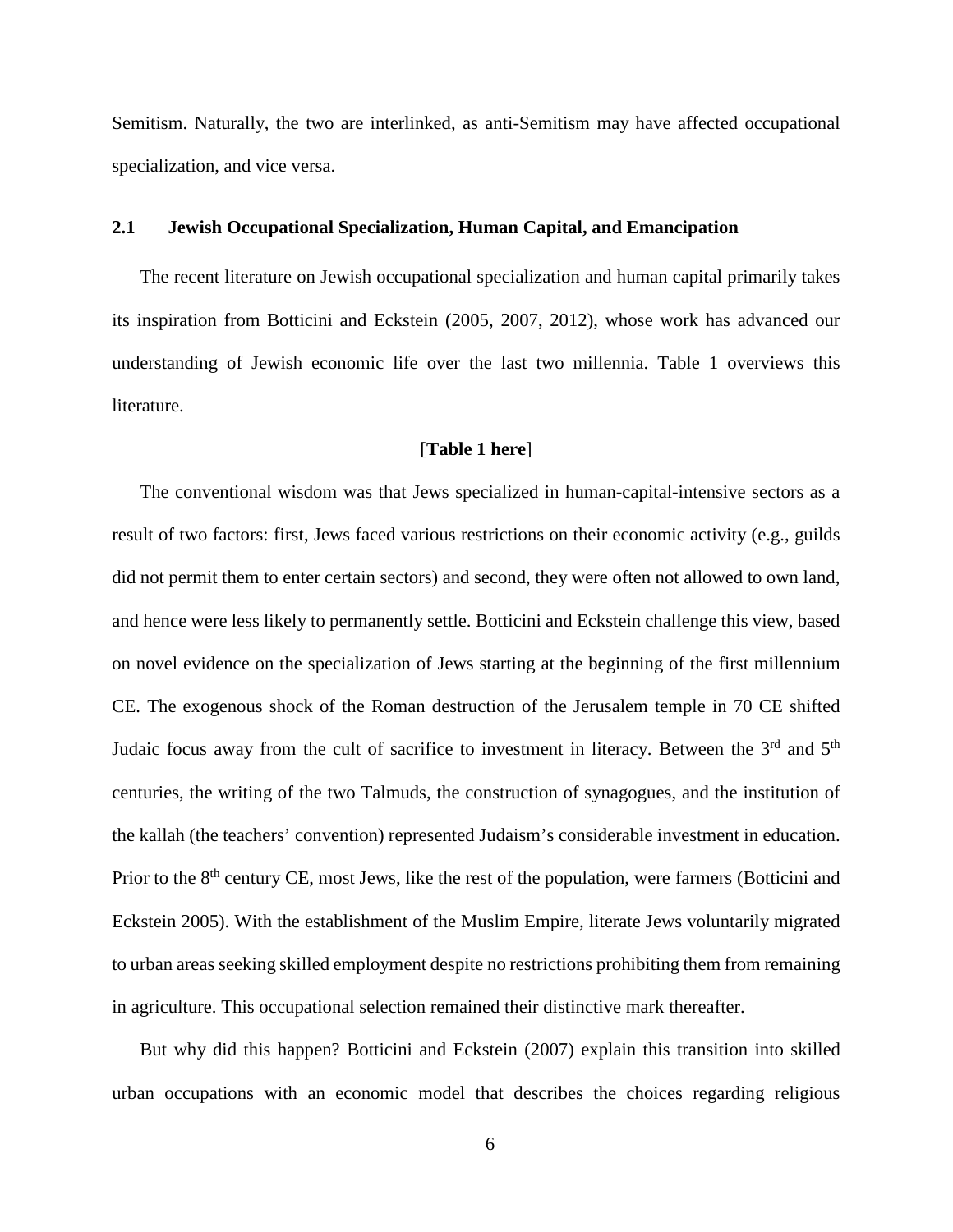Semitism. Naturally, the two are interlinked, as anti-Semitism may have affected occupational specialization, and vice versa.

### 2.1 Jewish Occupational Specialization, Human Capital, and Emancipation

The recent literature on Jewish occupational specialization and human capital primarily takes its inspiration from Botticini and Eckstein (2005, 2007, 2012), whose work has advanced our understanding of Jewish economic life over the last two millennia. Table 1 overviews this literature.

[**Table 1 here**]

The conventional wisdom was that Jews specialized in human-capital-intensive sectors as a result of two factors: first, Jews faced various restrictions on their economic activity (e.g., guilds did not permit them to enter certain sectors) and second, they were often not allowed to own land, and hence were less likely to permanently settle. Botticini and Eckstein challenge this view, based on novel evidence on the specialization of Jews starting at the beginning of the first millennium CE. The exogenous shock of the Roman destruction of the Jerusalem temple in 70 CE shifted Judaic focus away from the cult of sacrifice to investment in literacy. Between the 3rd and 5th centuries, the writing of the two Talmuds, the construction of synagogues, and the institution of the kallah (the teachers' convention) represented Judaism's considerable investment in education. Prior to the 8th century CE, most Jews, like the rest of the population, were farmers (Botticini and Eckstein 2005). With the establishment of the Muslim Empire, literate Jews voluntarily migrated to urban areas seeking skilled employment despite no restrictions prohibiting them from remaining in agriculture. This occupational selection remained their distinctive mark thereafter.

But why did this happen? Botticini and Eckstein (2007) explain this transition into skilled urban occupations with an economic model that describes the choices regarding religious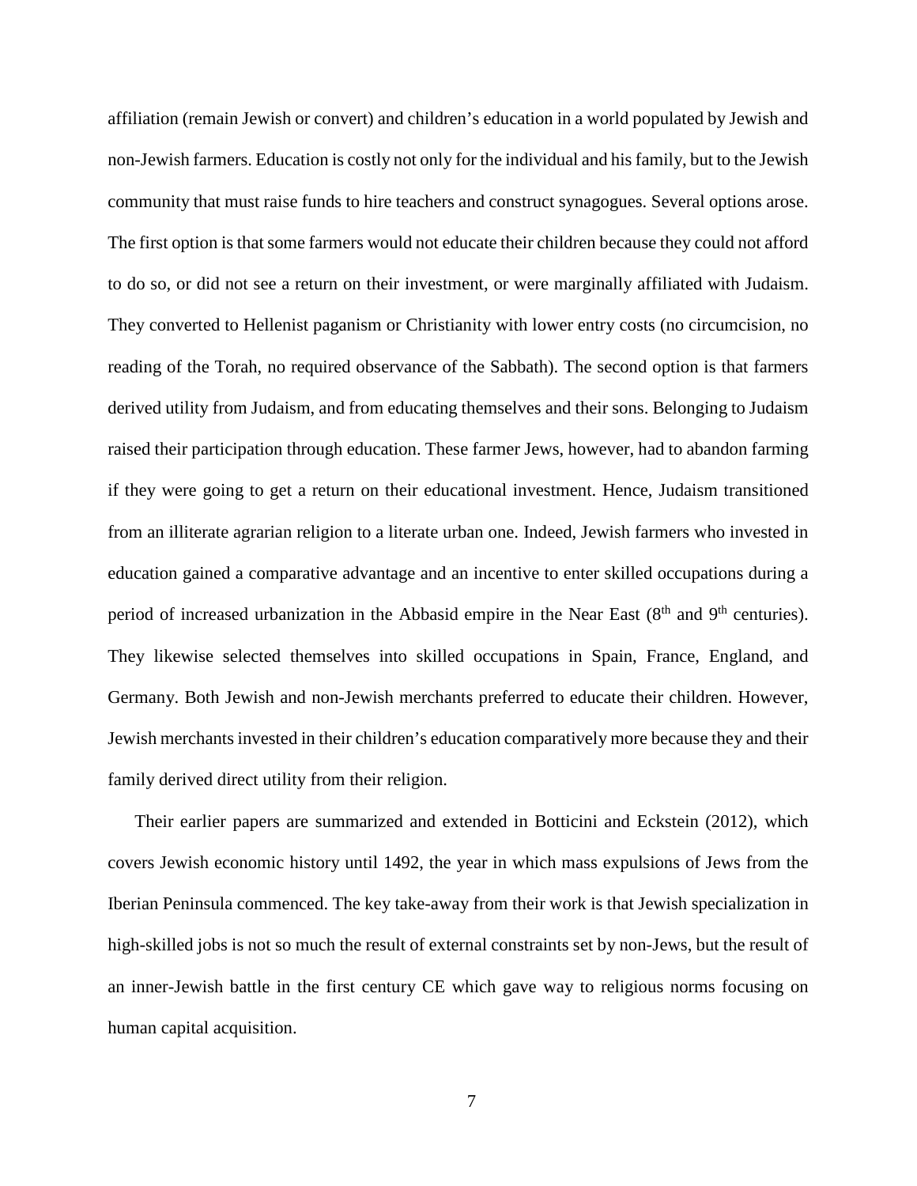affiliation (remain Jewish or convert) and children's education in a world populated by Jewish and non-Jewish farmers. Education is costly not only for the individual and his family, but to the Jewish community that must raise funds to hire teachers and construct synagogues. Several options arose. The first option is that some farmers would not educate their children because they could not afford to do so, or did not see a return on their investment, or were marginally affiliated with Judaism. They converted to Hellenist paganism or Christianity with lower entry costs (no circumcision, no reading of the Torah, no required observance of the Sabbath). The second option is that farmers derived utility from Judaism, and from educating themselves and their sons. Belonging to Judaism raised their participation through education. These farmer Jews, however, had to abandon farming if they were going to get a return on their educational investment. Hence, Judaism transitioned from an illiterate agrarian religion to a literate urban one. Indeed, Jewish farmers who invested in education gained a comparative advantage and an incentive to enter skilled occupations during a period of increased urbanization in the Abbasid empire in the Near East (8th and 9th centuries). They likewise selected themselves into skilled occupations in Spain, France, England, and Germany. Both Jewish and non-Jewish merchants preferred to educate their children. However, Jewish merchants invested in their children's education comparatively more because they and their family derived direct utility from their religion.

Their earlier papers are summarized and extended in Botticini and Eckstein (2012), which covers Jewish economic history until 1492, the year in which mass expulsions of Jews from the Iberian Peninsula commenced. The key take-away from their work is that Jewish specialization in high-skilled jobs is not so much the result of external constraints set by non-Jews, but the result of an inner-Jewish battle in the first century CE which gave way to religious norms focusing on human capital acquisition.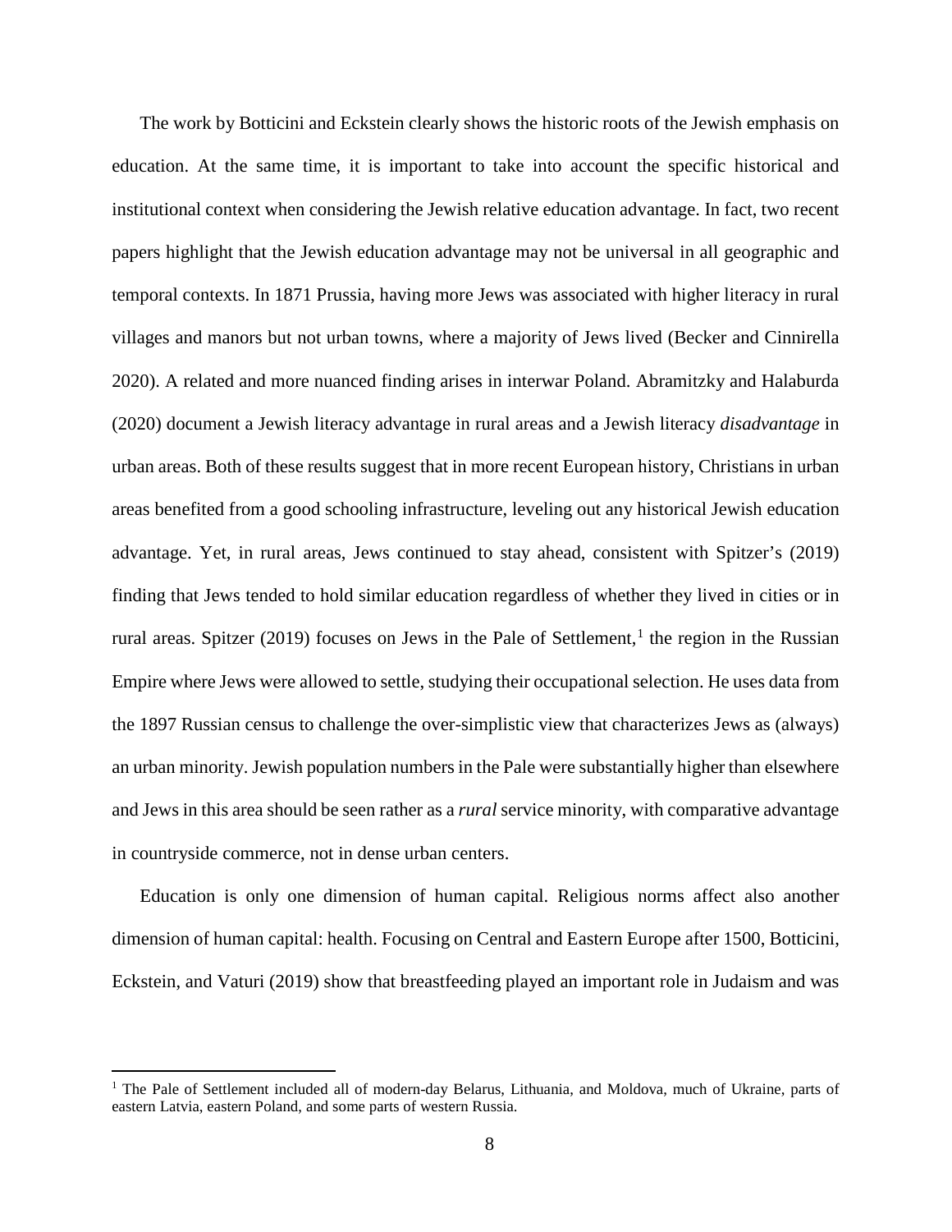The work by Botticini and Eckstein clearly shows the historic roots of the Jewish emphasis on education. At the same time, it is important to take into account the specific historical and institutional context when considering the Jewish relative education advantage. In fact, two recent papers highlight that the Jewish education advantage may not be universal in all geographic and temporal contexts. In 1871 Prussia, having more Jews was associated with higher literacy in rural villages and manors but not urban towns, where a majority of Jews lived (Becker and Cinnirella 2020). A related and more nuanced finding arises in interwar Poland. Abramitzky and Halaburda (2020) document a Jewish literacy advantage in rural areas and a Jewish literacy *disadvantage* in urban areas. Both of these results suggest that in more recent European history, Christians in urban areas benefited from a good schooling infrastructure, leveling out any historical Jewish education advantage. Yet, in rural areas, Jews continued to stay ahead, consistent with Spitzer's (2019) finding that Jews tended to hold similar education regardless of whether they lived in cities or in rural areas. Spitzer (2019) focuses on Jews in the Pale of Settlement,[1] the region in the Russian Empire where Jews were allowed to settle, studying their occupational selection. He uses data from the 1897 Russian census to challenge the over-simplistic view that characterizes Jews as (always) an urban minority. Jewish population numbers in the Pale were substantially higher than elsewhere and Jews in this area should be seen rather as a *rural* service minority, with comparative advantage in countryside commerce, not in dense urban centers.

Education is only one dimension of human capital. Religious norms affect also another dimension of human capital: health. Focusing on Central and Eastern Europe after 1500, Botticini, Eckstein, and Vaturi (2019) show that breastfeeding played an important role in Judaism and was

[1] The Pale of Settlement included all of modern-day Belarus, Lithuania, and Moldova, much of Ukraine, parts of eastern Latvia, eastern Poland, and some parts of western Russia.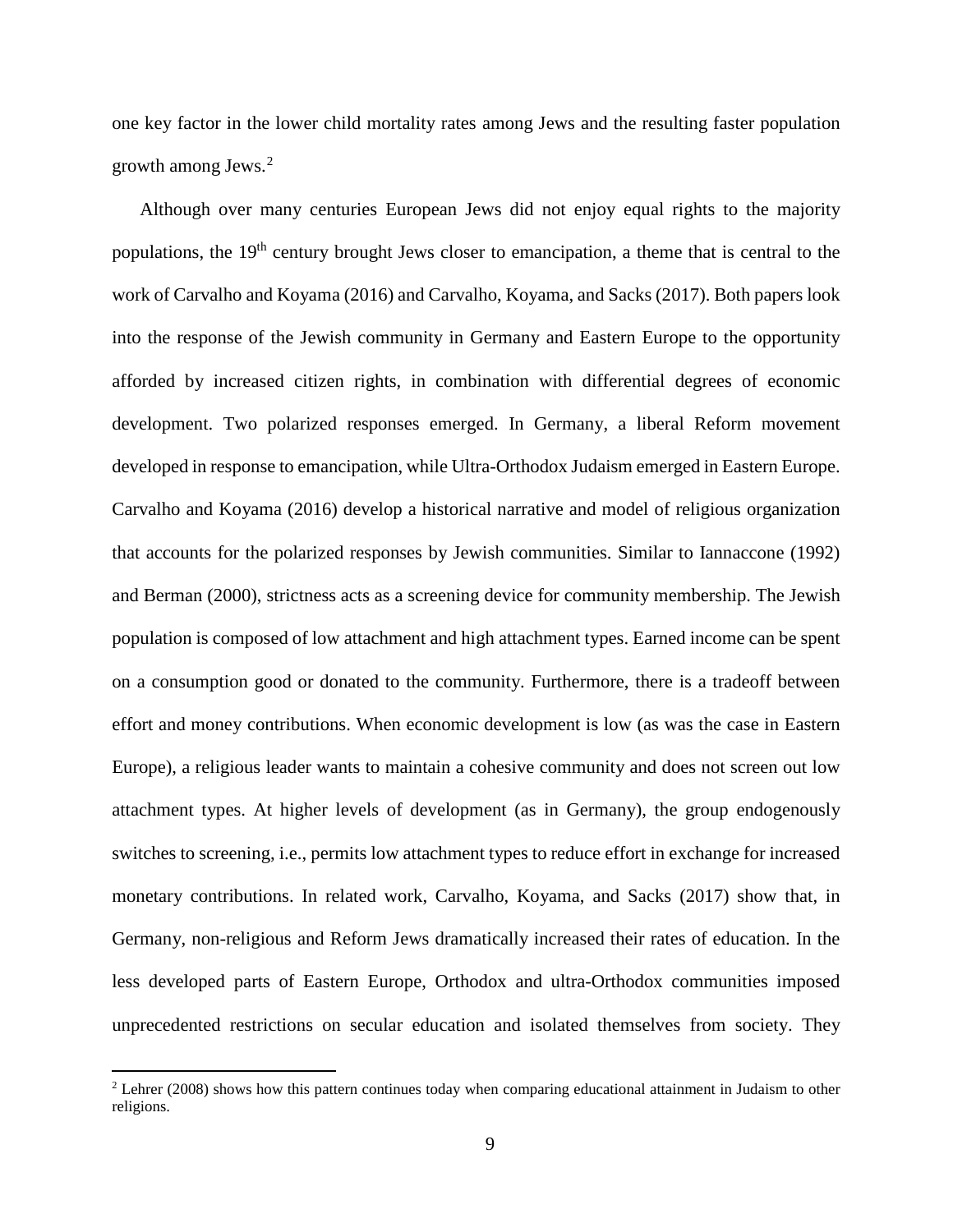one key factor in the lower child mortality rates among Jews and the resulting faster population growth among Jews.[2]

Although over many centuries European Jews did not enjoy equal rights to the majority populations, the 19$^{th}$ century brought Jews closer to emancipation, a theme that is central to the work of Carvalho and Koyama (2016) and Carvalho, Koyama, and Sacks (2017). Both papers look into the response of the Jewish community in Germany and Eastern Europe to the opportunity afforded by increased citizen rights, in combination with differential degrees of economic development. Two polarized responses emerged. In Germany, a liberal Reform movement developed in response to emancipation, while Ultra-Orthodox Judaism emerged in Eastern Europe. Carvalho and Koyama (2016) develop a historical narrative and model of religious organization that accounts for the polarized responses by Jewish communities. Similar to Iannaccone (1992) and Berman (2000), strictness acts as a screening device for community membership. The Jewish population is composed of low attachment and high attachment types. Earned income can be spent on a consumption good or donated to the community. Furthermore, there is a tradeoff between effort and money contributions. When economic development is low (as was the case in Eastern Europe), a religious leader wants to maintain a cohesive community and does not screen out low attachment types. At higher levels of development (as in Germany), the group endogenously switches to screening, i.e., permits low attachment types to reduce effort in exchange for increased monetary contributions. In related work, Carvalho, Koyama, and Sacks (2017) show that, in Germany, non-religious and Reform Jews dramatically increased their rates of education. In the less developed parts of Eastern Europe, Orthodox and ultra-Orthodox communities imposed unprecedented restrictions on secular education and isolated themselves from society. They

[2] Lehrer (2008) shows how this pattern continues today when comparing educational attainment in Judaism to other religions.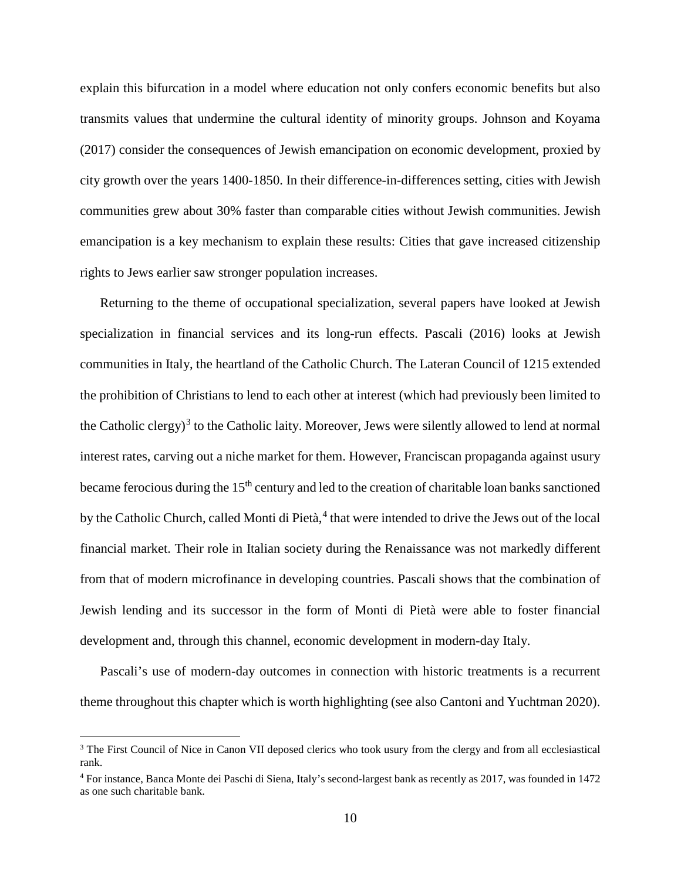explain this bifurcation in a model where education not only confers economic benefits but also transmits values that undermine the cultural identity of minority groups. Johnson and Koyama (2017) consider the consequences of Jewish emancipation on economic development, proxied by city growth over the years 1400-1850. In their difference-in-differences setting, cities with Jewish communities grew about 30% faster than comparable cities without Jewish communities. Jewish emancipation is a key mechanism to explain these results: Cities that gave increased citizenship rights to Jews earlier saw stronger population increases.

Returning to the theme of occupational specialization, several papers have looked at Jewish specialization in financial services and its long-run effects. Pascali (2016) looks at Jewish communities in Italy, the heartland of the Catholic Church. The Lateran Council of 1215 extended the prohibition of Christians to lend to each other at interest (which had previously been limited to the Catholic clergy)[3] to the Catholic laity. Moreover, Jews were silently allowed to lend at normal interest rates, carving out a niche market for them. However, Franciscan propaganda against usury became ferocious during the 15th century and led to the creation of charitable loan banks sanctioned by the Catholic Church, called Monti di Pietà,[4] that were intended to drive the Jews out of the local financial market. Their role in Italian society during the Renaissance was not markedly different from that of modern microfinance in developing countries. Pascali shows that the combination of Jewish lending and its successor in the form of Monti di Pietà were able to foster financial development and, through this channel, economic development in modern-day Italy.

Pascali's use of modern-day outcomes in connection with historic treatments is a recurrent theme throughout this chapter which is worth highlighting (see also Cantoni and Yuchtman 2020).

---

[3] The First Council of Nice in Canon VII deposed clerics who took usury from the clergy and from all ecclesiastical rank.

[4] For instance, Banca Monte dei Paschi di Siena, Italy's second-largest bank as recently as 2017, was founded in 1472 as one such charitable bank.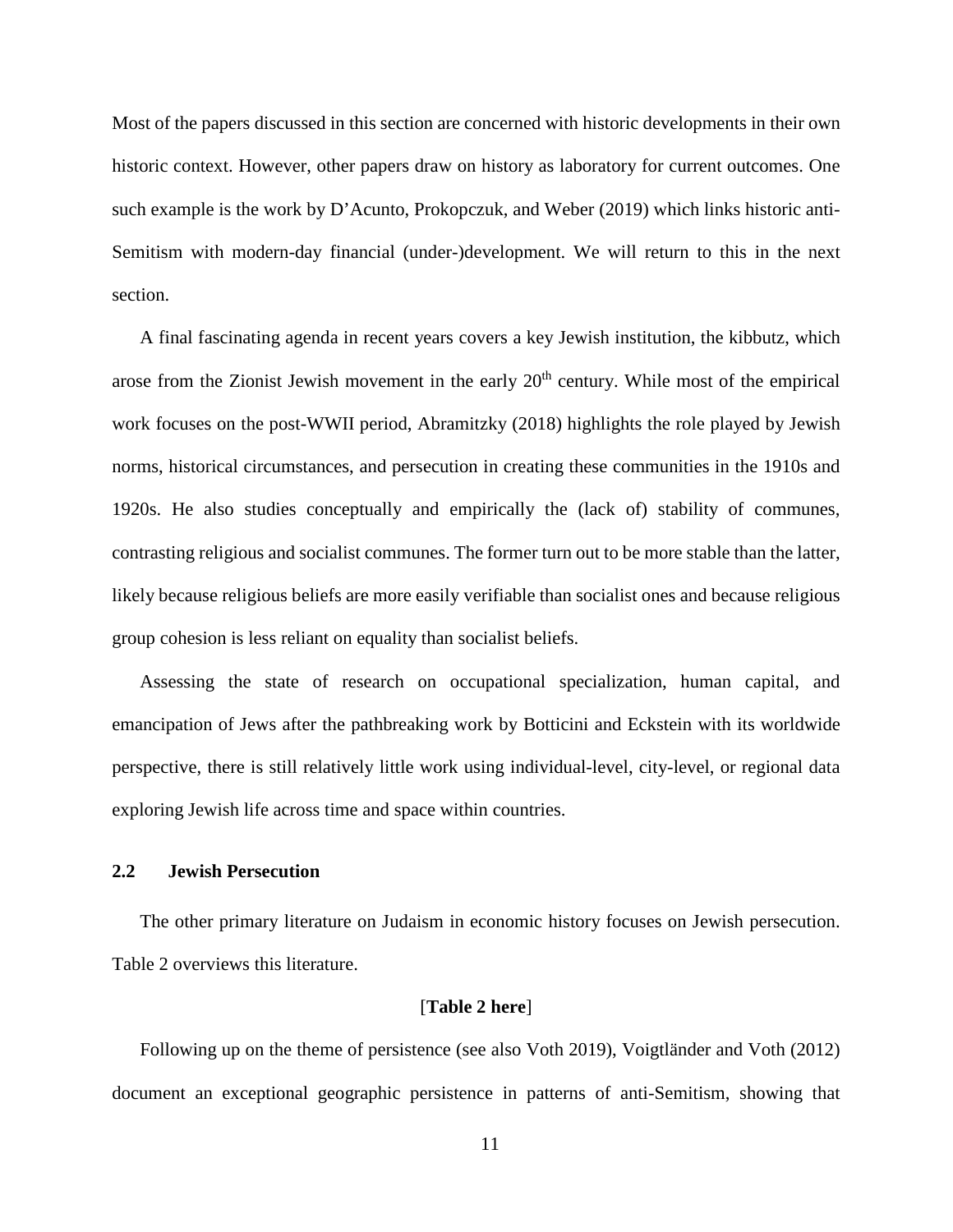Most of the papers discussed in this section are concerned with historic developments in their own historic context. However, other papers draw on history as laboratory for current outcomes. One such example is the work by D'Acunto, Prokopczuk, and Weber (2019) which links historic anti-Semitism with modern-day financial (under-)development. We will return to this in the next section.

A final fascinating agenda in recent years covers a key Jewish institution, the kibbutz, which arose from the Zionist Jewish movement in the early 20th century. While most of the empirical work focuses on the post-WWII period, Abramitzky (2018) highlights the role played by Jewish norms, historical circumstances, and persecution in creating these communities in the 1910s and 1920s. He also studies conceptually and empirically the (lack of) stability of communes, contrasting religious and socialist communes. The former turn out to be more stable than the latter, likely because religious beliefs are more easily verifiable than socialist ones and because religious group cohesion is less reliant on equality than socialist beliefs.

Assessing the state of research on occupational specialization, human capital, and emancipation of Jews after the pathbreaking work by Botticini and Eckstein with its worldwide perspective, there is still relatively little work using individual-level, city-level, or regional data exploring Jewish life across time and space within countries.

## 2.2 Jewish Persecution

The other primary literature on Judaism in economic history focuses on Jewish persecution. Table 2 overviews this literature.

[**Table 2 here**]

Following up on the theme of persistence (see also Voth 2019), Voigtländer and Voth (2012) document an exceptional geographic persistence in patterns of anti-Semitism, showing that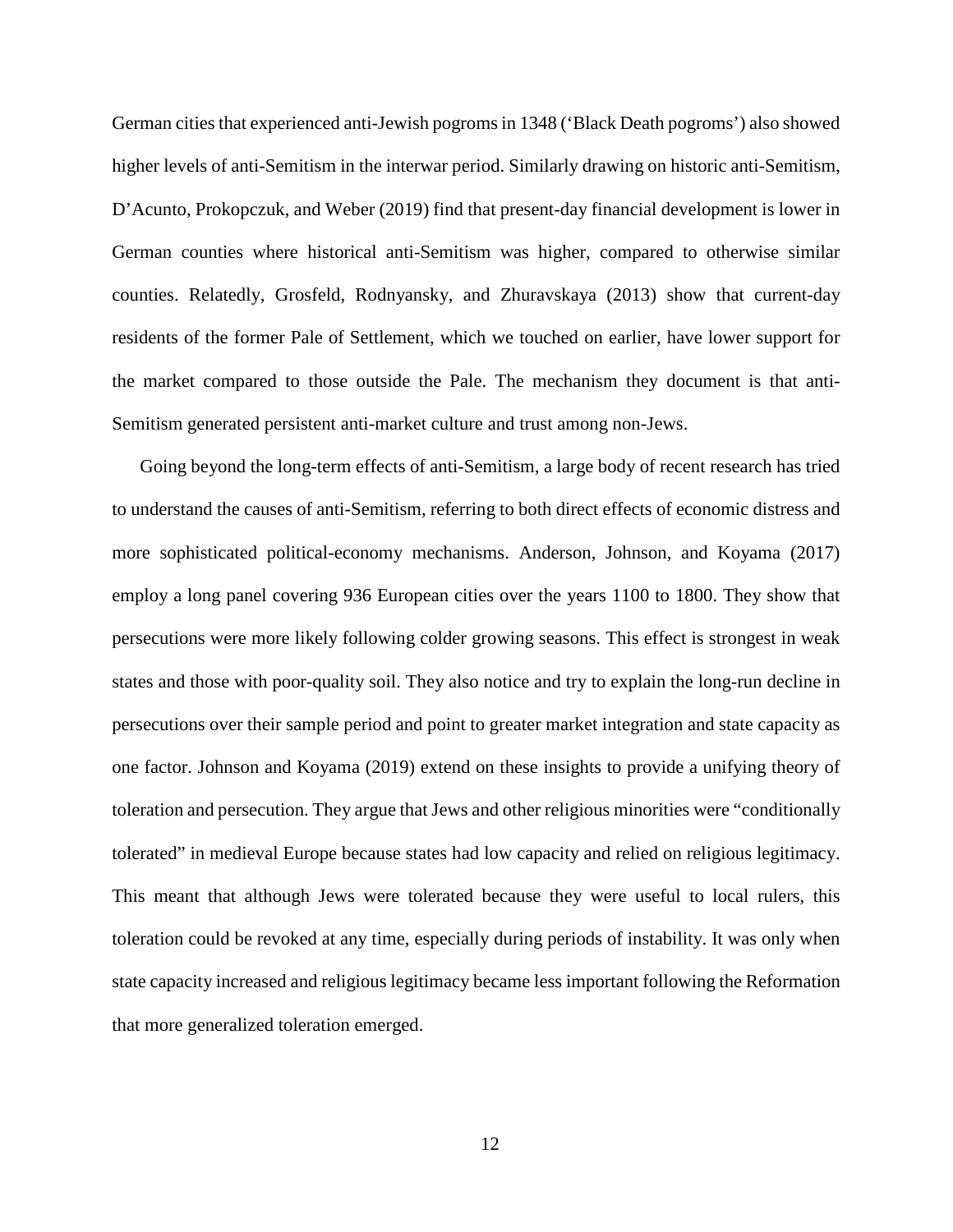German cities that experienced anti-Jewish pogroms in 1348 ('Black Death pogroms') also showed higher levels of anti-Semitism in the interwar period. Similarly drawing on historic anti-Semitism, D'Acunto, Prokopczuk, and Weber (2019) find that present-day financial development is lower in German counties where historical anti-Semitism was higher, compared to otherwise similar counties. Relatedly, Grosfeld, Rodnyansky, and Zhuravskaya (2013) show that current-day residents of the former Pale of Settlement, which we touched on earlier, have lower support for the market compared to those outside the Pale. The mechanism they document is that anti-Semitism generated persistent anti-market culture and trust among non-Jews.

Going beyond the long-term effects of anti-Semitism, a large body of recent research has tried to understand the causes of anti-Semitism, referring to both direct effects of economic distress and more sophisticated political-economy mechanisms. Anderson, Johnson, and Koyama (2017) employ a long panel covering 936 European cities over the years 1100 to 1800. They show that persecutions were more likely following colder growing seasons. This effect is strongest in weak states and those with poor-quality soil. They also notice and try to explain the long-run decline in persecutions over their sample period and point to greater market integration and state capacity as one factor. Johnson and Koyama (2019) extend on these insights to provide a unifying theory of toleration and persecution. They argue that Jews and other religious minorities were "conditionally tolerated" in medieval Europe because states had low capacity and relied on religious legitimacy. This meant that although Jews were tolerated because they were useful to local rulers, this toleration could be revoked at any time, especially during periods of instability. It was only when state capacity increased and religious legitimacy became less important following the Reformation that more generalized toleration emerged.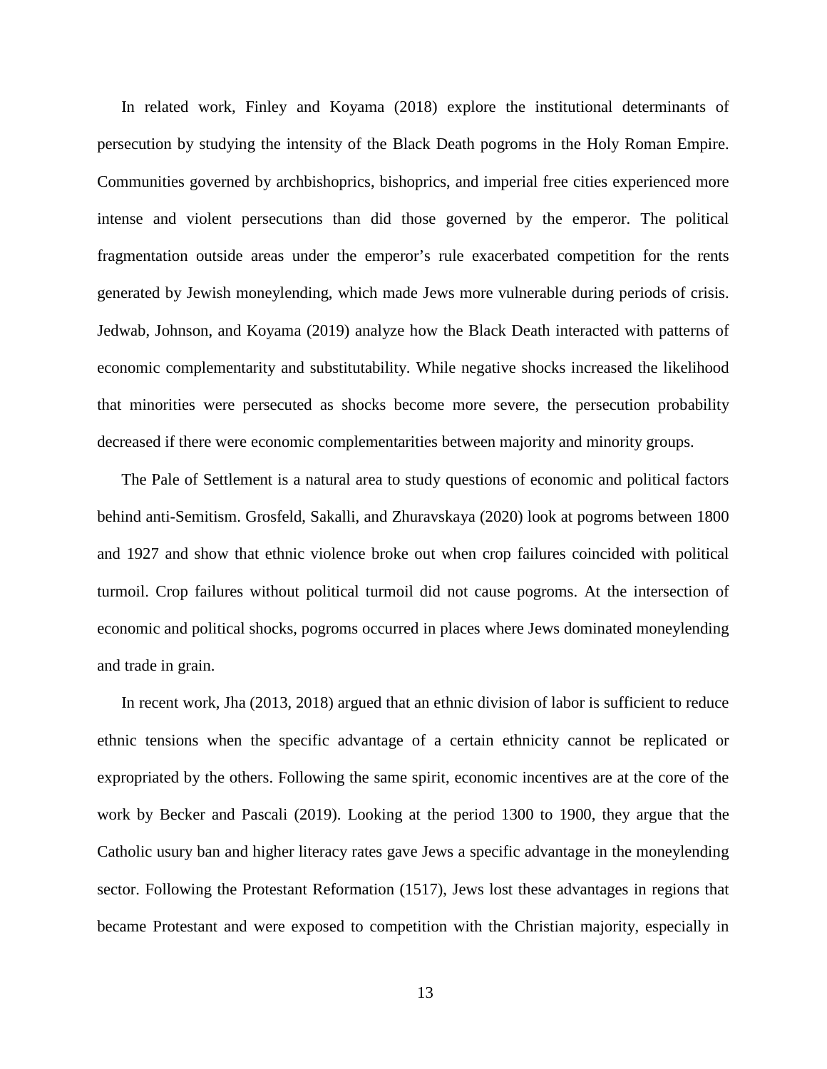In related work, Finley and Koyama (2018) explore the institutional determinants of persecution by studying the intensity of the Black Death pogroms in the Holy Roman Empire. Communities governed by archbishoprics, bishoprics, and imperial free cities experienced more intense and violent persecutions than did those governed by the emperor. The political fragmentation outside areas under the emperor's rule exacerbated competition for the rents generated by Jewish moneylending, which made Jews more vulnerable during periods of crisis. Jedwab, Johnson, and Koyama (2019) analyze how the Black Death interacted with patterns of economic complementarity and substitutability. While negative shocks increased the likelihood that minorities were persecuted as shocks become more severe, the persecution probability decreased if there were economic complementarities between majority and minority groups.

The Pale of Settlement is a natural area to study questions of economic and political factors behind anti-Semitism. Grosfeld, Sakalli, and Zhuravskaya (2020) look at pogroms between 1800 and 1927 and show that ethnic violence broke out when crop failures coincided with political turmoil. Crop failures without political turmoil did not cause pogroms. At the intersection of economic and political shocks, pogroms occurred in places where Jews dominated moneylending and trade in grain.

In recent work, Jha (2013, 2018) argued that an ethnic division of labor is sufficient to reduce ethnic tensions when the specific advantage of a certain ethnicity cannot be replicated or expropriated by the others. Following the same spirit, economic incentives are at the core of the work by Becker and Pascali (2019). Looking at the period 1300 to 1900, they argue that the Catholic usury ban and higher literacy rates gave Jews a specific advantage in the moneylending sector. Following the Protestant Reformation (1517), Jews lost these advantages in regions that became Protestant and were exposed to competition with the Christian majority, especially in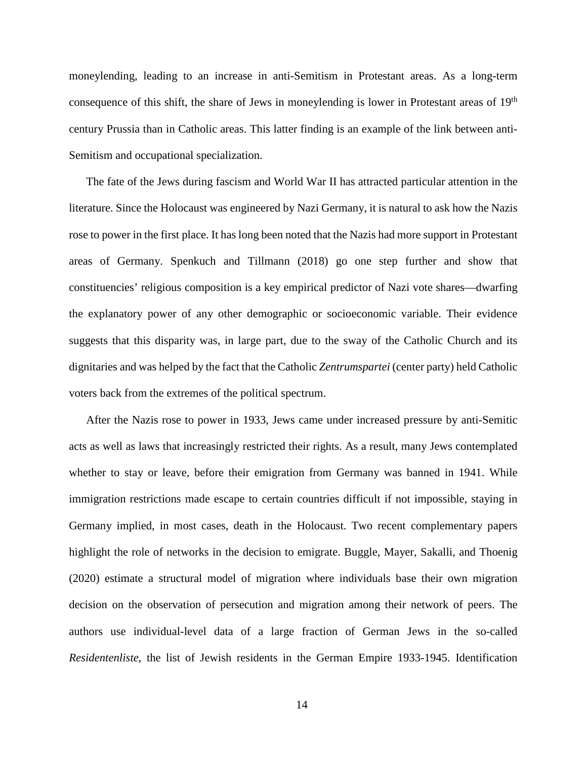moneylending, leading to an increase in anti-Semitism in Protestant areas. As a long-term consequence of this shift, the share of Jews in moneylending is lower in Protestant areas of 19th century Prussia than in Catholic areas. This latter finding is an example of the link between anti-Semitism and occupational specialization.

The fate of the Jews during fascism and World War II has attracted particular attention in the literature. Since the Holocaust was engineered by Nazi Germany, it is natural to ask how the Nazis rose to power in the first place. It has long been noted that the Nazis had more support in Protestant areas of Germany. Spenkuch and Tillmann (2018) go one step further and show that constituencies' religious composition is a key empirical predictor of Nazi vote shares—dwarfing the explanatory power of any other demographic or socioeconomic variable. Their evidence suggests that this disparity was, in large part, due to the sway of the Catholic Church and its dignitaries and was helped by the fact that the Catholic *Zentrumspartei* (center party) held Catholic voters back from the extremes of the political spectrum.

After the Nazis rose to power in 1933, Jews came under increased pressure by anti-Semitic acts as well as laws that increasingly restricted their rights. As a result, many Jews contemplated whether to stay or leave, before their emigration from Germany was banned in 1941. While immigration restrictions made escape to certain countries difficult if not impossible, staying in Germany implied, in most cases, death in the Holocaust. Two recent complementary papers highlight the role of networks in the decision to emigrate. Buggle, Mayer, Sakalli, and Thoenig (2020) estimate a structural model of migration where individuals base their own migration decision on the observation of persecution and migration among their network of peers. The authors use individual-level data of a large fraction of German Jews in the so-called *Residentenliste*, the list of Jewish residents in the German Empire 1933-1945. Identification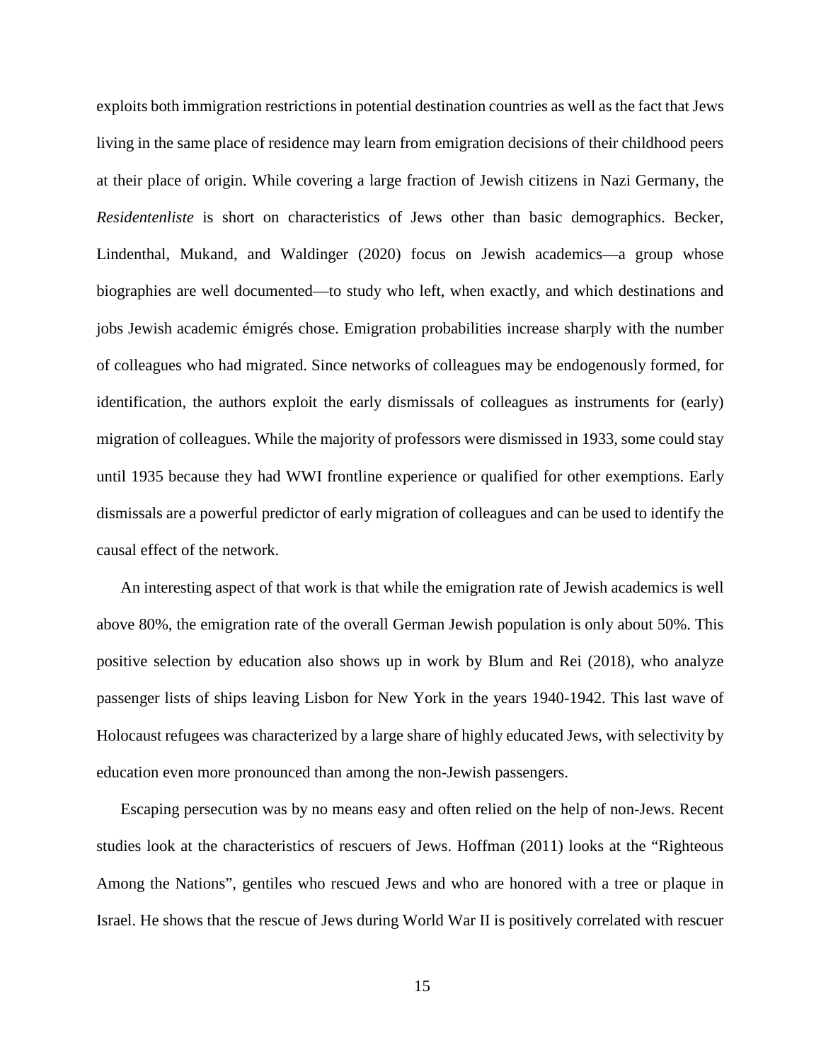exploits both immigration restrictions in potential destination countries as well as the fact that Jews living in the same place of residence may learn from emigration decisions of their childhood peers at their place of origin. While covering a large fraction of Jewish citizens in Nazi Germany, the *Residentenliste* is short on characteristics of Jews other than basic demographics. Becker, Lindenthal, Mukand, and Waldinger (2020) focus on Jewish academics—a group whose biographies are well documented—to study who left, when exactly, and which destinations and jobs Jewish academic émigrés chose. Emigration probabilities increase sharply with the number of colleagues who had migrated. Since networks of colleagues may be endogenously formed, for identification, the authors exploit the early dismissals of colleagues as instruments for (early) migration of colleagues. While the majority of professors were dismissed in 1933, some could stay until 1935 because they had WWI frontline experience or qualified for other exemptions. Early dismissals are a powerful predictor of early migration of colleagues and can be used to identify the causal effect of the network.

An interesting aspect of that work is that while the emigration rate of Jewish academics is well above 80%, the emigration rate of the overall German Jewish population is only about 50%. This positive selection by education also shows up in work by Blum and Rei (2018), who analyze passenger lists of ships leaving Lisbon for New York in the years 1940-1942. This last wave of Holocaust refugees was characterized by a large share of highly educated Jews, with selectivity by education even more pronounced than among the non-Jewish passengers.

Escaping persecution was by no means easy and often relied on the help of non-Jews. Recent studies look at the characteristics of rescuers of Jews. Hoffman (2011) looks at the "Righteous Among the Nations", gentiles who rescued Jews and who are honored with a tree or plaque in Israel. He shows that the rescue of Jews during World War II is positively correlated with rescuer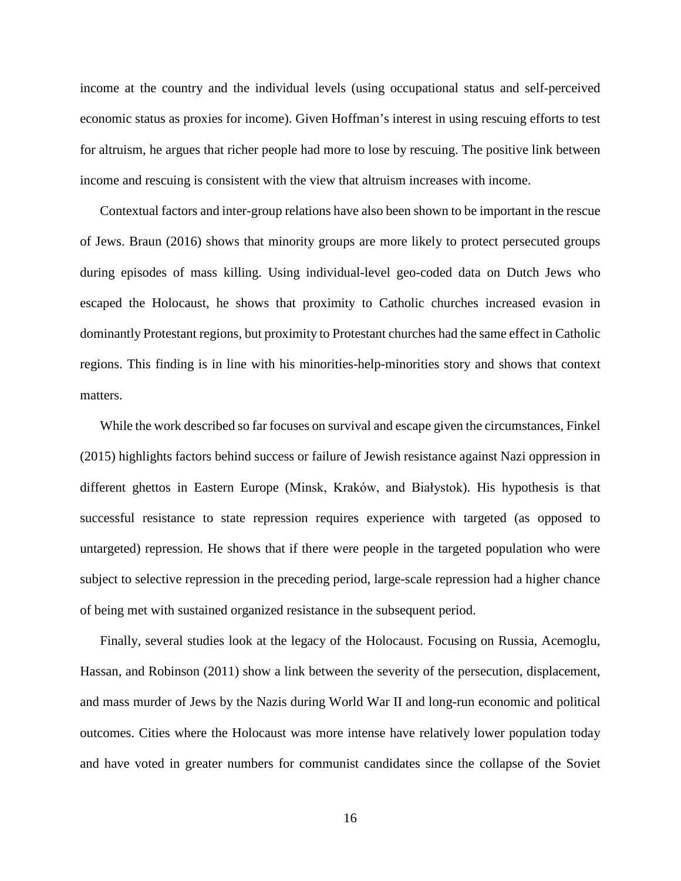income at the country and the individual levels (using occupational status and self-perceived economic status as proxies for income). Given Hoffman's interest in using rescuing efforts to test for altruism, he argues that richer people had more to lose by rescuing. The positive link between income and rescuing is consistent with the view that altruism increases with income.

Contextual factors and inter-group relations have also been shown to be important in the rescue of Jews. Braun (2016) shows that minority groups are more likely to protect persecuted groups during episodes of mass killing. Using individual-level geo-coded data on Dutch Jews who escaped the Holocaust, he shows that proximity to Catholic churches increased evasion in dominantly Protestant regions, but proximity to Protestant churches had the same effect in Catholic regions. This finding is in line with his minorities-help-minorities story and shows that context matters.

While the work described so far focuses on survival and escape given the circumstances, Finkel (2015) highlights factors behind success or failure of Jewish resistance against Nazi oppression in different ghettos in Eastern Europe (Minsk, Kraków, and Białystok). His hypothesis is that successful resistance to state repression requires experience with targeted (as opposed to untargeted) repression. He shows that if there were people in the targeted population who were subject to selective repression in the preceding period, large-scale repression had a higher chance of being met with sustained organized resistance in the subsequent period.

Finally, several studies look at the legacy of the Holocaust. Focusing on Russia, Acemoglu, Hassan, and Robinson (2011) show a link between the severity of the persecution, displacement, and mass murder of Jews by the Nazis during World War II and long-run economic and political outcomes. Cities where the Holocaust was more intense have relatively lower population today and have voted in greater numbers for communist candidates since the collapse of the Soviet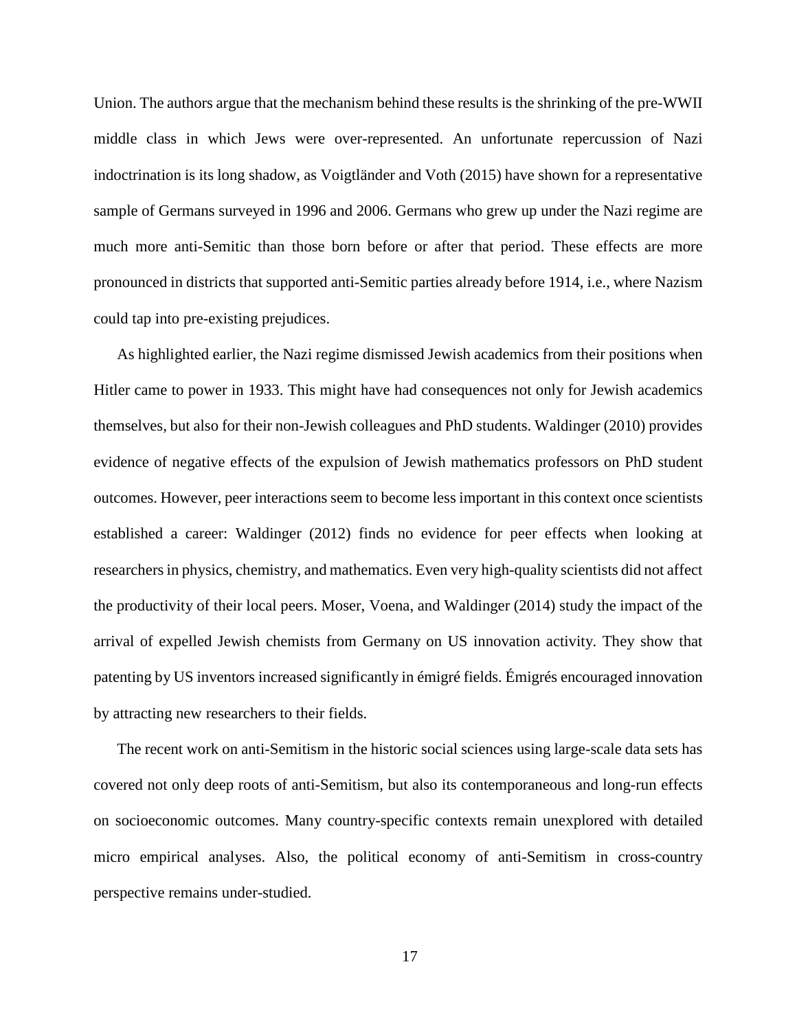Union. The authors argue that the mechanism behind these results is the shrinking of the pre-WWII middle class in which Jews were over-represented. An unfortunate repercussion of Nazi indoctrination is its long shadow, as Voigtländer and Voth (2015) have shown for a representative sample of Germans surveyed in 1996 and 2006. Germans who grew up under the Nazi regime are much more anti-Semitic than those born before or after that period. These effects are more pronounced in districts that supported anti-Semitic parties already before 1914, i.e., where Nazism could tap into pre-existing prejudices.

As highlighted earlier, the Nazi regime dismissed Jewish academics from their positions when Hitler came to power in 1933. This might have had consequences not only for Jewish academics themselves, but also for their non-Jewish colleagues and PhD students. Waldinger (2010) provides evidence of negative effects of the expulsion of Jewish mathematics professors on PhD student outcomes. However, peer interactions seem to become less important in this context once scientists established a career: Waldinger (2012) finds no evidence for peer effects when looking at researchers in physics, chemistry, and mathematics. Even very high-quality scientists did not affect the productivity of their local peers. Moser, Voena, and Waldinger (2014) study the impact of the arrival of expelled Jewish chemists from Germany on US innovation activity. They show that patenting by US inventors increased significantly in émigré fields. Émigrés encouraged innovation by attracting new researchers to their fields.

The recent work on anti-Semitism in the historic social sciences using large-scale data sets has covered not only deep roots of anti-Semitism, but also its contemporaneous and long-run effects on socioeconomic outcomes. Many country-specific contexts remain unexplored with detailed micro empirical analyses. Also, the political economy of anti-Semitism in cross-country perspective remains under-studied.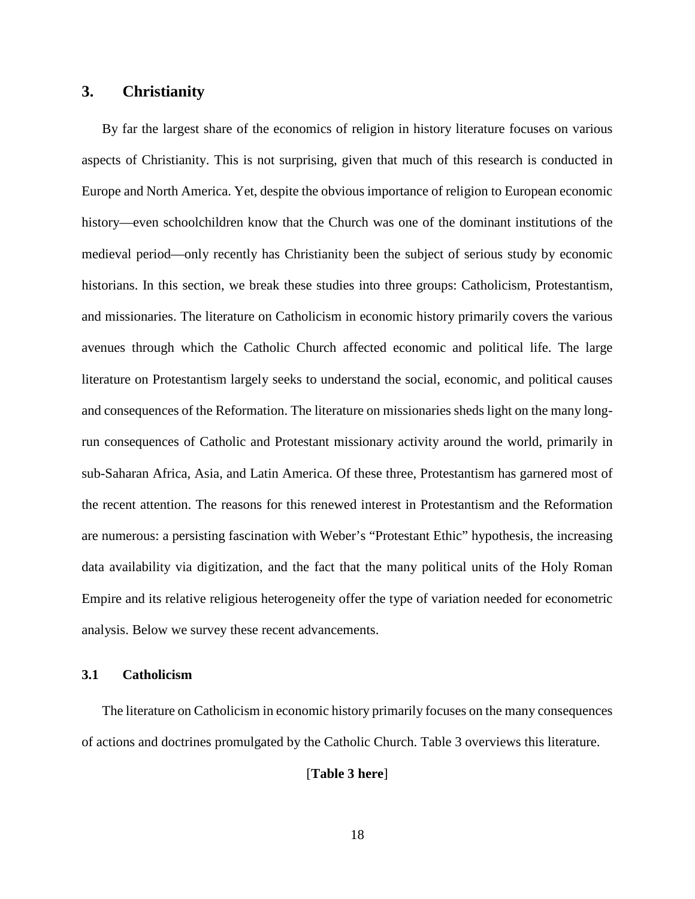## 3. Christianity

By far the largest share of the economics of religion in history literature focuses on various aspects of Christianity. This is not surprising, given that much of this research is conducted in Europe and North America. Yet, despite the obvious importance of religion to European economic history—even schoolchildren know that the Church was one of the dominant institutions of the medieval period—only recently has Christianity been the subject of serious study by economic historians. In this section, we break these studies into three groups: Catholicism, Protestantism, and missionaries. The literature on Catholicism in economic history primarily covers the various avenues through which the Catholic Church affected economic and political life. The large literature on Protestantism largely seeks to understand the social, economic, and political causes and consequences of the Reformation. The literature on missionaries sheds light on the many long-run consequences of Catholic and Protestant missionary activity around the world, primarily in sub-Saharan Africa, Asia, and Latin America. Of these three, Protestantism has garnered most of the recent attention. The reasons for this renewed interest in Protestantism and the Reformation are numerous: a persisting fascination with Weber's "Protestant Ethic" hypothesis, the increasing data availability via digitization, and the fact that the many political units of the Holy Roman Empire and its relative religious heterogeneity offer the type of variation needed for econometric analysis. Below we survey these recent advancements.

### 3.1 Catholicism

The literature on Catholicism in economic history primarily focuses on the many consequences of actions and doctrines promulgated by the Catholic Church. Table 3 overviews this literature.

[**Table 3 here**]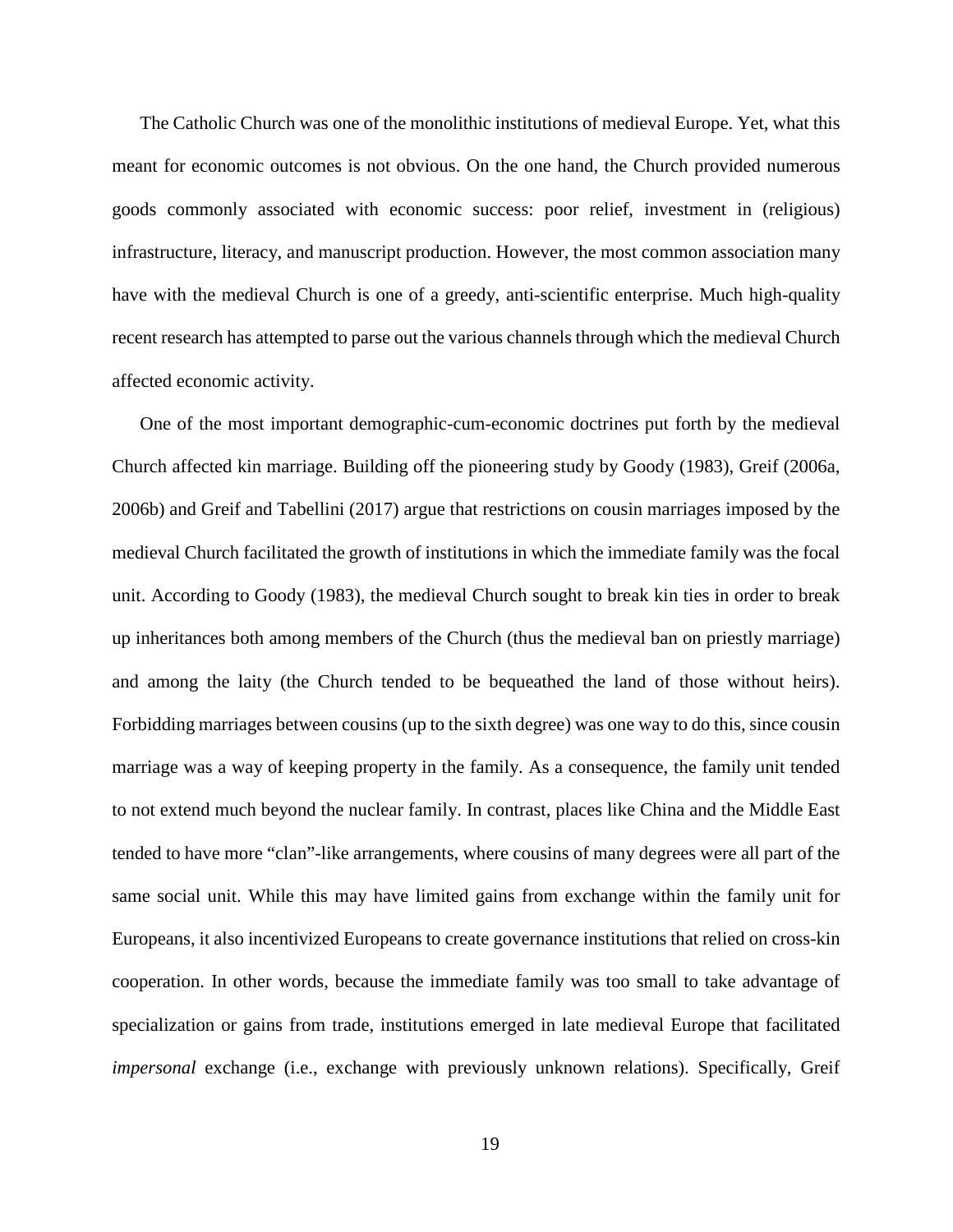The Catholic Church was one of the monolithic institutions of medieval Europe. Yet, what this meant for economic outcomes is not obvious. On the one hand, the Church provided numerous goods commonly associated with economic success: poor relief, investment in (religious) infrastructure, literacy, and manuscript production. However, the most common association many have with the medieval Church is one of a greedy, anti-scientific enterprise. Much high-quality recent research has attempted to parse out the various channels through which the medieval Church affected economic activity.

One of the most important demographic-cum-economic doctrines put forth by the medieval Church affected kin marriage. Building off the pioneering study by Goody (1983), Greif (2006a, 2006b) and Greif and Tabellini (2017) argue that restrictions on cousin marriages imposed by the medieval Church facilitated the growth of institutions in which the immediate family was the focal unit. According to Goody (1983), the medieval Church sought to break kin ties in order to break up inheritances both among members of the Church (thus the medieval ban on priestly marriage) and among the laity (the Church tended to be bequeathed the land of those without heirs). Forbidding marriages between cousins (up to the sixth degree) was one way to do this, since cousin marriage was a way of keeping property in the family. As a consequence, the family unit tended to not extend much beyond the nuclear family. In contrast, places like China and the Middle East tended to have more "clan"-like arrangements, where cousins of many degrees were all part of the same social unit. While this may have limited gains from exchange within the family unit for Europeans, it also incentivized Europeans to create governance institutions that relied on cross-kin cooperation. In other words, because the immediate family was too small to take advantage of specialization or gains from trade, institutions emerged in late medieval Europe that facilitated *impersonal* exchange (i.e., exchange with previously unknown relations). Specifically, Greif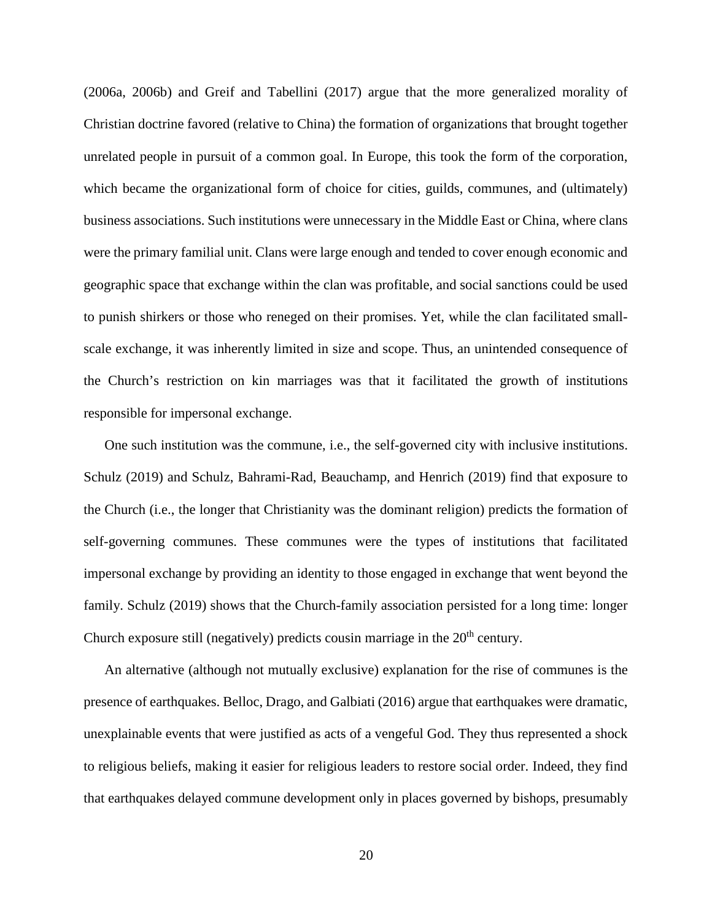(2006a, 2006b) and Greif and Tabellini (2017) argue that the more generalized morality of Christian doctrine favored (relative to China) the formation of organizations that brought together unrelated people in pursuit of a common goal. In Europe, this took the form of the corporation, which became the organizational form of choice for cities, guilds, communes, and (ultimately) business associations. Such institutions were unnecessary in the Middle East or China, where clans were the primary familial unit. Clans were large enough and tended to cover enough economic and geographic space that exchange within the clan was profitable, and social sanctions could be used to punish shirkers or those who reneged on their promises. Yet, while the clan facilitated small-scale exchange, it was inherently limited in size and scope. Thus, an unintended consequence of the Church's restriction on kin marriages was that it facilitated the growth of institutions responsible for impersonal exchange.

One such institution was the commune, i.e., the self-governed city with inclusive institutions. Schulz (2019) and Schulz, Bahrami-Rad, Beauchamp, and Henrich (2019) find that exposure to the Church (i.e., the longer that Christianity was the dominant religion) predicts the formation of self-governing communes. These communes were the types of institutions that facilitated impersonal exchange by providing an identity to those engaged in exchange that went beyond the family. Schulz (2019) shows that the Church-family association persisted for a long time: longer Church exposure still (negatively) predicts cousin marriage in the 20th century.

An alternative (although not mutually exclusive) explanation for the rise of communes is the presence of earthquakes. Belloc, Drago, and Galbiati (2016) argue that earthquakes were dramatic, unexplainable events that were justified as acts of a vengeful God. They thus represented a shock to religious beliefs, making it easier for religious leaders to restore social order. Indeed, they find that earthquakes delayed commune development only in places governed by bishops, presumably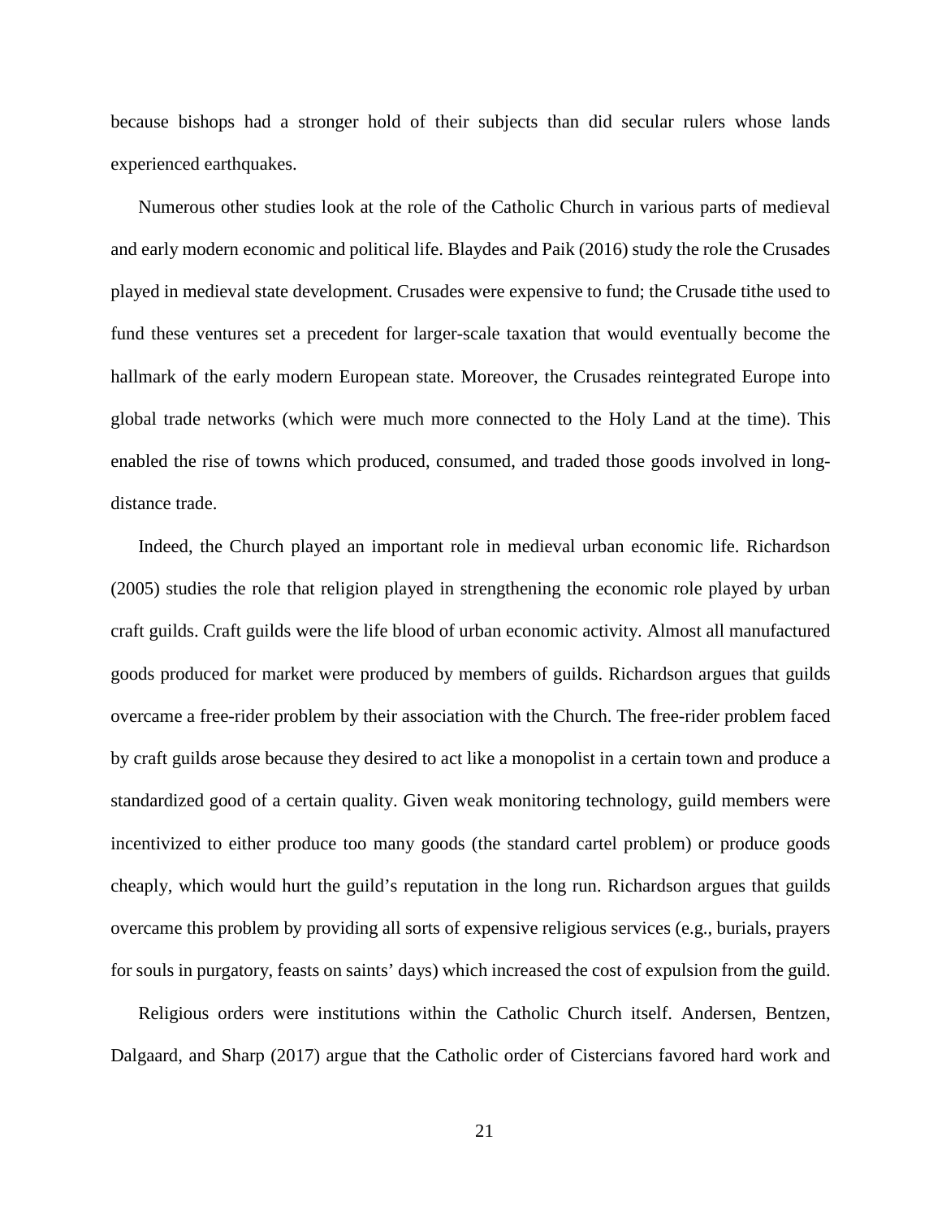because bishops had a stronger hold of their subjects than did secular rulers whose lands experienced earthquakes.

Numerous other studies look at the role of the Catholic Church in various parts of medieval and early modern economic and political life. Blaydes and Paik (2016) study the role the Crusades played in medieval state development. Crusades were expensive to fund; the Crusade tithe used to fund these ventures set a precedent for larger-scale taxation that would eventually become the hallmark of the early modern European state. Moreover, the Crusades reintegrated Europe into global trade networks (which were much more connected to the Holy Land at the time). This enabled the rise of towns which produced, consumed, and traded those goods involved in long-distance trade.

Indeed, the Church played an important role in medieval urban economic life. Richardson (2005) studies the role that religion played in strengthening the economic role played by urban craft guilds. Craft guilds were the life blood of urban economic activity. Almost all manufactured goods produced for market were produced by members of guilds. Richardson argues that guilds overcame a free-rider problem by their association with the Church. The free-rider problem faced by craft guilds arose because they desired to act like a monopolist in a certain town and produce a standardized good of a certain quality. Given weak monitoring technology, guild members were incentivized to either produce too many goods (the standard cartel problem) or produce goods cheaply, which would hurt the guild's reputation in the long run. Richardson argues that guilds overcame this problem by providing all sorts of expensive religious services (e.g., burials, prayers for souls in purgatory, feasts on saints' days) which increased the cost of expulsion from the guild.

Religious orders were institutions within the Catholic Church itself. Andersen, Bentzen, Dalgaard, and Sharp (2017) argue that the Catholic order of Cistercians favored hard work and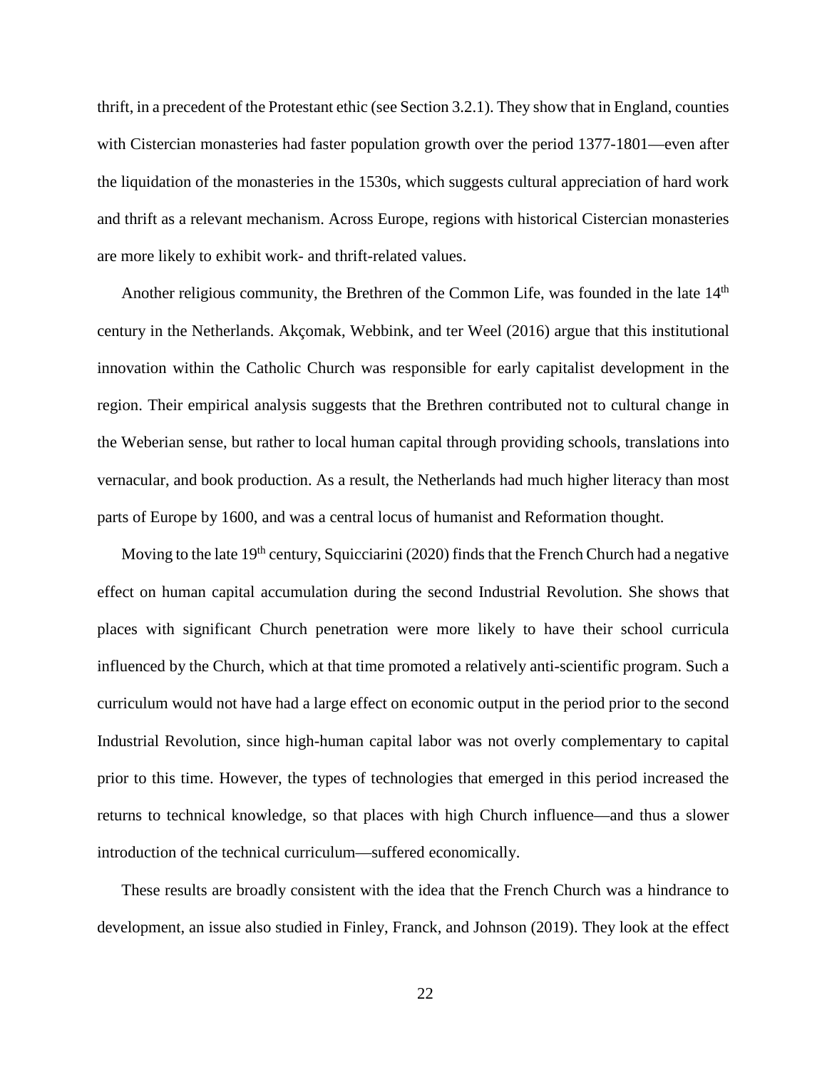thrift, in a precedent of the Protestant ethic (see Section 3.2.1). They show that in England, counties with Cistercian monasteries had faster population growth over the period 1377-1801—even after the liquidation of the monasteries in the 1530s, which suggests cultural appreciation of hard work and thrift as a relevant mechanism. Across Europe, regions with historical Cistercian monasteries are more likely to exhibit work- and thrift-related values.

Another religious community, the Brethren of the Common Life, was founded in the late 14th century in the Netherlands. Akçomak, Webbink, and ter Weel (2016) argue that this institutional innovation within the Catholic Church was responsible for early capitalist development in the region. Their empirical analysis suggests that the Brethren contributed not to cultural change in the Weberian sense, but rather to local human capital through providing schools, translations into vernacular, and book production. As a result, the Netherlands had much higher literacy than most parts of Europe by 1600, and was a central locus of humanist and Reformation thought.

Moving to the late 19th century, Squicciarini (2020) finds that the French Church had a negative effect on human capital accumulation during the second Industrial Revolution. She shows that places with significant Church penetration were more likely to have their school curricula influenced by the Church, which at that time promoted a relatively anti-scientific program. Such a curriculum would not have had a large effect on economic output in the period prior to the second Industrial Revolution, since high-human capital labor was not overly complementary to capital prior to this time. However, the types of technologies that emerged in this period increased the returns to technical knowledge, so that places with high Church influence—and thus a slower introduction of the technical curriculum—suffered economically.

These results are broadly consistent with the idea that the French Church was a hindrance to development, an issue also studied in Finley, Franck, and Johnson (2019). They look at the effect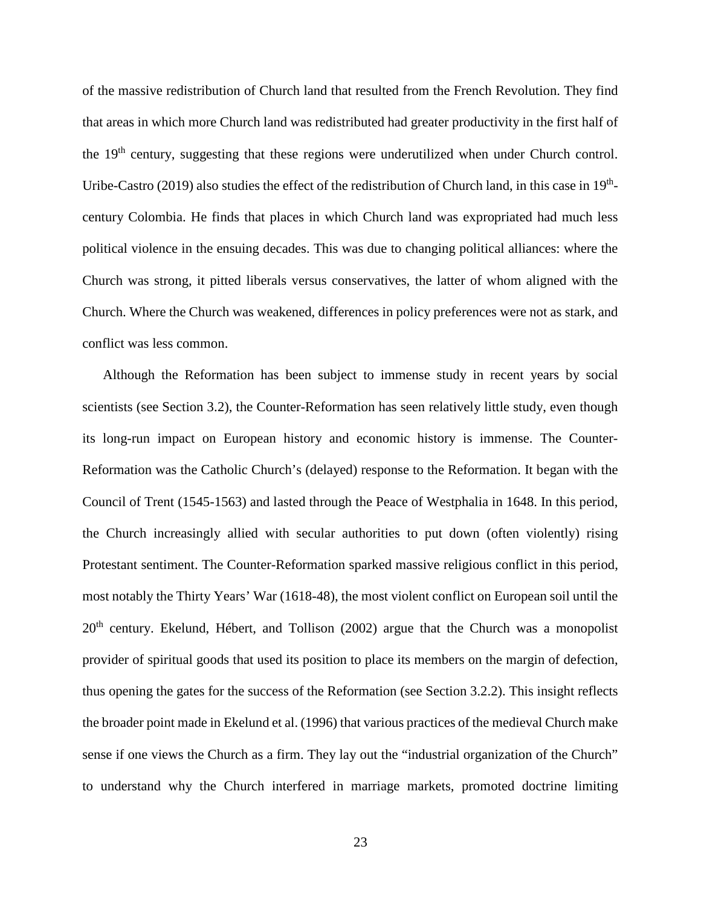of the massive redistribution of Church land that resulted from the French Revolution. They find that areas in which more Church land was redistributed had greater productivity in the first half of the 19$^{th}$ century, suggesting that these regions were underutilized when under Church control. Uribe-Castro (2019) also studies the effect of the redistribution of Church land, in this case in 19$^{th}$-century Colombia. He finds that places in which Church land was expropriated had much less political violence in the ensuing decades. This was due to changing political alliances: where the Church was strong, it pitted liberals versus conservatives, the latter of whom aligned with the Church. Where the Church was weakened, differences in policy preferences were not as stark, and conflict was less common.

Although the Reformation has been subject to immense study in recent years by social scientists (see Section 3.2), the Counter-Reformation has seen relatively little study, even though its long-run impact on European history and economic history is immense. The Counter-Reformation was the Catholic Church's (delayed) response to the Reformation. It began with the Council of Trent (1545-1563) and lasted through the Peace of Westphalia in 1648. In this period, the Church increasingly allied with secular authorities to put down (often violently) rising Protestant sentiment. The Counter-Reformation sparked massive religious conflict in this period, most notably the Thirty Years' War (1618-48), the most violent conflict on European soil until the 20$^{th}$ century. Ekelund, Hébert, and Tollison (2002) argue that the Church was a monopolist provider of spiritual goods that used its position to place its members on the margin of defection, thus opening the gates for the success of the Reformation (see Section 3.2.2). This insight reflects the broader point made in Ekelund et al. (1996) that various practices of the medieval Church make sense if one views the Church as a firm. They lay out the "industrial organization of the Church" to understand why the Church interfered in marriage markets, promoted doctrine limiting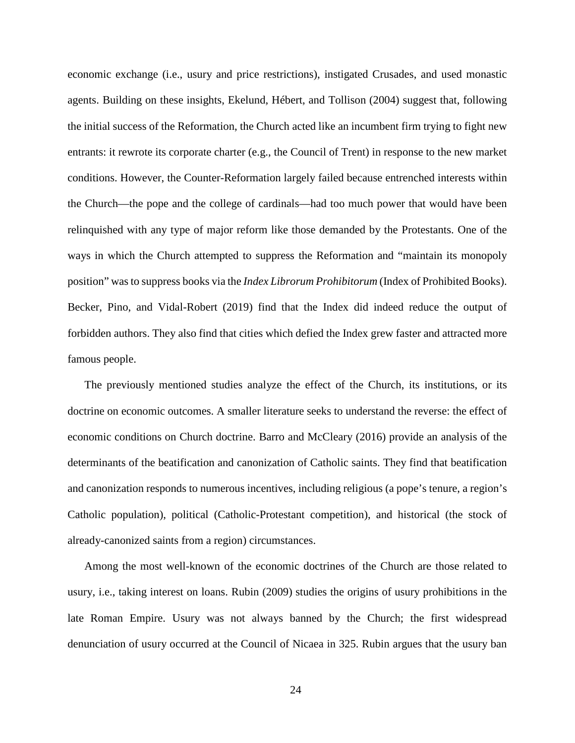economic exchange (i.e., usury and price restrictions), instigated Crusades, and used monastic agents. Building on these insights, Ekelund, Hébert, and Tollison (2004) suggest that, following the initial success of the Reformation, the Church acted like an incumbent firm trying to fight new entrants: it rewrote its corporate charter (e.g., the Council of Trent) in response to the new market conditions. However, the Counter-Reformation largely failed because entrenched interests within the Church—the pope and the college of cardinals—had too much power that would have been relinquished with any type of major reform like those demanded by the Protestants. One of the ways in which the Church attempted to suppress the Reformation and "maintain its monopoly position" was to suppress books via the *Index Librorum Prohibitorum* (Index of Prohibited Books). Becker, Pino, and Vidal-Robert (2019) find that the Index did indeed reduce the output of forbidden authors. They also find that cities which defied the Index grew faster and attracted more famous people.

The previously mentioned studies analyze the effect of the Church, its institutions, or its doctrine on economic outcomes. A smaller literature seeks to understand the reverse: the effect of economic conditions on Church doctrine. Barro and McCleary (2016) provide an analysis of the determinants of the beatification and canonization of Catholic saints. They find that beatification and canonization responds to numerous incentives, including religious (a pope's tenure, a region's Catholic population), political (Catholic-Protestant competition), and historical (the stock of already-canonized saints from a region) circumstances.

Among the most well-known of the economic doctrines of the Church are those related to usury, i.e., taking interest on loans. Rubin (2009) studies the origins of usury prohibitions in the late Roman Empire. Usury was not always banned by the Church; the first widespread denunciation of usury occurred at the Council of Nicaea in 325. Rubin argues that the usury ban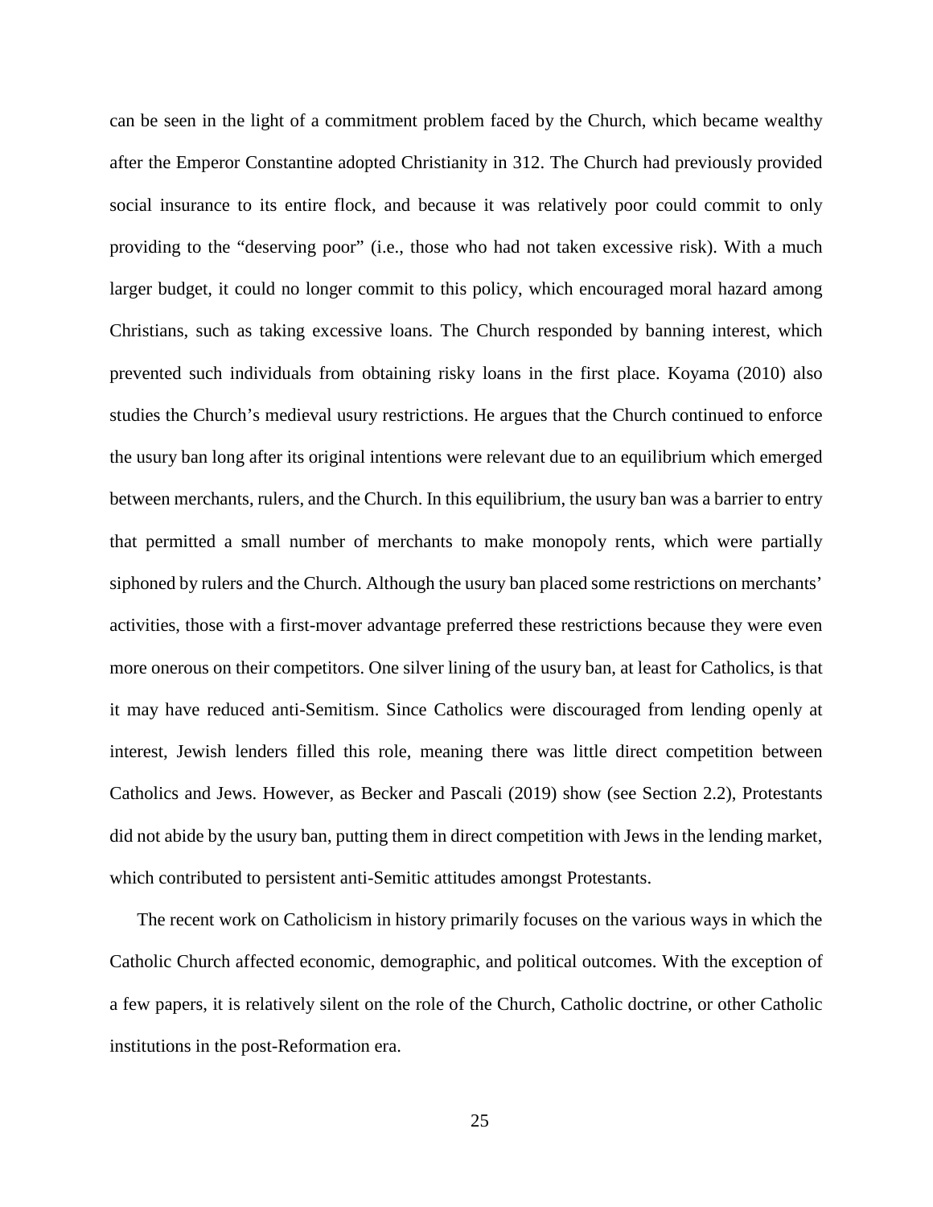can be seen in the light of a commitment problem faced by the Church, which became wealthy after the Emperor Constantine adopted Christianity in 312. The Church had previously provided social insurance to its entire flock, and because it was relatively poor could commit to only providing to the "deserving poor" (i.e., those who had not taken excessive risk). With a much larger budget, it could no longer commit to this policy, which encouraged moral hazard among Christians, such as taking excessive loans. The Church responded by banning interest, which prevented such individuals from obtaining risky loans in the first place. Koyama (2010) also studies the Church's medieval usury restrictions. He argues that the Church continued to enforce the usury ban long after its original intentions were relevant due to an equilibrium which emerged between merchants, rulers, and the Church. In this equilibrium, the usury ban was a barrier to entry that permitted a small number of merchants to make monopoly rents, which were partially siphoned by rulers and the Church. Although the usury ban placed some restrictions on merchants' activities, those with a first-mover advantage preferred these restrictions because they were even more onerous on their competitors. One silver lining of the usury ban, at least for Catholics, is that it may have reduced anti-Semitism. Since Catholics were discouraged from lending openly at interest, Jewish lenders filled this role, meaning there was little direct competition between Catholics and Jews. However, as Becker and Pascali (2019) show (see Section 2.2), Protestants did not abide by the usury ban, putting them in direct competition with Jews in the lending market, which contributed to persistent anti-Semitic attitudes amongst Protestants.

The recent work on Catholicism in history primarily focuses on the various ways in which the Catholic Church affected economic, demographic, and political outcomes. With the exception of a few papers, it is relatively silent on the role of the Church, Catholic doctrine, or other Catholic institutions in the post-Reformation era.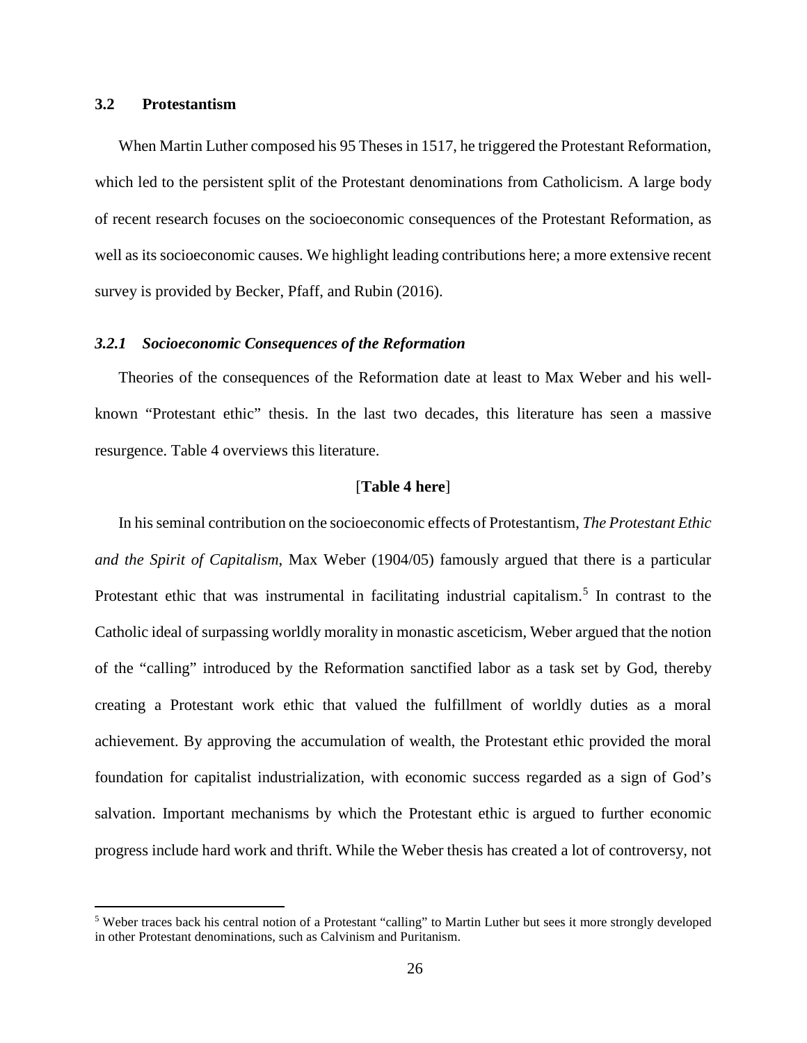### 3.2 Protestantism

When Martin Luther composed his 95 Theses in 1517, he triggered the Protestant Reformation, which led to the persistent split of the Protestant denominations from Catholicism. A large body of recent research focuses on the socioeconomic consequences of the Protestant Reformation, as well as its socioeconomic causes. We highlight leading contributions here; a more extensive recent survey is provided by Becker, Pfaff, and Rubin (2016).

#### *3.2.1 Socioeconomic Consequences of the Reformation*

Theories of the consequences of the Reformation date at least to Max Weber and his well-known "Protestant ethic" thesis. In the last two decades, this literature has seen a massive resurgence. Table 4 overviews this literature.

[**Table 4 here**]

In his seminal contribution on the socioeconomic effects of Protestantism, *The Protestant Ethic and the Spirit of Capitalism*, Max Weber (1904/05) famously argued that there is a particular Protestant ethic that was instrumental in facilitating industrial capitalism.[5] In contrast to the Catholic ideal of surpassing worldly morality in monastic asceticism, Weber argued that the notion of the "calling" introduced by the Reformation sanctified labor as a task set by God, thereby creating a Protestant work ethic that valued the fulfillment of worldly duties as a moral achievement. By approving the accumulation of wealth, the Protestant ethic provided the moral foundation for capitalist industrialization, with economic success regarded as a sign of God's salvation. Important mechanisms by which the Protestant ethic is argued to further economic progress include hard work and thrift. While the Weber thesis has created a lot of controversy, not

[5] Weber traces back his central notion of a Protestant "calling" to Martin Luther but sees it more strongly developed in other Protestant denominations, such as Calvinism and Puritanism.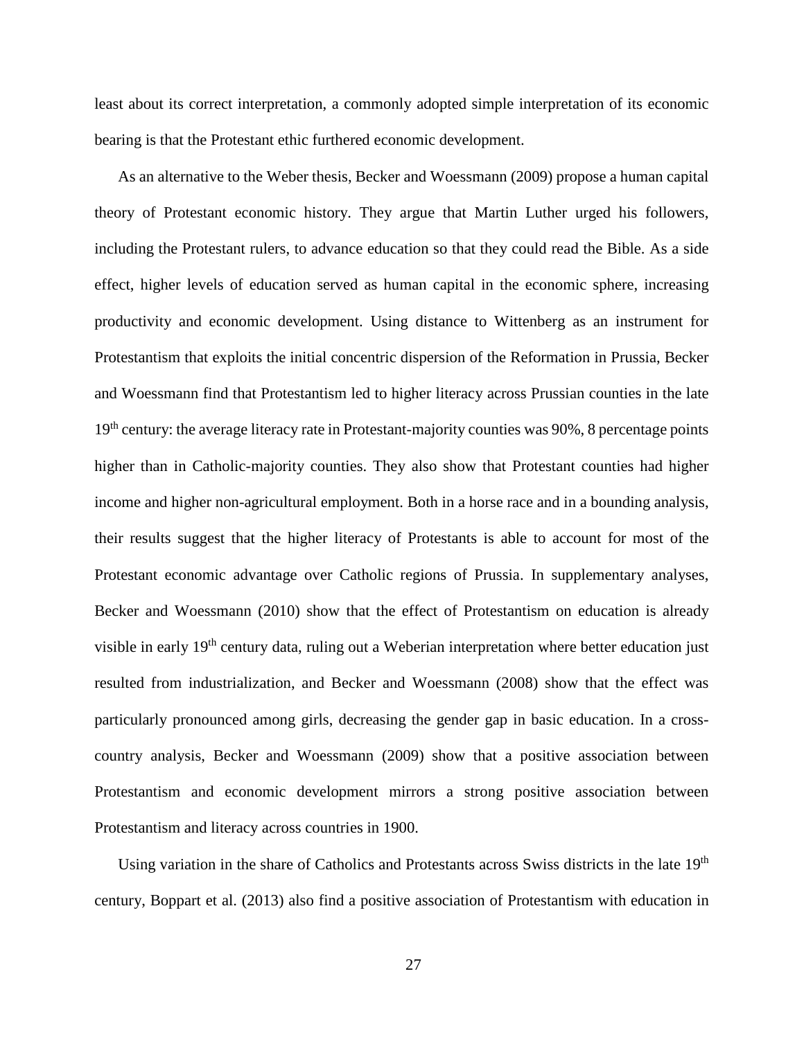least about its correct interpretation, a commonly adopted simple interpretation of its economic bearing is that the Protestant ethic furthered economic development.

As an alternative to the Weber thesis, Becker and Woessmann (2009) propose a human capital theory of Protestant economic history. They argue that Martin Luther urged his followers, including the Protestant rulers, to advance education so that they could read the Bible. As a side effect, higher levels of education served as human capital in the economic sphere, increasing productivity and economic development. Using distance to Wittenberg as an instrument for Protestantism that exploits the initial concentric dispersion of the Reformation in Prussia, Becker and Woessmann find that Protestantism led to higher literacy across Prussian counties in the late 19th century: the average literacy rate in Protestant-majority counties was 90%, 8 percentage points higher than in Catholic-majority counties. They also show that Protestant counties had higher income and higher non-agricultural employment. Both in a horse race and in a bounding analysis, their results suggest that the higher literacy of Protestants is able to account for most of the Protestant economic advantage over Catholic regions of Prussia. In supplementary analyses, Becker and Woessmann (2010) show that the effect of Protestantism on education is already visible in early 19th century data, ruling out a Weberian interpretation where better education just resulted from industrialization, and Becker and Woessmann (2008) show that the effect was particularly pronounced among girls, decreasing the gender gap in basic education. In a cross-country analysis, Becker and Woessmann (2009) show that a positive association between Protestantism and economic development mirrors a strong positive association between Protestantism and literacy across countries in 1900.

Using variation in the share of Catholics and Protestants across Swiss districts in the late 19th century, Boppart et al. (2013) also find a positive association of Protestantism with education in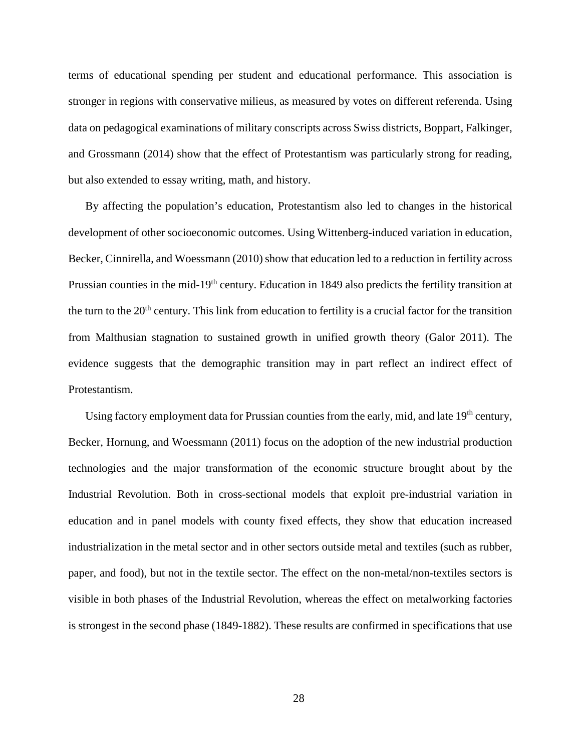terms of educational spending per student and educational performance. This association is stronger in regions with conservative milieus, as measured by votes on different referenda. Using data on pedagogical examinations of military conscripts across Swiss districts, Boppart, Falkinger, and Grossmann (2014) show that the effect of Protestantism was particularly strong for reading, but also extended to essay writing, math, and history.

By affecting the population's education, Protestantism also led to changes in the historical development of other socioeconomic outcomes. Using Wittenberg-induced variation in education, Becker, Cinnirella, and Woessmann (2010) show that education led to a reduction in fertility across Prussian counties in the mid-19th century. Education in 1849 also predicts the fertility transition at the turn to the 20th century. This link from education to fertility is a crucial factor for the transition from Malthusian stagnation to sustained growth in unified growth theory (Galor 2011). The evidence suggests that the demographic transition may in part reflect an indirect effect of Protestantism.

Using factory employment data for Prussian counties from the early, mid, and late 19th century, Becker, Hornung, and Woessmann (2011) focus on the adoption of the new industrial production technologies and the major transformation of the economic structure brought about by the Industrial Revolution. Both in cross-sectional models that exploit pre-industrial variation in education and in panel models with county fixed effects, they show that education increased industrialization in the metal sector and in other sectors outside metal and textiles (such as rubber, paper, and food), but not in the textile sector. The effect on the non-metal/non-textiles sectors is visible in both phases of the Industrial Revolution, whereas the effect on metalworking factories is strongest in the second phase (1849-1882). These results are confirmed in specifications that use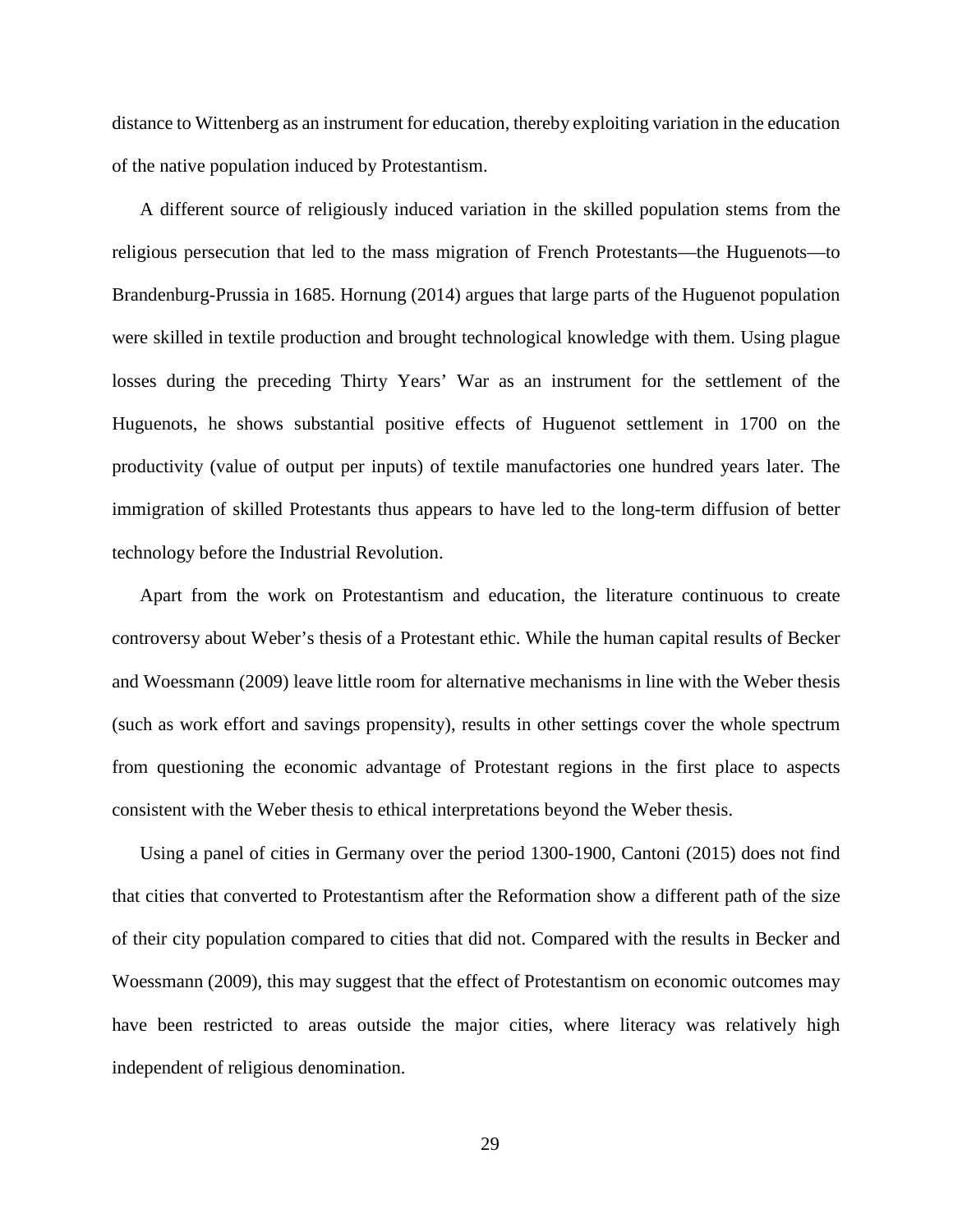distance to Wittenberg as an instrument for education, thereby exploiting variation in the education of the native population induced by Protestantism.

A different source of religiously induced variation in the skilled population stems from the religious persecution that led to the mass migration of French Protestants—the Huguenots—to Brandenburg-Prussia in 1685. Hornung (2014) argues that large parts of the Huguenot population were skilled in textile production and brought technological knowledge with them. Using plague losses during the preceding Thirty Years' War as an instrument for the settlement of the Huguenots, he shows substantial positive effects of Huguenot settlement in 1700 on the productivity (value of output per inputs) of textile manufactories one hundred years later. The immigration of skilled Protestants thus appears to have led to the long-term diffusion of better technology before the Industrial Revolution.

Apart from the work on Protestantism and education, the literature continuous to create controversy about Weber's thesis of a Protestant ethic. While the human capital results of Becker and Woessmann (2009) leave little room for alternative mechanisms in line with the Weber thesis (such as work effort and savings propensity), results in other settings cover the whole spectrum from questioning the economic advantage of Protestant regions in the first place to aspects consistent with the Weber thesis to ethical interpretations beyond the Weber thesis.

Using a panel of cities in Germany over the period 1300-1900, Cantoni (2015) does not find that cities that converted to Protestantism after the Reformation show a different path of the size of their city population compared to cities that did not. Compared with the results in Becker and Woessmann (2009), this may suggest that the effect of Protestantism on economic outcomes may have been restricted to areas outside the major cities, where literacy was relatively high independent of religious denomination.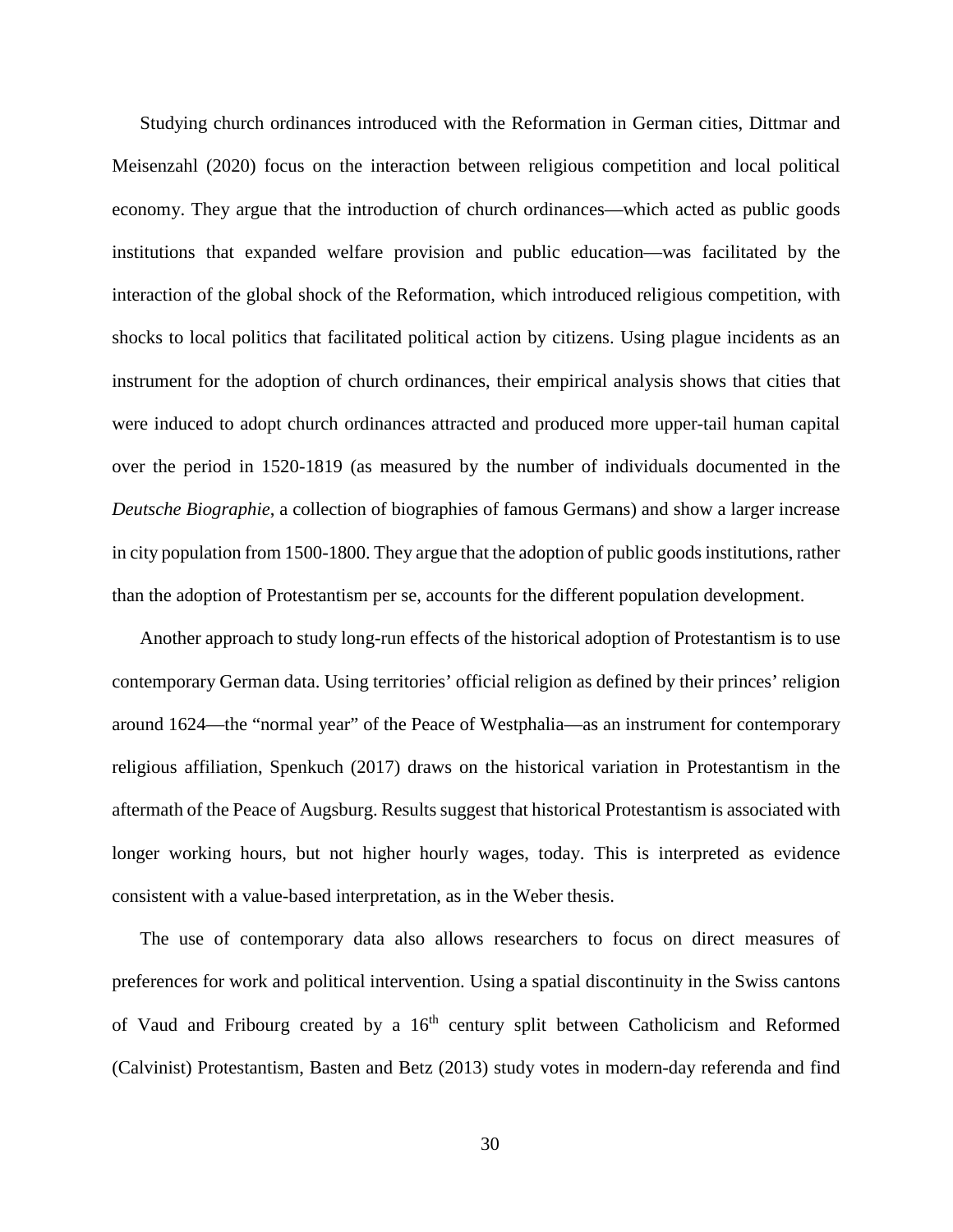Studying church ordinances introduced with the Reformation in German cities, Dittmar and Meisenzahl (2020) focus on the interaction between religious competition and local political economy. They argue that the introduction of church ordinances—which acted as public goods institutions that expanded welfare provision and public education—was facilitated by the interaction of the global shock of the Reformation, which introduced religious competition, with shocks to local politics that facilitated political action by citizens. Using plague incidents as an instrument for the adoption of church ordinances, their empirical analysis shows that cities that were induced to adopt church ordinances attracted and produced more upper-tail human capital over the period in 1520-1819 (as measured by the number of individuals documented in the *Deutsche Biographie*, a collection of biographies of famous Germans) and show a larger increase in city population from 1500-1800. They argue that the adoption of public goods institutions, rather than the adoption of Protestantism per se, accounts for the different population development.

Another approach to study long-run effects of the historical adoption of Protestantism is to use contemporary German data. Using territories' official religion as defined by their princes' religion around 1624—the "normal year" of the Peace of Westphalia—as an instrument for contemporary religious affiliation, Spenkuch (2017) draws on the historical variation in Protestantism in the aftermath of the Peace of Augsburg. Results suggest that historical Protestantism is associated with longer working hours, but not higher hourly wages, today. This is interpreted as evidence consistent with a value-based interpretation, as in the Weber thesis.

The use of contemporary data also allows researchers to focus on direct measures of preferences for work and political intervention. Using a spatial discontinuity in the Swiss cantons of Vaud and Fribourg created by a 16th century split between Catholicism and Reformed (Calvinist) Protestantism, Basten and Betz (2013) study votes in modern-day referenda and find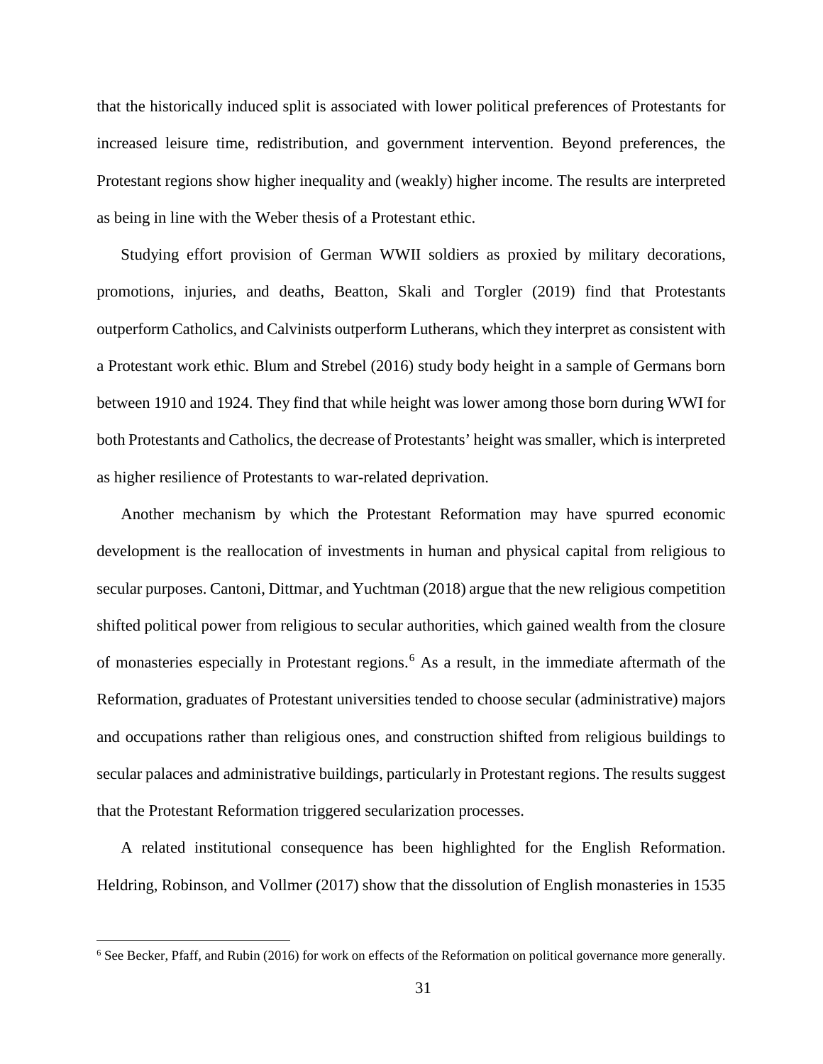that the historically induced split is associated with lower political preferences of Protestants for increased leisure time, redistribution, and government intervention. Beyond preferences, the Protestant regions show higher inequality and (weakly) higher income. The results are interpreted as being in line with the Weber thesis of a Protestant ethic.

Studying effort provision of German WWII soldiers as proxied by military decorations, promotions, injuries, and deaths, Beatton, Skali and Torgler (2019) find that Protestants outperform Catholics, and Calvinists outperform Lutherans, which they interpret as consistent with a Protestant work ethic. Blum and Strebel (2016) study body height in a sample of Germans born between 1910 and 1924. They find that while height was lower among those born during WWI for both Protestants and Catholics, the decrease of Protestants' height was smaller, which is interpreted as higher resilience of Protestants to war-related deprivation.

Another mechanism by which the Protestant Reformation may have spurred economic development is the reallocation of investments in human and physical capital from religious to secular purposes. Cantoni, Dittmar, and Yuchtman (2018) argue that the new religious competition shifted political power from religious to secular authorities, which gained wealth from the closure of monasteries especially in Protestant regions.[6] As a result, in the immediate aftermath of the Reformation, graduates of Protestant universities tended to choose secular (administrative) majors and occupations rather than religious ones, and construction shifted from religious buildings to secular palaces and administrative buildings, particularly in Protestant regions. The results suggest that the Protestant Reformation triggered secularization processes.

A related institutional consequence has been highlighted for the English Reformation. Heldring, Robinson, and Vollmer (2017) show that the dissolution of English monasteries in 1535

[6] See Becker, Pfaff, and Rubin (2016) for work on effects of the Reformation on political governance more generally.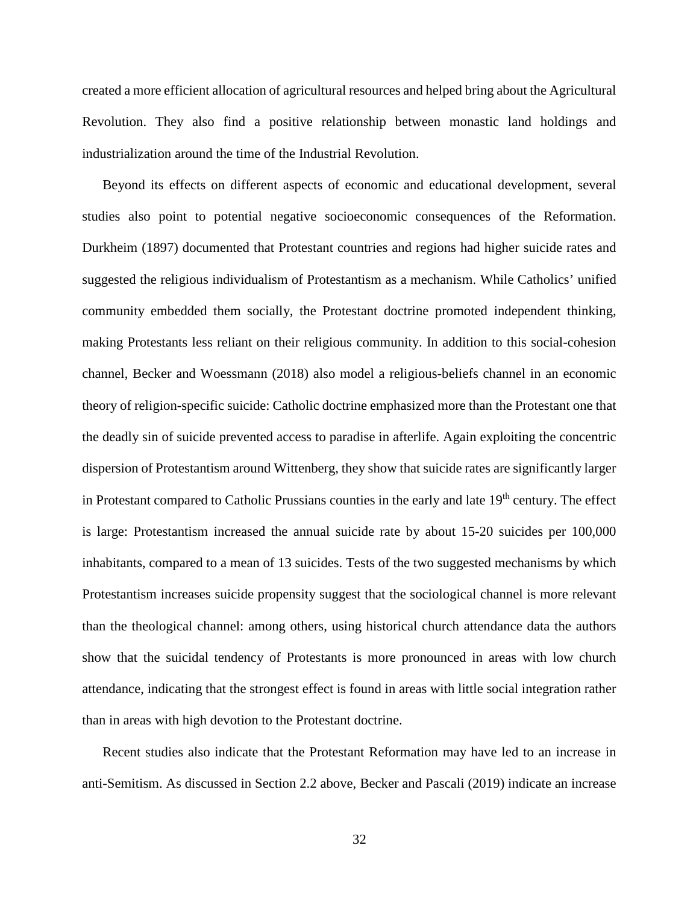created a more efficient allocation of agricultural resources and helped bring about the Agricultural Revolution. They also find a positive relationship between monastic land holdings and industrialization around the time of the Industrial Revolution.

Beyond its effects on different aspects of economic and educational development, several studies also point to potential negative socioeconomic consequences of the Reformation. Durkheim (1897) documented that Protestant countries and regions had higher suicide rates and suggested the religious individualism of Protestantism as a mechanism. While Catholics' unified community embedded them socially, the Protestant doctrine promoted independent thinking, making Protestants less reliant on their religious community. In addition to this social-cohesion channel, Becker and Woessmann (2018) also model a religious-beliefs channel in an economic theory of religion-specific suicide: Catholic doctrine emphasized more than the Protestant one that the deadly sin of suicide prevented access to paradise in afterlife. Again exploiting the concentric dispersion of Protestantism around Wittenberg, they show that suicide rates are significantly larger in Protestant compared to Catholic Prussians counties in the early and late 19th century. The effect is large: Protestantism increased the annual suicide rate by about 15-20 suicides per 100,000 inhabitants, compared to a mean of 13 suicides. Tests of the two suggested mechanisms by which Protestantism increases suicide propensity suggest that the sociological channel is more relevant than the theological channel: among others, using historical church attendance data the authors show that the suicidal tendency of Protestants is more pronounced in areas with low church attendance, indicating that the strongest effect is found in areas with little social integration rather than in areas with high devotion to the Protestant doctrine.

Recent studies also indicate that the Protestant Reformation may have led to an increase in anti-Semitism. As discussed in Section 2.2 above, Becker and Pascali (2019) indicate an increase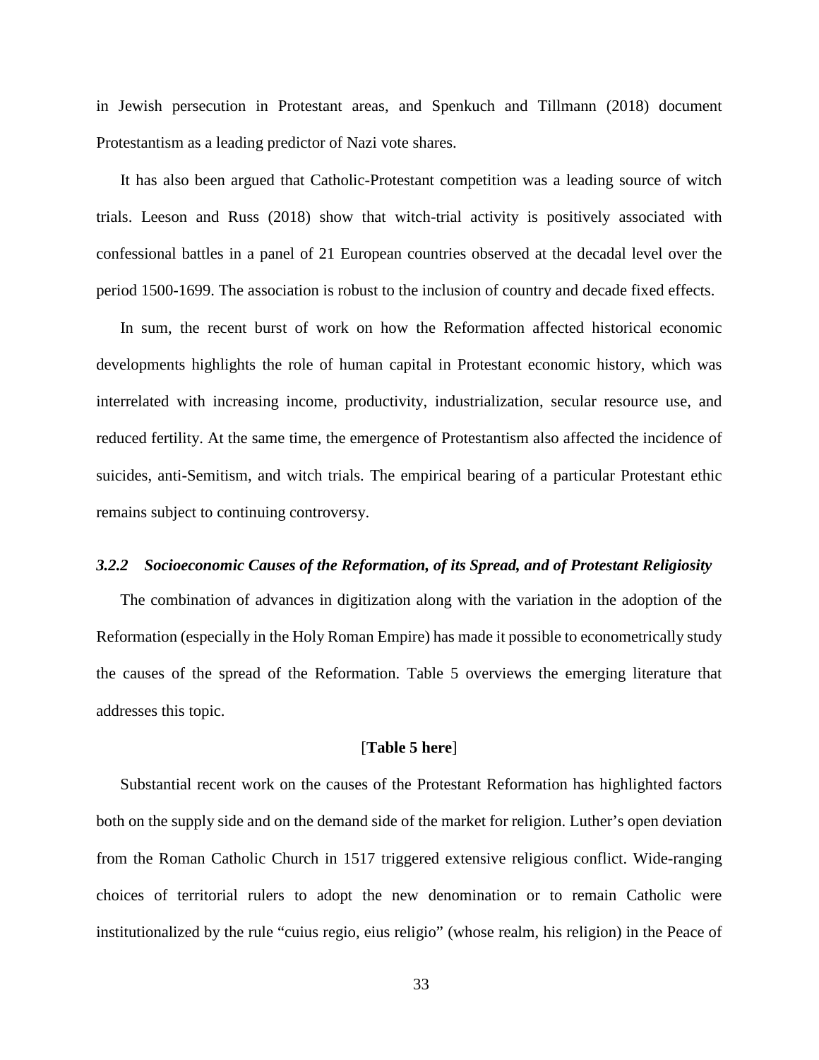in Jewish persecution in Protestant areas, and Spenkuch and Tillmann (2018) document Protestantism as a leading predictor of Nazi vote shares.

It has also been argued that Catholic-Protestant competition was a leading source of witch trials. Leeson and Russ (2018) show that witch-trial activity is positively associated with confessional battles in a panel of 21 European countries observed at the decadal level over the period 1500-1699. The association is robust to the inclusion of country and decade fixed effects.

In sum, the recent burst of work on how the Reformation affected historical economic developments highlights the role of human capital in Protestant economic history, which was interrelated with increasing income, productivity, industrialization, secular resource use, and reduced fertility. At the same time, the emergence of Protestantism also affected the incidence of suicides, anti-Semitism, and witch trials. The empirical bearing of a particular Protestant ethic remains subject to continuing controversy.

### *3.2.2 Socioeconomic Causes of the Reformation, of its Spread, and of Protestant Religiosity*

The combination of advances in digitization along with the variation in the adoption of the Reformation (especially in the Holy Roman Empire) has made it possible to econometrically study the causes of the spread of the Reformation. Table 5 overviews the emerging literature that addresses this topic.

[**Table 5 here**]

Substantial recent work on the causes of the Protestant Reformation has highlighted factors both on the supply side and on the demand side of the market for religion. Luther's open deviation from the Roman Catholic Church in 1517 triggered extensive religious conflict. Wide-ranging choices of territorial rulers to adopt the new denomination or to remain Catholic were institutionalized by the rule "cuius regio, eius religio" (whose realm, his religion) in the Peace of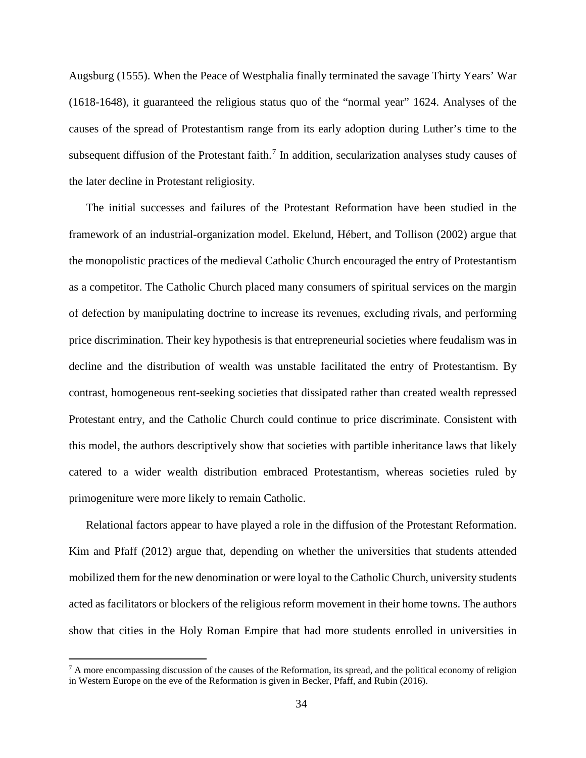Augsburg (1555). When the Peace of Westphalia finally terminated the savage Thirty Years' War (1618-1648), it guaranteed the religious status quo of the "normal year" 1624. Analyses of the causes of the spread of Protestantism range from its early adoption during Luther's time to the subsequent diffusion of the Protestant faith.[7] In addition, secularization analyses study causes of the later decline in Protestant religiosity.

The initial successes and failures of the Protestant Reformation have been studied in the framework of an industrial-organization model. Ekelund, Hébert, and Tollison (2002) argue that the monopolistic practices of the medieval Catholic Church encouraged the entry of Protestantism as a competitor. The Catholic Church placed many consumers of spiritual services on the margin of defection by manipulating doctrine to increase its revenues, excluding rivals, and performing price discrimination. Their key hypothesis is that entrepreneurial societies where feudalism was in decline and the distribution of wealth was unstable facilitated the entry of Protestantism. By contrast, homogeneous rent-seeking societies that dissipated rather than created wealth repressed Protestant entry, and the Catholic Church could continue to price discriminate. Consistent with this model, the authors descriptively show that societies with partible inheritance laws that likely catered to a wider wealth distribution embraced Protestantism, whereas societies ruled by primogeniture were more likely to remain Catholic.

Relational factors appear to have played a role in the diffusion of the Protestant Reformation. Kim and Pfaff (2012) argue that, depending on whether the universities that students attended mobilized them for the new denomination or were loyal to the Catholic Church, university students acted as facilitators or blockers of the religious reform movement in their home towns. The authors show that cities in the Holy Roman Empire that had more students enrolled in universities in

[7] A more encompassing discussion of the causes of the Reformation, its spread, and the political economy of religion in Western Europe on the eve of the Reformation is given in Becker, Pfaff, and Rubin (2016).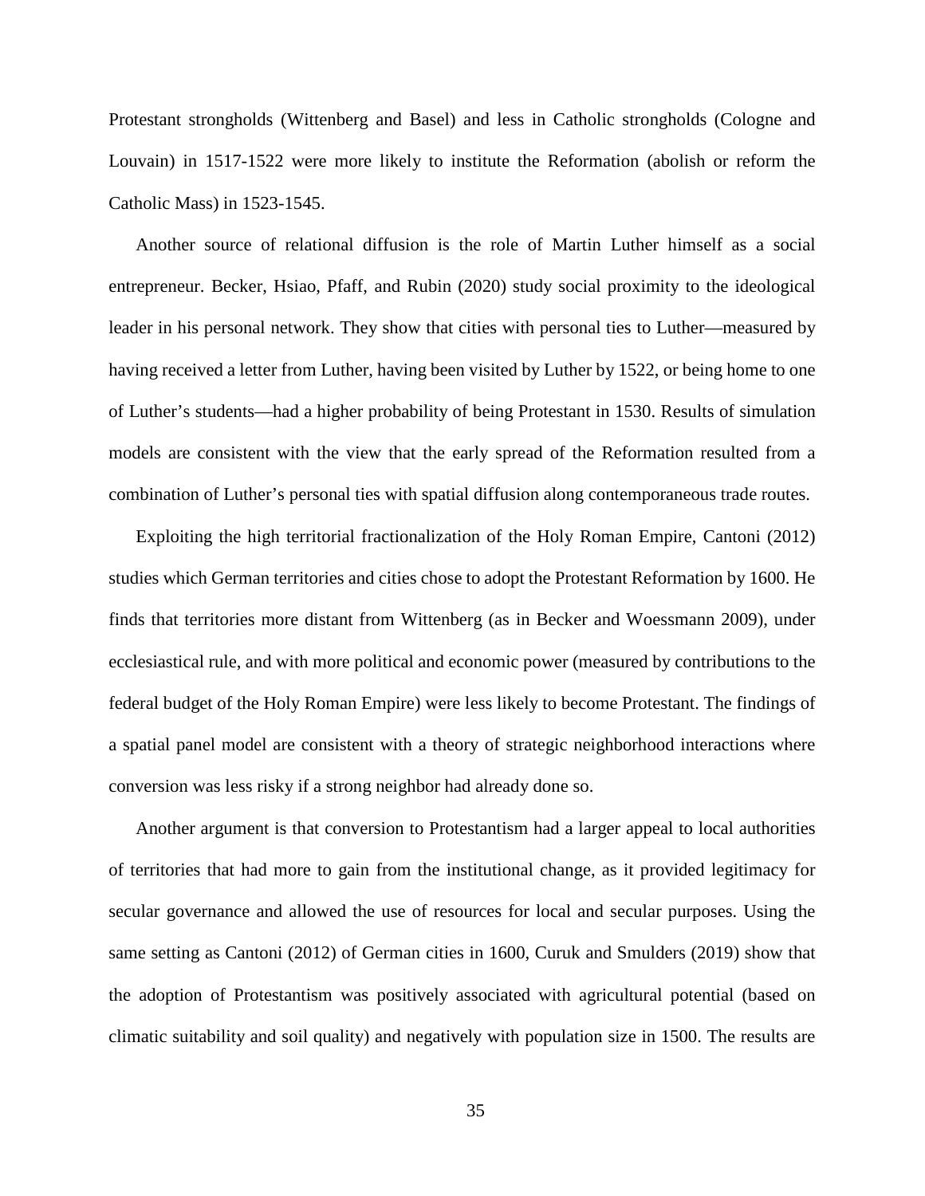Protestant strongholds (Wittenberg and Basel) and less in Catholic strongholds (Cologne and Louvain) in 1517-1522 were more likely to institute the Reformation (abolish or reform the Catholic Mass) in 1523-1545.

Another source of relational diffusion is the role of Martin Luther himself as a social entrepreneur. Becker, Hsiao, Pfaff, and Rubin (2020) study social proximity to the ideological leader in his personal network. They show that cities with personal ties to Luther—measured by having received a letter from Luther, having been visited by Luther by 1522, or being home to one of Luther's students—had a higher probability of being Protestant in 1530. Results of simulation models are consistent with the view that the early spread of the Reformation resulted from a combination of Luther's personal ties with spatial diffusion along contemporaneous trade routes.

Exploiting the high territorial fractionalization of the Holy Roman Empire, Cantoni (2012) studies which German territories and cities chose to adopt the Protestant Reformation by 1600. He finds that territories more distant from Wittenberg (as in Becker and Woessmann 2009), under ecclesiastical rule, and with more political and economic power (measured by contributions to the federal budget of the Holy Roman Empire) were less likely to become Protestant. The findings of a spatial panel model are consistent with a theory of strategic neighborhood interactions where conversion was less risky if a strong neighbor had already done so.

Another argument is that conversion to Protestantism had a larger appeal to local authorities of territories that had more to gain from the institutional change, as it provided legitimacy for secular governance and allowed the use of resources for local and secular purposes. Using the same setting as Cantoni (2012) of German cities in 1600, Curuk and Smulders (2019) show that the adoption of Protestantism was positively associated with agricultural potential (based on climatic suitability and soil quality) and negatively with population size in 1500. The results are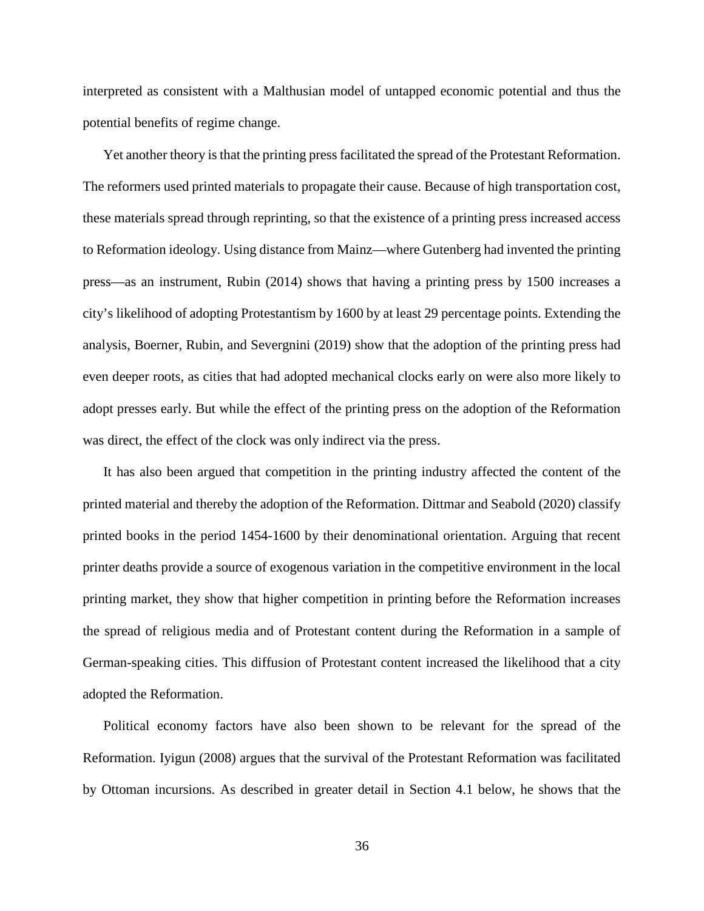interpreted as consistent with a Malthusian model of untapped economic potential and thus the potential benefits of regime change.

Yet another theory is that the printing press facilitated the spread of the Protestant Reformation. The reformers used printed materials to propagate their cause. Because of high transportation cost, these materials spread through reprinting, so that the existence of a printing press increased access to Reformation ideology. Using distance from Mainz—where Gutenberg had invented the printing press—as an instrument, Rubin (2014) shows that having a printing press by 1500 increases a city's likelihood of adopting Protestantism by 1600 by at least 29 percentage points. Extending the analysis, Boerner, Rubin, and Severgnini (2019) show that the adoption of the printing press had even deeper roots, as cities that had adopted mechanical clocks early on were also more likely to adopt presses early. But while the effect of the printing press on the adoption of the Reformation was direct, the effect of the clock was only indirect via the press.

It has also been argued that competition in the printing industry affected the content of the printed material and thereby the adoption of the Reformation. Dittmar and Seabold (2020) classify printed books in the period 1454-1600 by their denominational orientation. Arguing that recent printer deaths provide a source of exogenous variation in the competitive environment in the local printing market, they show that higher competition in printing before the Reformation increases the spread of religious media and of Protestant content during the Reformation in a sample of German-speaking cities. This diffusion of Protestant content increased the likelihood that a city adopted the Reformation.

Political economy factors have also been shown to be relevant for the spread of the Reformation. Iyigun (2008) argues that the survival of the Protestant Reformation was facilitated by Ottoman incursions. As described in greater detail in Section 4.1 below, he shows that the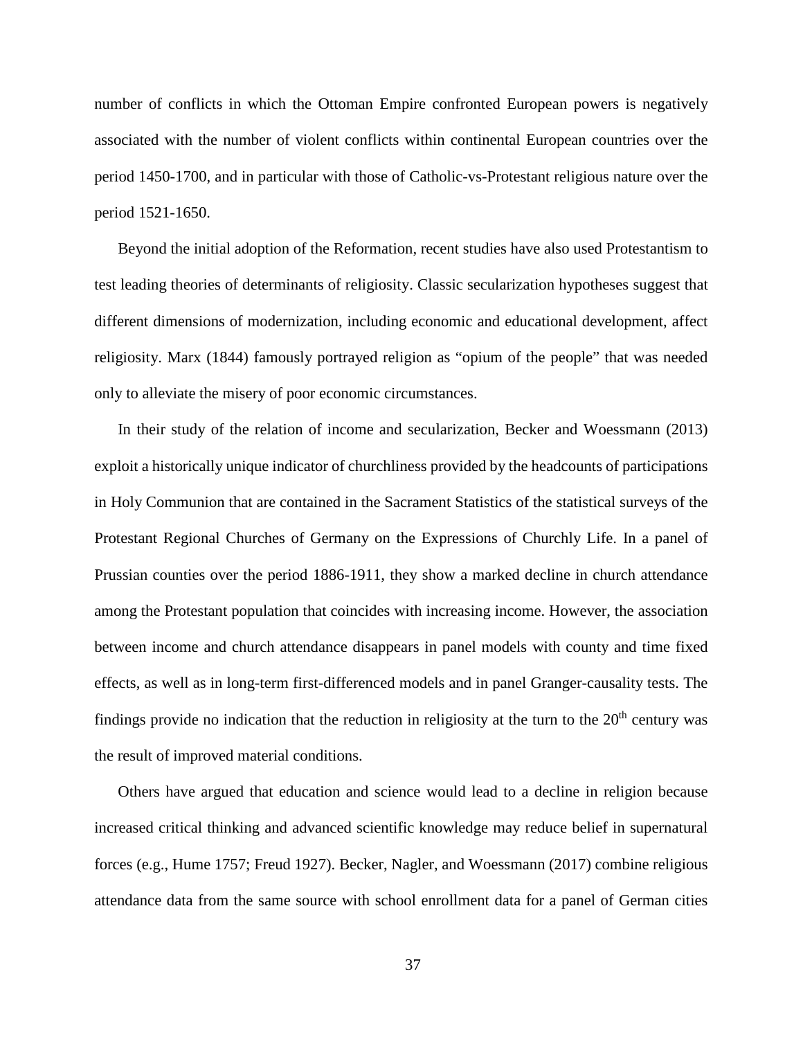number of conflicts in which the Ottoman Empire confronted European powers is negatively associated with the number of violent conflicts within continental European countries over the period 1450-1700, and in particular with those of Catholic-vs-Protestant religious nature over the period 1521-1650.

Beyond the initial adoption of the Reformation, recent studies have also used Protestantism to test leading theories of determinants of religiosity. Classic secularization hypotheses suggest that different dimensions of modernization, including economic and educational development, affect religiosity. Marx (1844) famously portrayed religion as "opium of the people" that was needed only to alleviate the misery of poor economic circumstances.

In their study of the relation of income and secularization, Becker and Woessmann (2013) exploit a historically unique indicator of churchliness provided by the headcounts of participations in Holy Communion that are contained in the Sacrament Statistics of the statistical surveys of the Protestant Regional Churches of Germany on the Expressions of Churchly Life. In a panel of Prussian counties over the period 1886-1911, they show a marked decline in church attendance among the Protestant population that coincides with increasing income. However, the association between income and church attendance disappears in panel models with county and time fixed effects, as well as in long-term first-differenced models and in panel Granger-causality tests. The findings provide no indication that the reduction in religiosity at the turn to the 20th century was the result of improved material conditions.

Others have argued that education and science would lead to a decline in religion because increased critical thinking and advanced scientific knowledge may reduce belief in supernatural forces (e.g., Hume 1757; Freud 1927). Becker, Nagler, and Woessmann (2017) combine religious attendance data from the same source with school enrollment data for a panel of German cities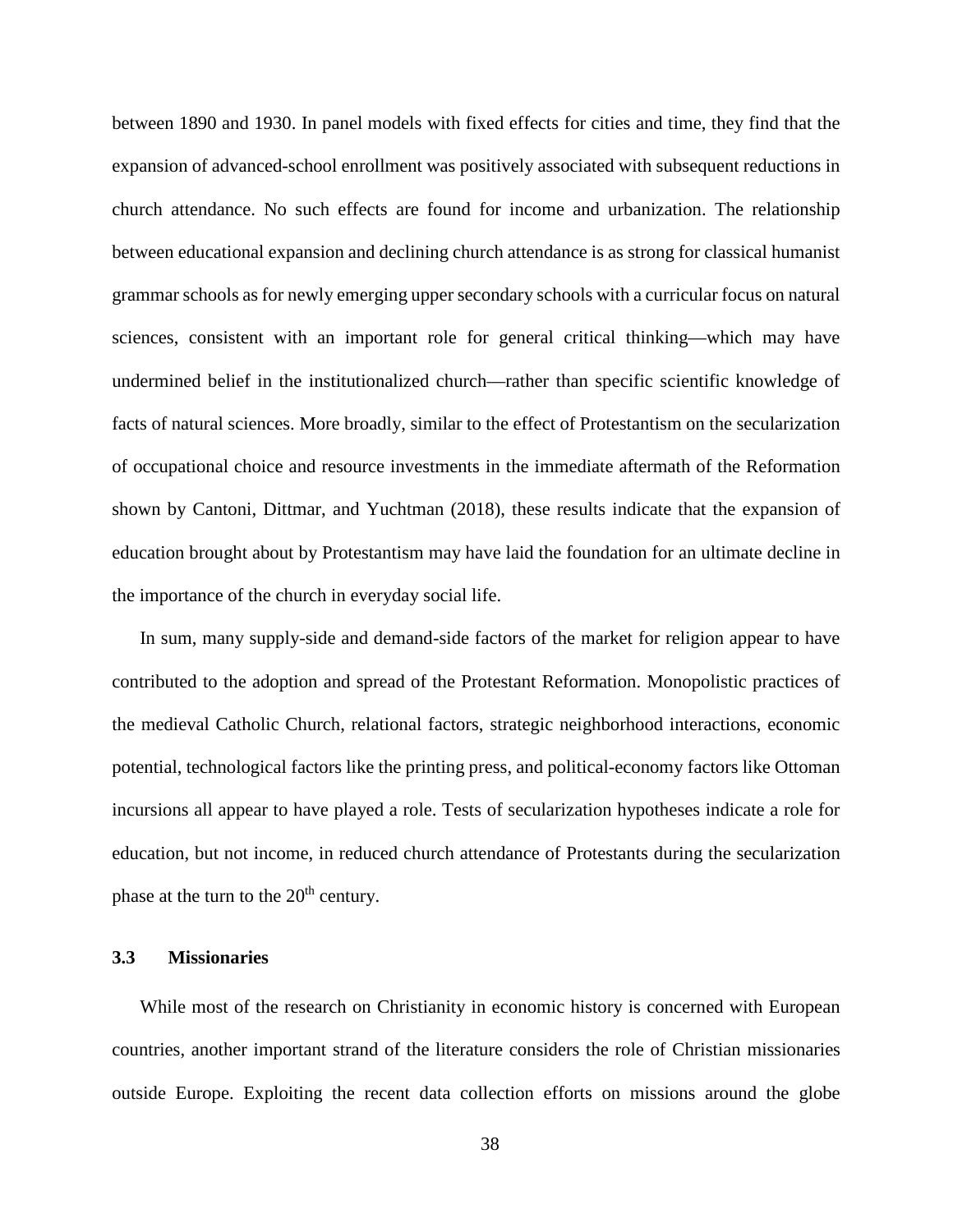between 1890 and 1930. In panel models with fixed effects for cities and time, they find that the expansion of advanced-school enrollment was positively associated with subsequent reductions in church attendance. No such effects are found for income and urbanization. The relationship between educational expansion and declining church attendance is as strong for classical humanist grammar schools as for newly emerging upper secondary schools with a curricular focus on natural sciences, consistent with an important role for general critical thinking—which may have undermined belief in the institutionalized church—rather than specific scientific knowledge of facts of natural sciences. More broadly, similar to the effect of Protestantism on the secularization of occupational choice and resource investments in the immediate aftermath of the Reformation shown by Cantoni, Dittmar, and Yuchtman (2018), these results indicate that the expansion of education brought about by Protestantism may have laid the foundation for an ultimate decline in the importance of the church in everyday social life.

In sum, many supply-side and demand-side factors of the market for religion appear to have contributed to the adoption and spread of the Protestant Reformation. Monopolistic practices of the medieval Catholic Church, relational factors, strategic neighborhood interactions, economic potential, technological factors like the printing press, and political-economy factors like Ottoman incursions all appear to have played a role. Tests of secularization hypotheses indicate a role for education, but not income, in reduced church attendance of Protestants during the secularization phase at the turn to the 20th century.

### 3.3 Missionaries

While most of the research on Christianity in economic history is concerned with European countries, another important strand of the literature considers the role of Christian missionaries outside Europe. Exploiting the recent data collection efforts on missions around the globe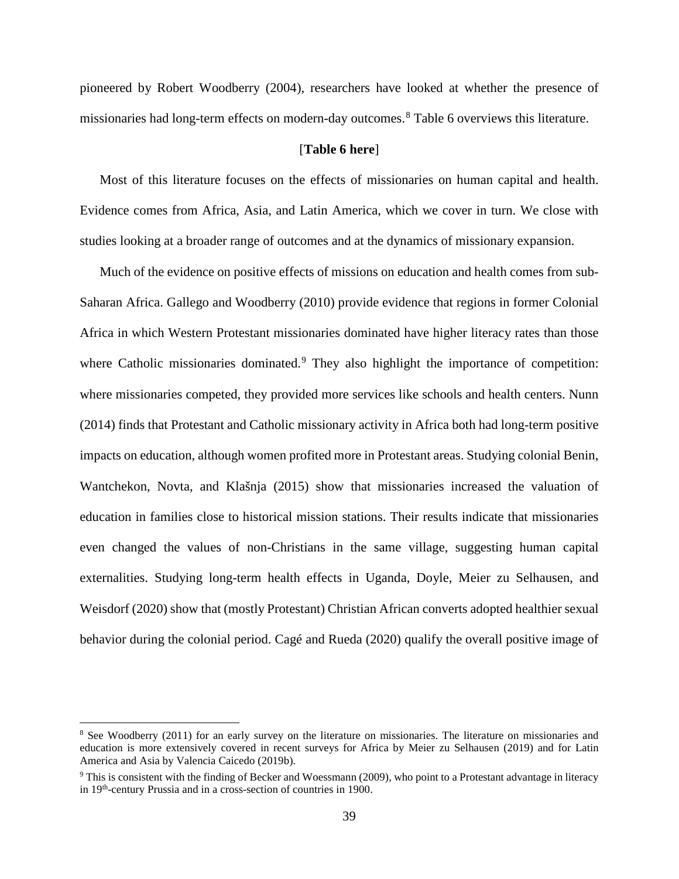pioneered by Robert Woodberry (2004), researchers have looked at whether the presence of missionaries had long-term effects on modern-day outcomes.[8] Table 6 overviews this literature.

[**Table 6 here**]

Most of this literature focuses on the effects of missionaries on human capital and health. Evidence comes from Africa, Asia, and Latin America, which we cover in turn. We close with studies looking at a broader range of outcomes and at the dynamics of missionary expansion.

Much of the evidence on positive effects of missions on education and health comes from sub-Saharan Africa. Gallego and Woodberry (2010) provide evidence that regions in former Colonial Africa in which Western Protestant missionaries dominated have higher literacy rates than those where Catholic missionaries dominated.[9] They also highlight the importance of competition: where missionaries competed, they provided more services like schools and health centers. Nunn (2014) finds that Protestant and Catholic missionary activity in Africa both had long-term positive impacts on education, although women profited more in Protestant areas. Studying colonial Benin, Wantchekon, Novta, and Klašnja (2015) show that missionaries increased the valuation of education in families close to historical mission stations. Their results indicate that missionaries even changed the values of non-Christians in the same village, suggesting human capital externalities. Studying long-term health effects in Uganda, Doyle, Meier zu Selhausen, and Weisdorf (2020) show that (mostly Protestant) Christian African converts adopted healthier sexual behavior during the colonial period. Cagé and Rueda (2020) qualify the overall positive image of

---

[8] See Woodberry (2011) for an early survey on the literature on missionaries. The literature on missionaries and education is more extensively covered in recent surveys for Africa by Meier zu Selhausen (2019) and for Latin America and Asia by Valencia Caicedo (2019b).

[9] This is consistent with the finding of Becker and Woessmann (2009), who point to a Protestant advantage in literacy in 19th-century Prussia and in a cross-section of countries in 1900.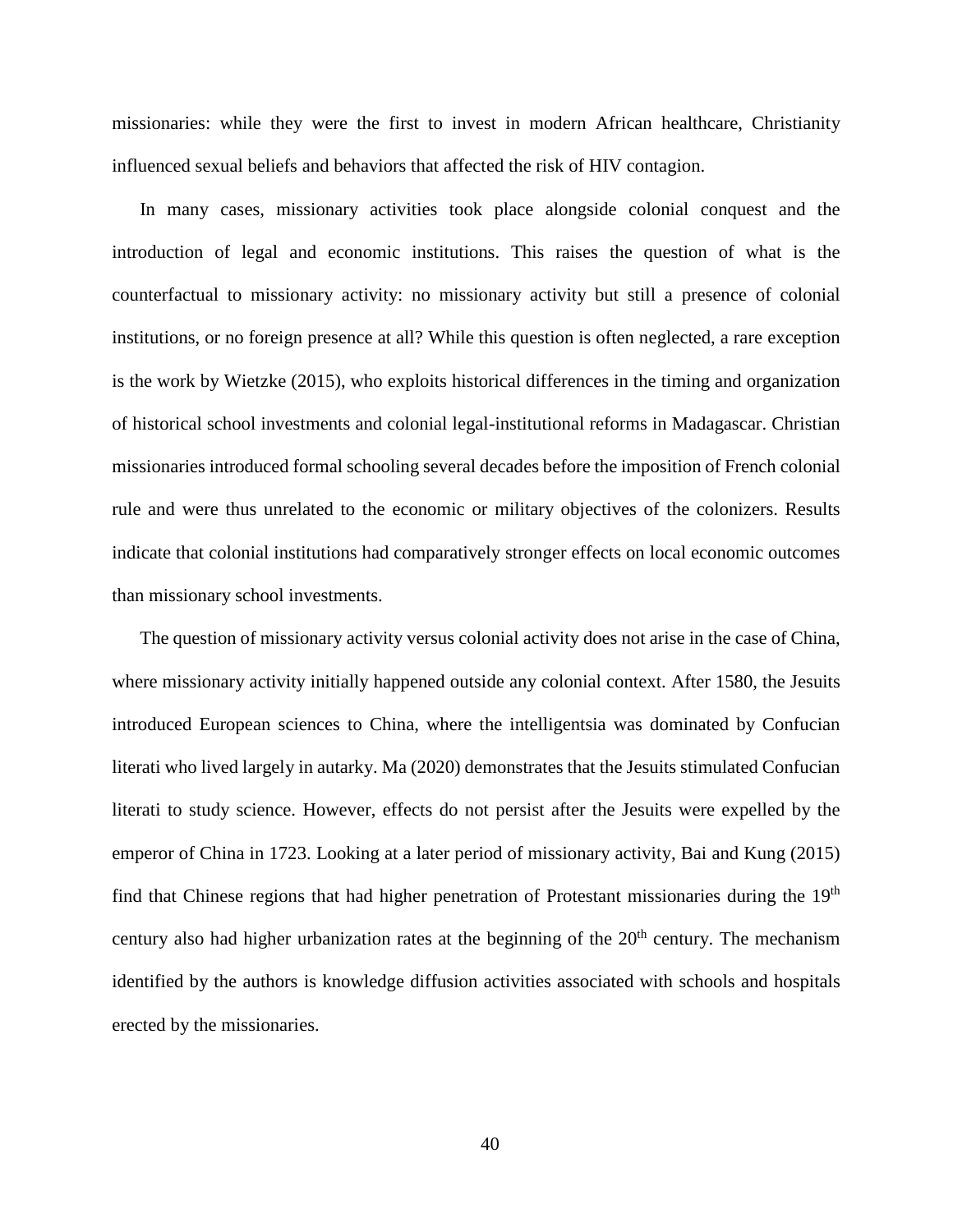missionaries: while they were the first to invest in modern African healthcare, Christianity influenced sexual beliefs and behaviors that affected the risk of HIV contagion.

In many cases, missionary activities took place alongside colonial conquest and the introduction of legal and economic institutions. This raises the question of what is the counterfactual to missionary activity: no missionary activity but still a presence of colonial institutions, or no foreign presence at all? While this question is often neglected, a rare exception is the work by Wietzke (2015), who exploits historical differences in the timing and organization of historical school investments and colonial legal-institutional reforms in Madagascar. Christian missionaries introduced formal schooling several decades before the imposition of French colonial rule and were thus unrelated to the economic or military objectives of the colonizers. Results indicate that colonial institutions had comparatively stronger effects on local economic outcomes than missionary school investments.

The question of missionary activity versus colonial activity does not arise in the case of China, where missionary activity initially happened outside any colonial context. After 1580, the Jesuits introduced European sciences to China, where the intelligentsia was dominated by Confucian literati who lived largely in autarky. Ma (2020) demonstrates that the Jesuits stimulated Confucian literati to study science. However, effects do not persist after the Jesuits were expelled by the emperor of China in 1723. Looking at a later period of missionary activity, Bai and Kung (2015) find that Chinese regions that had higher penetration of Protestant missionaries during the 19th century also had higher urbanization rates at the beginning of the 20th century. The mechanism identified by the authors is knowledge diffusion activities associated with schools and hospitals erected by the missionaries.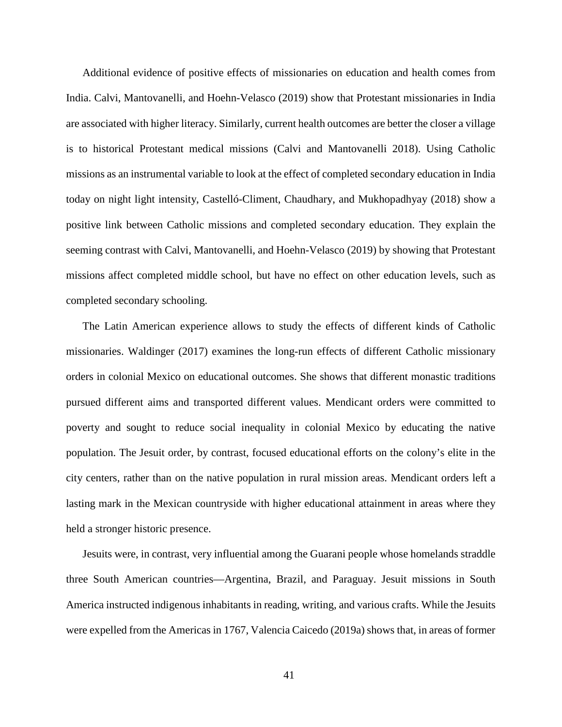Additional evidence of positive effects of missionaries on education and health comes from India. Calvi, Mantovanelli, and Hoehn-Velasco (2019) show that Protestant missionaries in India are associated with higher literacy. Similarly, current health outcomes are better the closer a village is to historical Protestant medical missions (Calvi and Mantovanelli 2018). Using Catholic missions as an instrumental variable to look at the effect of completed secondary education in India today on night light intensity, Castelló-Climent, Chaudhary, and Mukhopadhyay (2018) show a positive link between Catholic missions and completed secondary education. They explain the seeming contrast with Calvi, Mantovanelli, and Hoehn-Velasco (2019) by showing that Protestant missions affect completed middle school, but have no effect on other education levels, such as completed secondary schooling.

The Latin American experience allows to study the effects of different kinds of Catholic missionaries. Waldinger (2017) examines the long-run effects of different Catholic missionary orders in colonial Mexico on educational outcomes. She shows that different monastic traditions pursued different aims and transported different values. Mendicant orders were committed to poverty and sought to reduce social inequality in colonial Mexico by educating the native population. The Jesuit order, by contrast, focused educational efforts on the colony's elite in the city centers, rather than on the native population in rural mission areas. Mendicant orders left a lasting mark in the Mexican countryside with higher educational attainment in areas where they held a stronger historic presence.

Jesuits were, in contrast, very influential among the Guarani people whose homelands straddle three South American countries—Argentina, Brazil, and Paraguay. Jesuit missions in South America instructed indigenous inhabitants in reading, writing, and various crafts. While the Jesuits were expelled from the Americas in 1767, Valencia Caicedo (2019a) shows that, in areas of former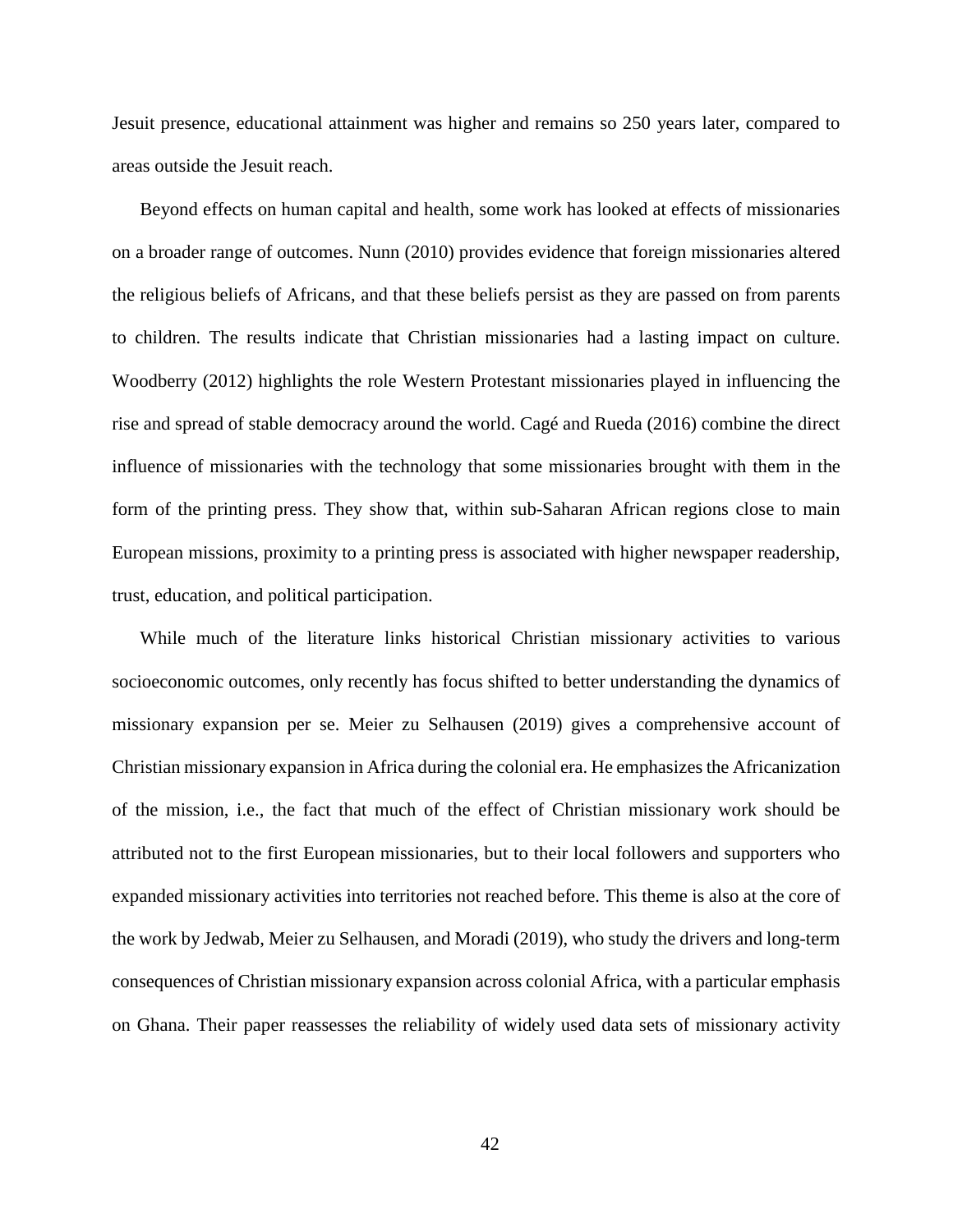Jesuit presence, educational attainment was higher and remains so 250 years later, compared to areas outside the Jesuit reach.

Beyond effects on human capital and health, some work has looked at effects of missionaries on a broader range of outcomes. Nunn (2010) provides evidence that foreign missionaries altered the religious beliefs of Africans, and that these beliefs persist as they are passed on from parents to children. The results indicate that Christian missionaries had a lasting impact on culture. Woodberry (2012) highlights the role Western Protestant missionaries played in influencing the rise and spread of stable democracy around the world. Cagé and Rueda (2016) combine the direct influence of missionaries with the technology that some missionaries brought with them in the form of the printing press. They show that, within sub-Saharan African regions close to main European missions, proximity to a printing press is associated with higher newspaper readership, trust, education, and political participation.

While much of the literature links historical Christian missionary activities to various socioeconomic outcomes, only recently has focus shifted to better understanding the dynamics of missionary expansion per se. Meier zu Selhausen (2019) gives a comprehensive account of Christian missionary expansion in Africa during the colonial era. He emphasizes the Africanization of the mission, i.e., the fact that much of the effect of Christian missionary work should be attributed not to the first European missionaries, but to their local followers and supporters who expanded missionary activities into territories not reached before. This theme is also at the core of the work by Jedwab, Meier zu Selhausen, and Moradi (2019), who study the drivers and long-term consequences of Christian missionary expansion across colonial Africa, with a particular emphasis on Ghana. Their paper reassesses the reliability of widely used data sets of missionary activity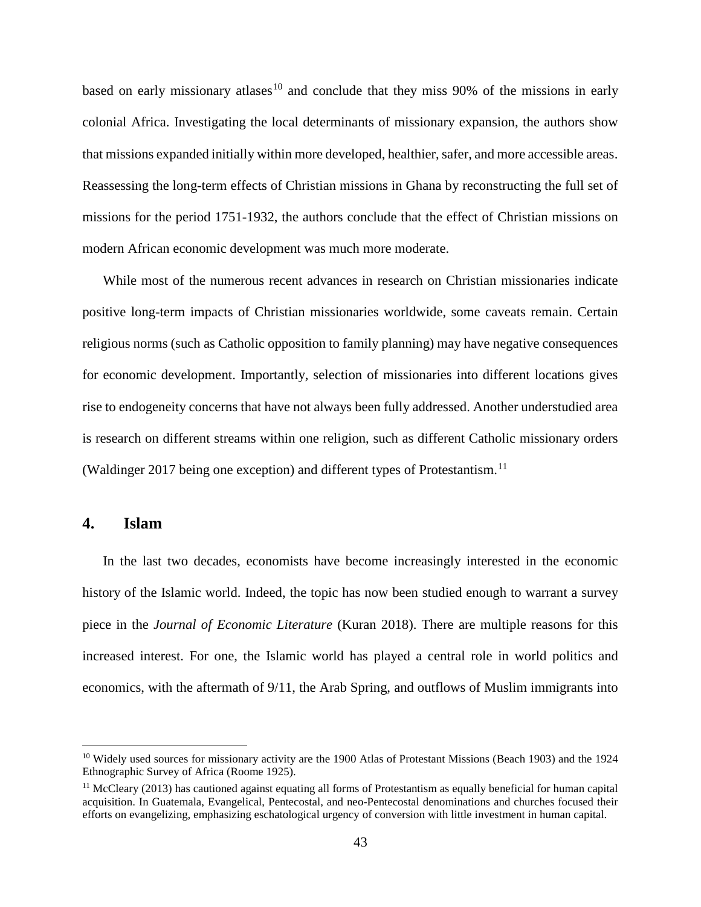based on early missionary atlases[10] and conclude that they miss 90% of the missions in early colonial Africa. Investigating the local determinants of missionary expansion, the authors show that missions expanded initially within more developed, healthier, safer, and more accessible areas. Reassessing the long-term effects of Christian missions in Ghana by reconstructing the full set of missions for the period 1751-1932, the authors conclude that the effect of Christian missions on modern African economic development was much more moderate.

While most of the numerous recent advances in research on Christian missionaries indicate positive long-term impacts of Christian missionaries worldwide, some caveats remain. Certain religious norms (such as Catholic opposition to family planning) may have negative consequences for economic development. Importantly, selection of missionaries into different locations gives rise to endogeneity concerns that have not always been fully addressed. Another understudied area is research on different streams within one religion, such as different Catholic missionary orders (Waldinger 2017 being one exception) and different types of Protestantism.[11]

## 4. Islam

In the last two decades, economists have become increasingly interested in the economic history of the Islamic world. Indeed, the topic has now been studied enough to warrant a survey piece in the *Journal of Economic Literature* (Kuran 2018). There are multiple reasons for this increased interest. For one, the Islamic world has played a central role in world politics and economics, with the aftermath of 9/11, the Arab Spring, and outflows of Muslim immigrants into

---

[10] Widely used sources for missionary activity are the 1900 Atlas of Protestant Missions (Beach 1903) and the 1924 Ethnographic Survey of Africa (Roome 1925).

[11] McCleary (2013) has cautioned against equating all forms of Protestantism as equally beneficial for human capital acquisition. In Guatemala, Evangelical, Pentecostal, and neo-Pentecostal denominations and churches focused their efforts on evangelizing, emphasizing eschatological urgency of conversion with little investment in human capital.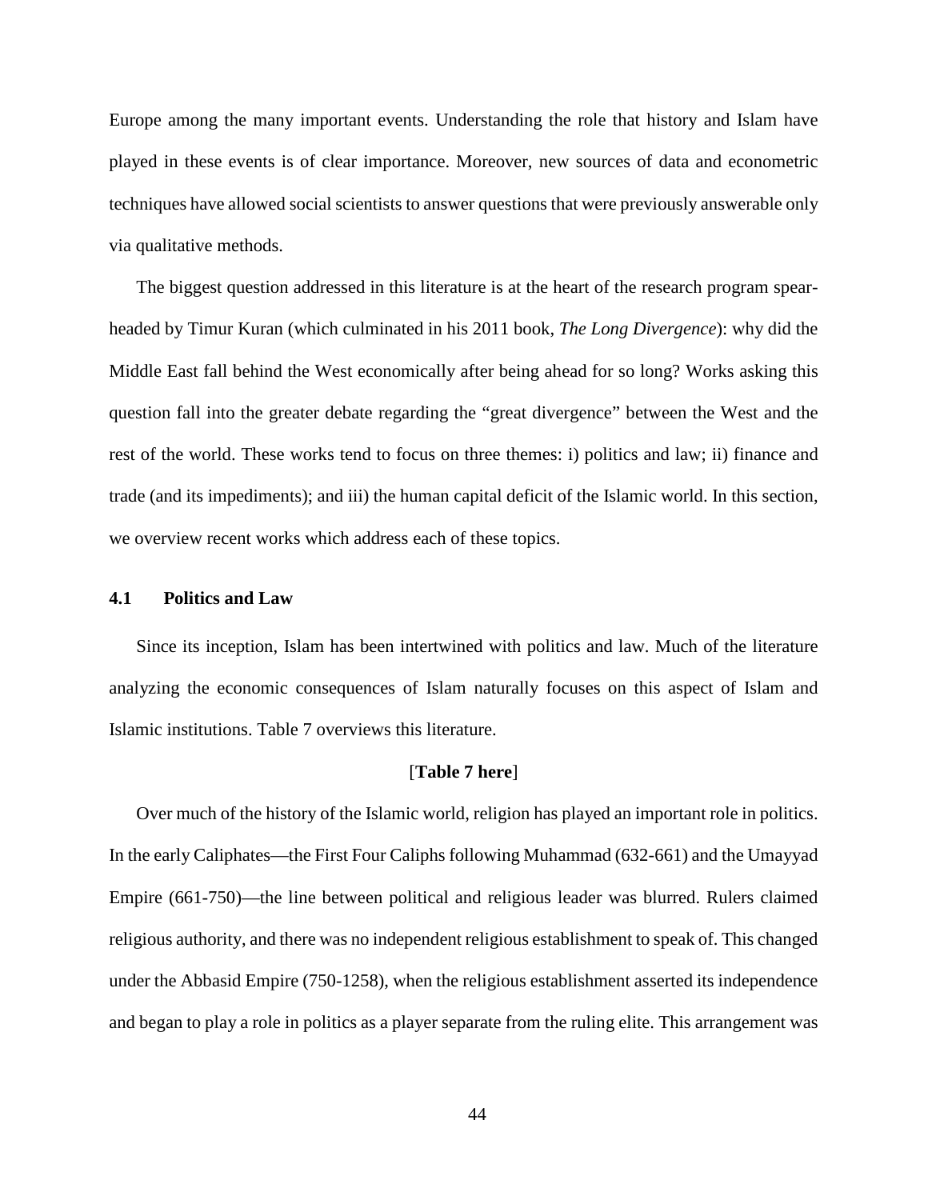Europe among the many important events. Understanding the role that history and Islam have played in these events is of clear importance. Moreover, new sources of data and econometric techniques have allowed social scientists to answer questions that were previously answerable only via qualitative methods.

The biggest question addressed in this literature is at the heart of the research program spearheaded by Timur Kuran (which culminated in his 2011 book, *The Long Divergence*): why did the Middle East fall behind the West economically after being ahead for so long? Works asking this question fall into the greater debate regarding the "great divergence" between the West and the rest of the world. These works tend to focus on three themes: i) politics and law; ii) finance and trade (and its impediments); and iii) the human capital deficit of the Islamic world. In this section, we overview recent works which address each of these topics.

### 4.1 Politics and Law

Since its inception, Islam has been intertwined with politics and law. Much of the literature analyzing the economic consequences of Islam naturally focuses on this aspect of Islam and Islamic institutions. Table 7 overviews this literature.

[**Table 7 here**]

Over much of the history of the Islamic world, religion has played an important role in politics. In the early Caliphates—the First Four Caliphs following Muhammad (632-661) and the Umayyad Empire (661-750)—the line between political and religious leader was blurred. Rulers claimed religious authority, and there was no independent religious establishment to speak of. This changed under the Abbasid Empire (750-1258), when the religious establishment asserted its independence and began to play a role in politics as a player separate from the ruling elite. This arrangement was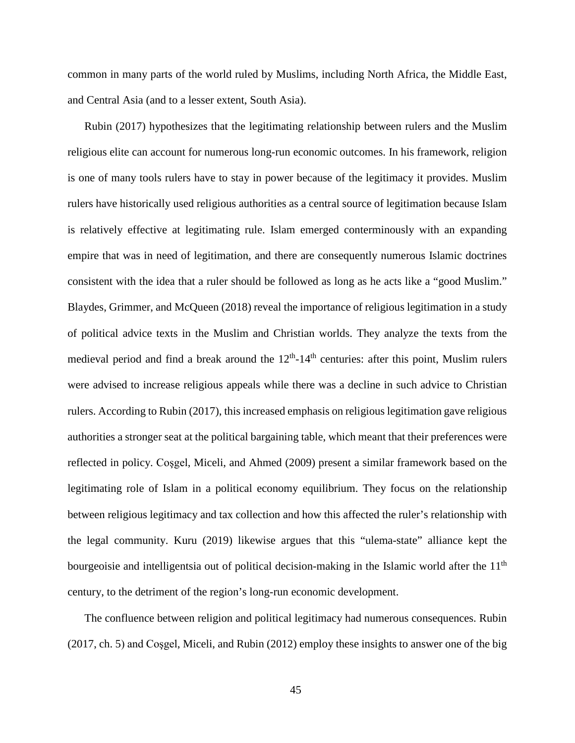common in many parts of the world ruled by Muslims, including North Africa, the Middle East, and Central Asia (and to a lesser extent, South Asia).

Rubin (2017) hypothesizes that the legitimating relationship between rulers and the Muslim religious elite can account for numerous long-run economic outcomes. In his framework, religion is one of many tools rulers have to stay in power because of the legitimacy it provides. Muslim rulers have historically used religious authorities as a central source of legitimation because Islam is relatively effective at legitimating rule. Islam emerged conterminously with an expanding empire that was in need of legitimation, and there are consequently numerous Islamic doctrines consistent with the idea that a ruler should be followed as long as he acts like a "good Muslim." Blaydes, Grimmer, and McQueen (2018) reveal the importance of religious legitimation in a study of political advice texts in the Muslim and Christian worlds. They analyze the texts from the medieval period and find a break around the 12th-14th centuries: after this point, Muslim rulers were advised to increase religious appeals while there was a decline in such advice to Christian rulers. According to Rubin (2017), this increased emphasis on religious legitimation gave religious authorities a stronger seat at the political bargaining table, which meant that their preferences were reflected in policy. Coşgel, Miceli, and Ahmed (2009) present a similar framework based on the legitimating role of Islam in a political economy equilibrium. They focus on the relationship between religious legitimacy and tax collection and how this affected the ruler's relationship with the legal community. Kuru (2019) likewise argues that this "ulema-state" alliance kept the bourgeoisie and intelligentsia out of political decision-making in the Islamic world after the 11th century, to the detriment of the region's long-run economic development.

The confluence between religion and political legitimacy had numerous consequences. Rubin (2017, ch. 5) and Coşgel, Miceli, and Rubin (2012) employ these insights to answer one of the big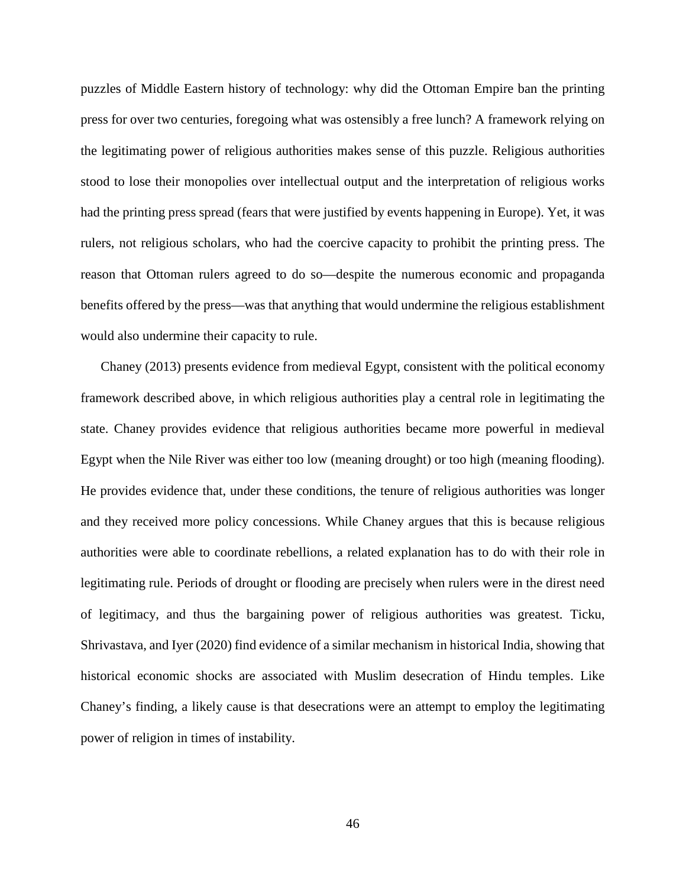puzzles of Middle Eastern history of technology: why did the Ottoman Empire ban the printing press for over two centuries, foregoing what was ostensibly a free lunch? A framework relying on the legitimating power of religious authorities makes sense of this puzzle. Religious authorities stood to lose their monopolies over intellectual output and the interpretation of religious works had the printing press spread (fears that were justified by events happening in Europe). Yet, it was rulers, not religious scholars, who had the coercive capacity to prohibit the printing press. The reason that Ottoman rulers agreed to do so—despite the numerous economic and propaganda benefits offered by the press—was that anything that would undermine the religious establishment would also undermine their capacity to rule.

Chaney (2013) presents evidence from medieval Egypt, consistent with the political economy framework described above, in which religious authorities play a central role in legitimating the state. Chaney provides evidence that religious authorities became more powerful in medieval Egypt when the Nile River was either too low (meaning drought) or too high (meaning flooding). He provides evidence that, under these conditions, the tenure of religious authorities was longer and they received more policy concessions. While Chaney argues that this is because religious authorities were able to coordinate rebellions, a related explanation has to do with their role in legitimating rule. Periods of drought or flooding are precisely when rulers were in the direst need of legitimacy, and thus the bargaining power of religious authorities was greatest. Ticku, Shrivastava, and Iyer (2020) find evidence of a similar mechanism in historical India, showing that historical economic shocks are associated with Muslim desecration of Hindu temples. Like Chaney's finding, a likely cause is that desecrations were an attempt to employ the legitimating power of religion in times of instability.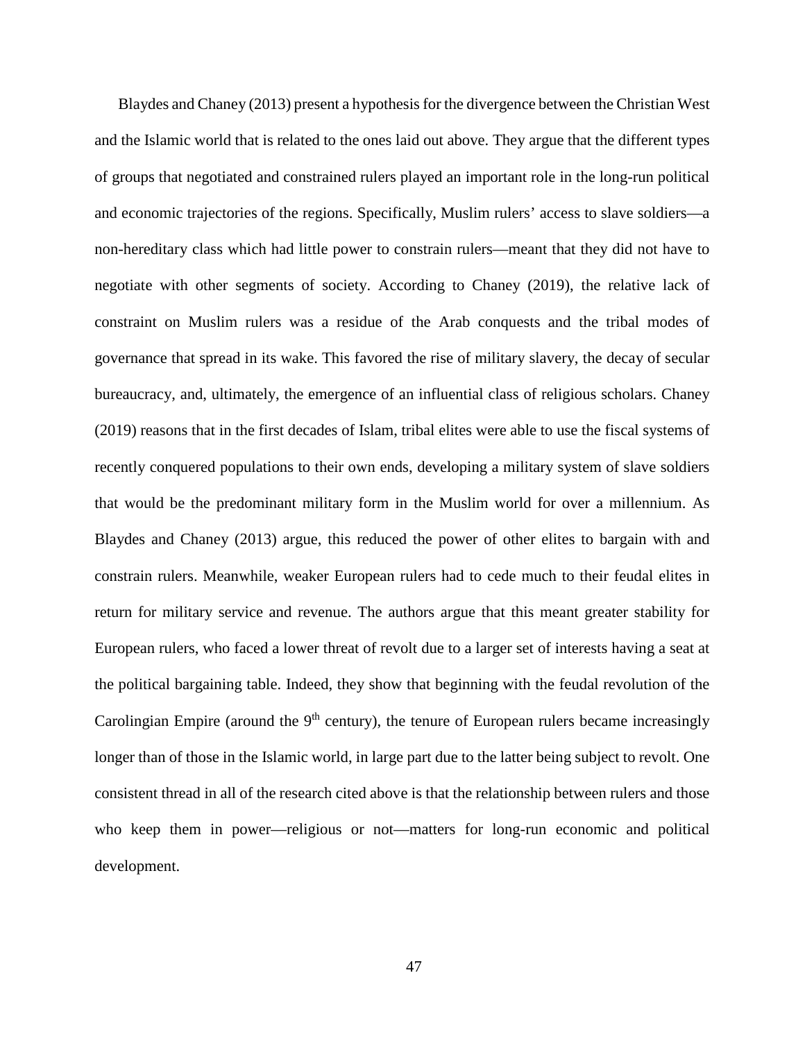Blaydes and Chaney (2013) present a hypothesis for the divergence between the Christian West and the Islamic world that is related to the ones laid out above. They argue that the different types of groups that negotiated and constrained rulers played an important role in the long-run political and economic trajectories of the regions. Specifically, Muslim rulers' access to slave soldiers—a non-hereditary class which had little power to constrain rulers—meant that they did not have to negotiate with other segments of society. According to Chaney (2019), the relative lack of constraint on Muslim rulers was a residue of the Arab conquests and the tribal modes of governance that spread in its wake. This favored the rise of military slavery, the decay of secular bureaucracy, and, ultimately, the emergence of an influential class of religious scholars. Chaney (2019) reasons that in the first decades of Islam, tribal elites were able to use the fiscal systems of recently conquered populations to their own ends, developing a military system of slave soldiers that would be the predominant military form in the Muslim world for over a millennium. As Blaydes and Chaney (2013) argue, this reduced the power of other elites to bargain with and constrain rulers. Meanwhile, weaker European rulers had to cede much to their feudal elites in return for military service and revenue. The authors argue that this meant greater stability for European rulers, who faced a lower threat of revolt due to a larger set of interests having a seat at the political bargaining table. Indeed, they show that beginning with the feudal revolution of the Carolingian Empire (around the 9th century), the tenure of European rulers became increasingly longer than of those in the Islamic world, in large part due to the latter being subject to revolt. One consistent thread in all of the research cited above is that the relationship between rulers and those who keep them in power—religious or not—matters for long-run economic and political development.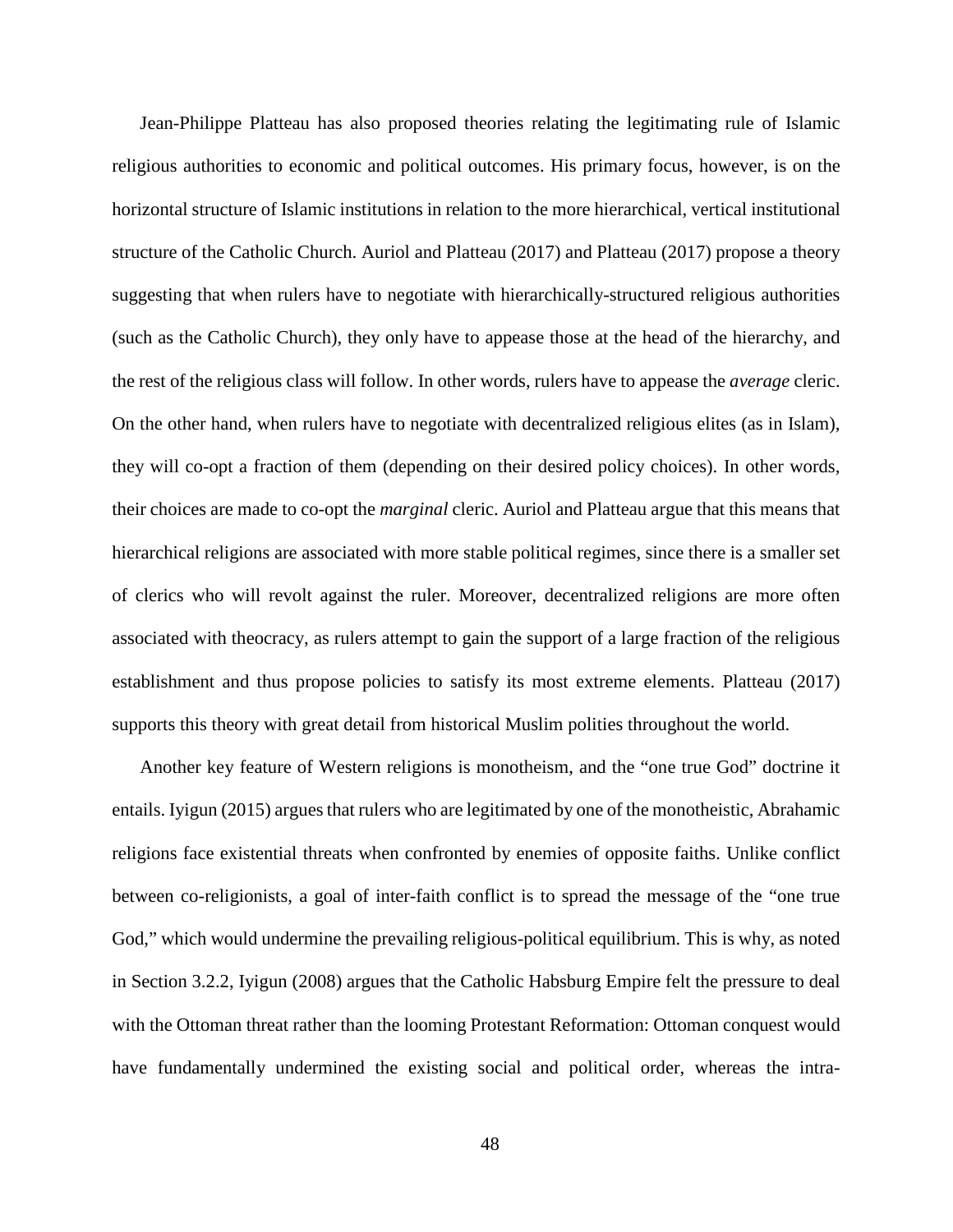Jean-Philippe Platteau has also proposed theories relating the legitimating rule of Islamic religious authorities to economic and political outcomes. His primary focus, however, is on the horizontal structure of Islamic institutions in relation to the more hierarchical, vertical institutional structure of the Catholic Church. Auriol and Platteau (2017) and Platteau (2017) propose a theory suggesting that when rulers have to negotiate with hierarchically-structured religious authorities (such as the Catholic Church), they only have to appease those at the head of the hierarchy, and the rest of the religious class will follow. In other words, rulers have to appease the *average* cleric. On the other hand, when rulers have to negotiate with decentralized religious elites (as in Islam), they will co-opt a fraction of them (depending on their desired policy choices). In other words, their choices are made to co-opt the *marginal* cleric. Auriol and Platteau argue that this means that hierarchical religions are associated with more stable political regimes, since there is a smaller set of clerics who will revolt against the ruler. Moreover, decentralized religions are more often associated with theocracy, as rulers attempt to gain the support of a large fraction of the religious establishment and thus propose policies to satisfy its most extreme elements. Platteau (2017) supports this theory with great detail from historical Muslim polities throughout the world.

Another key feature of Western religions is monotheism, and the "one true God" doctrine it entails. Iyigun (2015) argues that rulers who are legitimated by one of the monotheistic, Abrahamic religions face existential threats when confronted by enemies of opposite faiths. Unlike conflict between co-religionists, a goal of inter-faith conflict is to spread the message of the "one true God," which would undermine the prevailing religious-political equilibrium. This is why, as noted in Section 3.2.2, Iyigun (2008) argues that the Catholic Habsburg Empire felt the pressure to deal with the Ottoman threat rather than the looming Protestant Reformation: Ottoman conquest would have fundamentally undermined the existing social and political order, whereas the intra-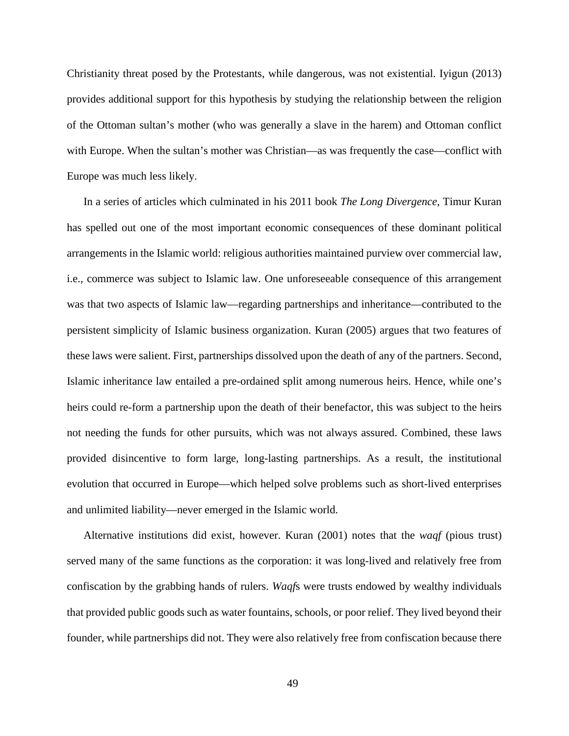Christianity threat posed by the Protestants, while dangerous, was not existential. Iyigun (2013) provides additional support for this hypothesis by studying the relationship between the religion of the Ottoman sultan's mother (who was generally a slave in the harem) and Ottoman conflict with Europe. When the sultan's mother was Christian—as was frequently the case—conflict with Europe was much less likely.

In a series of articles which culminated in his 2011 book *The Long Divergence*, Timur Kuran has spelled out one of the most important economic consequences of these dominant political arrangements in the Islamic world: religious authorities maintained purview over commercial law, i.e., commerce was subject to Islamic law. One unforeseeable consequence of this arrangement was that two aspects of Islamic law—regarding partnerships and inheritance—contributed to the persistent simplicity of Islamic business organization. Kuran (2005) argues that two features of these laws were salient. First, partnerships dissolved upon the death of any of the partners. Second, Islamic inheritance law entailed a pre-ordained split among numerous heirs. Hence, while one's heirs could re-form a partnership upon the death of their benefactor, this was subject to the heirs not needing the funds for other pursuits, which was not always assured. Combined, these laws provided disincentive to form large, long-lasting partnerships. As a result, the institutional evolution that occurred in Europe—which helped solve problems such as short-lived enterprises and unlimited liability—never emerged in the Islamic world.

Alternative institutions did exist, however. Kuran (2001) notes that the *waqf* (pious trust) served many of the same functions as the corporation: it was long-lived and relatively free from confiscation by the grabbing hands of rulers. *Waqf*s were trusts endowed by wealthy individuals that provided public goods such as water fountains, schools, or poor relief. They lived beyond their founder, while partnerships did not. They were also relatively free from confiscation because there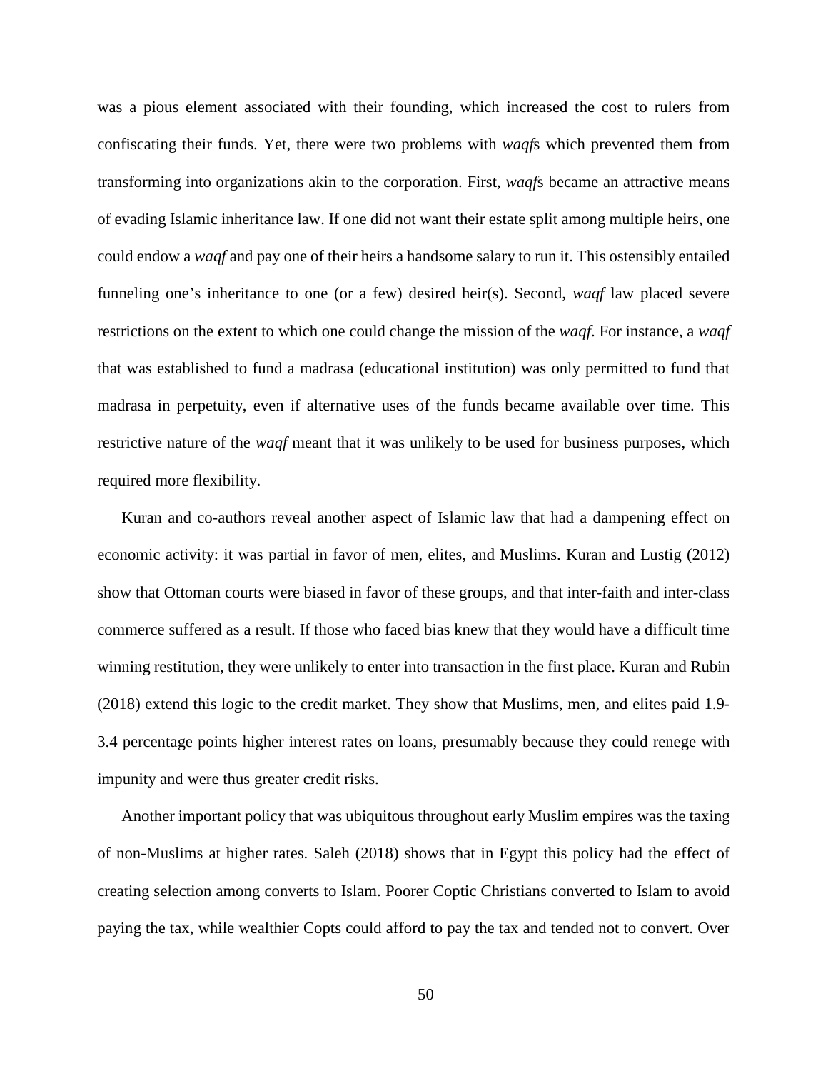was a pious element associated with their founding, which increased the cost to rulers from confiscating their funds. Yet, there were two problems with *waqf*s which prevented them from transforming into organizations akin to the corporation. First, *waqf*s became an attractive means of evading Islamic inheritance law. If one did not want their estate split among multiple heirs, one could endow a *waqf* and pay one of their heirs a handsome salary to run it. This ostensibly entailed funneling one's inheritance to one (or a few) desired heir(s). Second, *waqf* law placed severe restrictions on the extent to which one could change the mission of the *waqf*. For instance, a *waqf* that was established to fund a madrasa (educational institution) was only permitted to fund that madrasa in perpetuity, even if alternative uses of the funds became available over time. This restrictive nature of the *waqf* meant that it was unlikely to be used for business purposes, which required more flexibility.

Kuran and co-authors reveal another aspect of Islamic law that had a dampening effect on economic activity: it was partial in favor of men, elites, and Muslims. Kuran and Lustig (2012) show that Ottoman courts were biased in favor of these groups, and that inter-faith and inter-class commerce suffered as a result. If those who faced bias knew that they would have a difficult time winning restitution, they were unlikely to enter into transaction in the first place. Kuran and Rubin (2018) extend this logic to the credit market. They show that Muslims, men, and elites paid 1.9-3.4 percentage points higher interest rates on loans, presumably because they could renege with impunity and were thus greater credit risks.

Another important policy that was ubiquitous throughout early Muslim empires was the taxing of non-Muslims at higher rates. Saleh (2018) shows that in Egypt this policy had the effect of creating selection among converts to Islam. Poorer Coptic Christians converted to Islam to avoid paying the tax, while wealthier Copts could afford to pay the tax and tended not to convert. Over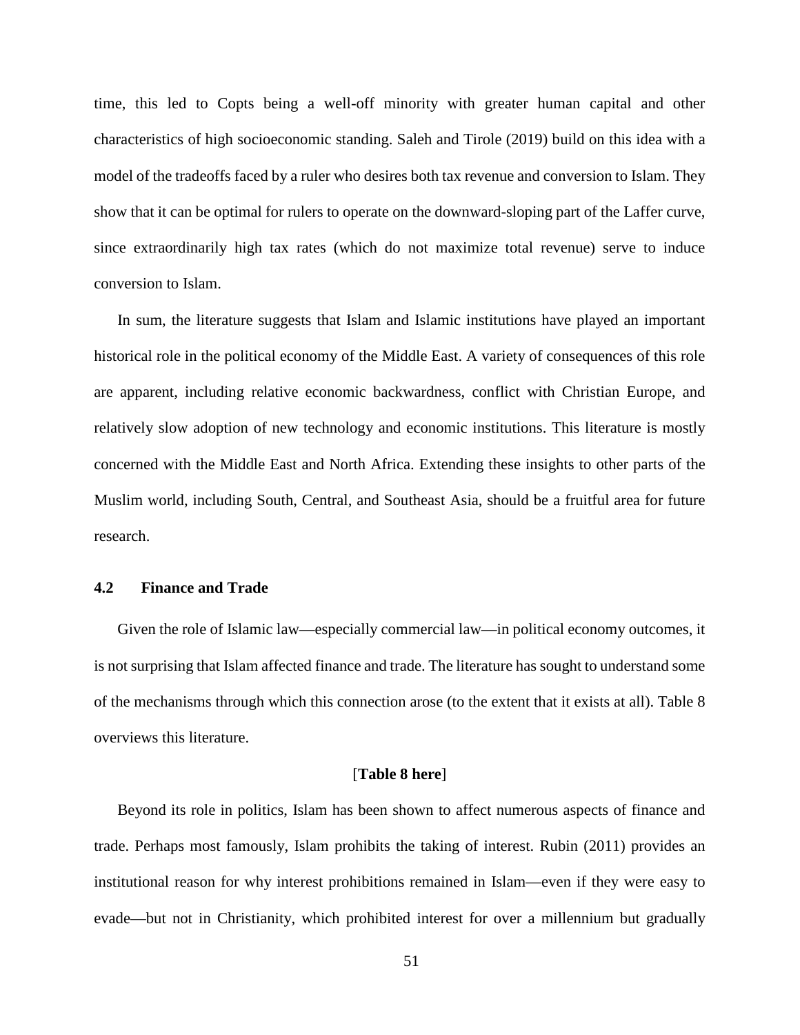time, this led to Copts being a well-off minority with greater human capital and other characteristics of high socioeconomic standing. Saleh and Tirole (2019) build on this idea with a model of the tradeoffs faced by a ruler who desires both tax revenue and conversion to Islam. They show that it can be optimal for rulers to operate on the downward-sloping part of the Laffer curve, since extraordinarily high tax rates (which do not maximize total revenue) serve to induce conversion to Islam.

In sum, the literature suggests that Islam and Islamic institutions have played an important historical role in the political economy of the Middle East. A variety of consequences of this role are apparent, including relative economic backwardness, conflict with Christian Europe, and relatively slow adoption of new technology and economic institutions. This literature is mostly concerned with the Middle East and North Africa. Extending these insights to other parts of the Muslim world, including South, Central, and Southeast Asia, should be a fruitful area for future research.

### 4.2 Finance and Trade

Given the role of Islamic law—especially commercial law—in political economy outcomes, it is not surprising that Islam affected finance and trade. The literature has sought to understand some of the mechanisms through which this connection arose (to the extent that it exists at all). Table 8 overviews this literature.

[**Table 8 here**]

Beyond its role in politics, Islam has been shown to affect numerous aspects of finance and trade. Perhaps most famously, Islam prohibits the taking of interest. Rubin (2011) provides an institutional reason for why interest prohibitions remained in Islam—even if they were easy to evade—but not in Christianity, which prohibited interest for over a millennium but gradually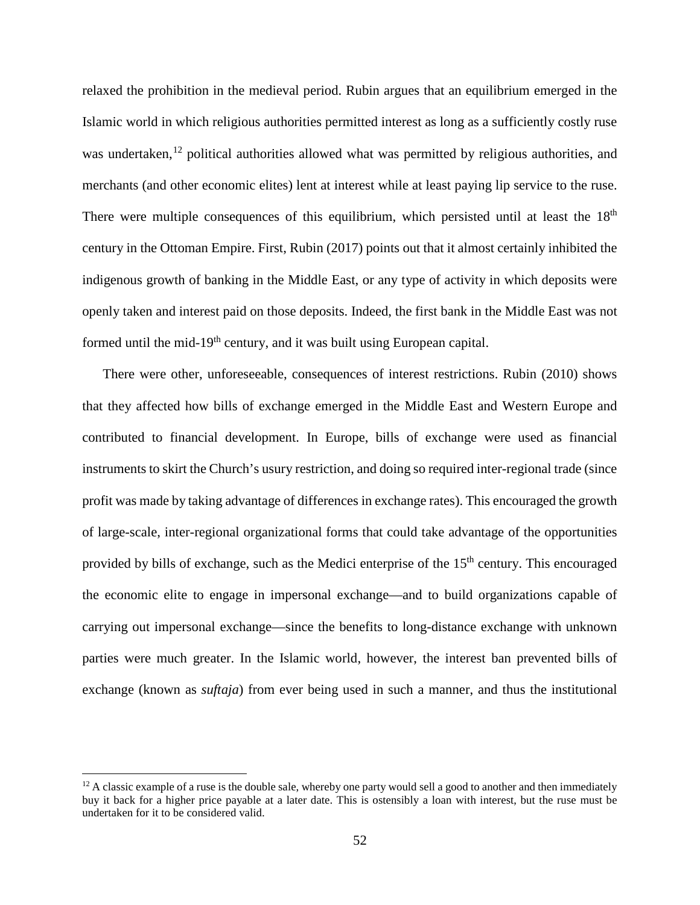relaxed the prohibition in the medieval period. Rubin argues that an equilibrium emerged in the Islamic world in which religious authorities permitted interest as long as a sufficiently costly ruse was undertaken,[12] political authorities allowed what was permitted by religious authorities, and merchants (and other economic elites) lent at interest while at least paying lip service to the ruse. There were multiple consequences of this equilibrium, which persisted until at least the 18th century in the Ottoman Empire. First, Rubin (2017) points out that it almost certainly inhibited the indigenous growth of banking in the Middle East, or any type of activity in which deposits were openly taken and interest paid on those deposits. Indeed, the first bank in the Middle East was not formed until the mid-19th century, and it was built using European capital.

There were other, unforeseeable, consequences of interest restrictions. Rubin (2010) shows that they affected how bills of exchange emerged in the Middle East and Western Europe and contributed to financial development. In Europe, bills of exchange were used as financial instruments to skirt the Church's usury restriction, and doing so required inter-regional trade (since profit was made by taking advantage of differences in exchange rates). This encouraged the growth of large-scale, inter-regional organizational forms that could take advantage of the opportunities provided by bills of exchange, such as the Medici enterprise of the 15th century. This encouraged the economic elite to engage in impersonal exchange—and to build organizations capable of carrying out impersonal exchange—since the benefits to long-distance exchange with unknown parties were much greater. In the Islamic world, however, the interest ban prevented bills of exchange (known as *suftaja*) from ever being used in such a manner, and thus the institutional

---

[12] A classic example of a ruse is the double sale, whereby one party would sell a good to another and then immediately buy it back for a higher price payable at a later date. This is ostensibly a loan with interest, but the ruse must be undertaken for it to be considered valid.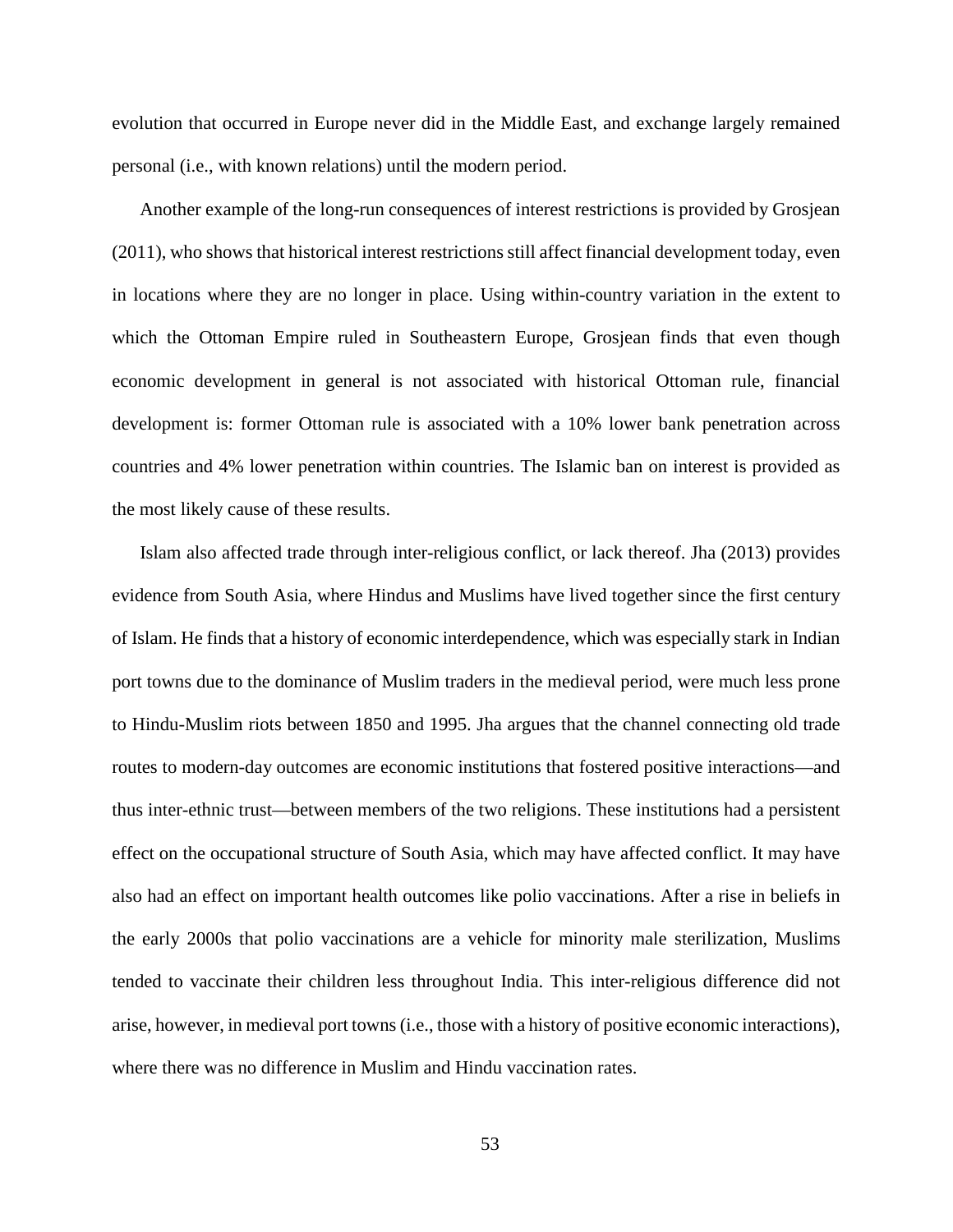evolution that occurred in Europe never did in the Middle East, and exchange largely remained personal (i.e., with known relations) until the modern period.

Another example of the long-run consequences of interest restrictions is provided by Grosjean (2011), who shows that historical interest restrictions still affect financial development today, even in locations where they are no longer in place. Using within-country variation in the extent to which the Ottoman Empire ruled in Southeastern Europe, Grosjean finds that even though economic development in general is not associated with historical Ottoman rule, financial development is: former Ottoman rule is associated with a 10% lower bank penetration across countries and 4% lower penetration within countries. The Islamic ban on interest is provided as the most likely cause of these results.

Islam also affected trade through inter-religious conflict, or lack thereof. Jha (2013) provides evidence from South Asia, where Hindus and Muslims have lived together since the first century of Islam. He finds that a history of economic interdependence, which was especially stark in Indian port towns due to the dominance of Muslim traders in the medieval period, were much less prone to Hindu-Muslim riots between 1850 and 1995. Jha argues that the channel connecting old trade routes to modern-day outcomes are economic institutions that fostered positive interactions—and thus inter-ethnic trust—between members of the two religions. These institutions had a persistent effect on the occupational structure of South Asia, which may have affected conflict. It may have also had an effect on important health outcomes like polio vaccinations. After a rise in beliefs in the early 2000s that polio vaccinations are a vehicle for minority male sterilization, Muslims tended to vaccinate their children less throughout India. This inter-religious difference did not arise, however, in medieval port towns (i.e., those with a history of positive economic interactions), where there was no difference in Muslim and Hindu vaccination rates.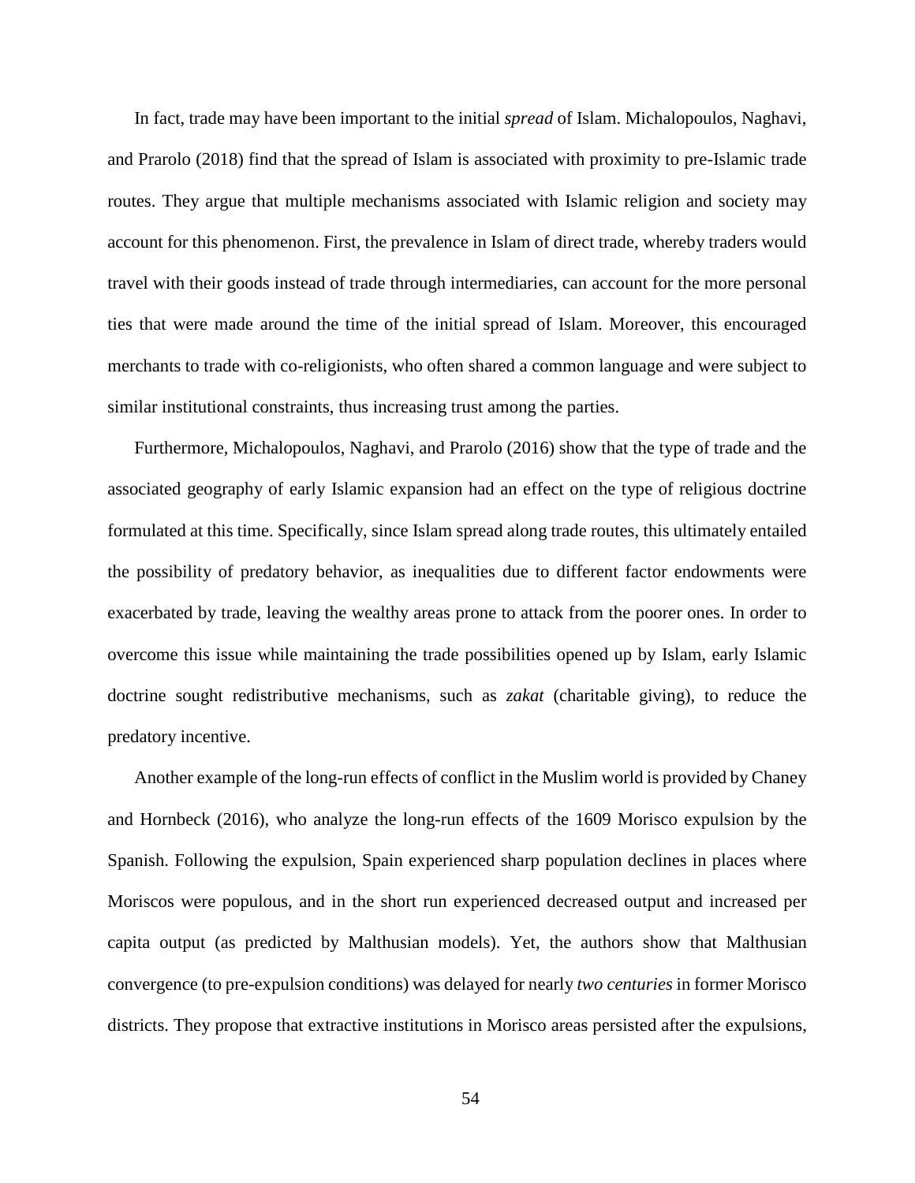In fact, trade may have been important to the initial *spread* of Islam. Michalopoulos, Naghavi, and Prarolo (2018) find that the spread of Islam is associated with proximity to pre-Islamic trade routes. They argue that multiple mechanisms associated with Islamic religion and society may account for this phenomenon. First, the prevalence in Islam of direct trade, whereby traders would travel with their goods instead of trade through intermediaries, can account for the more personal ties that were made around the time of the initial spread of Islam. Moreover, this encouraged merchants to trade with co-religionists, who often shared a common language and were subject to similar institutional constraints, thus increasing trust among the parties.

Furthermore, Michalopoulos, Naghavi, and Prarolo (2016) show that the type of trade and the associated geography of early Islamic expansion had an effect on the type of religious doctrine formulated at this time. Specifically, since Islam spread along trade routes, this ultimately entailed the possibility of predatory behavior, as inequalities due to different factor endowments were exacerbated by trade, leaving the wealthy areas prone to attack from the poorer ones. In order to overcome this issue while maintaining the trade possibilities opened up by Islam, early Islamic doctrine sought redistributive mechanisms, such as *zakat* (charitable giving), to reduce the predatory incentive.

Another example of the long-run effects of conflict in the Muslim world is provided by Chaney and Hornbeck (2016), who analyze the long-run effects of the 1609 Morisco expulsion by the Spanish. Following the expulsion, Spain experienced sharp population declines in places where Moriscos were populous, and in the short run experienced decreased output and increased per capita output (as predicted by Malthusian models). Yet, the authors show that Malthusian convergence (to pre-expulsion conditions) was delayed for nearly *two centuries* in former Morisco districts. They propose that extractive institutions in Morisco areas persisted after the expulsions,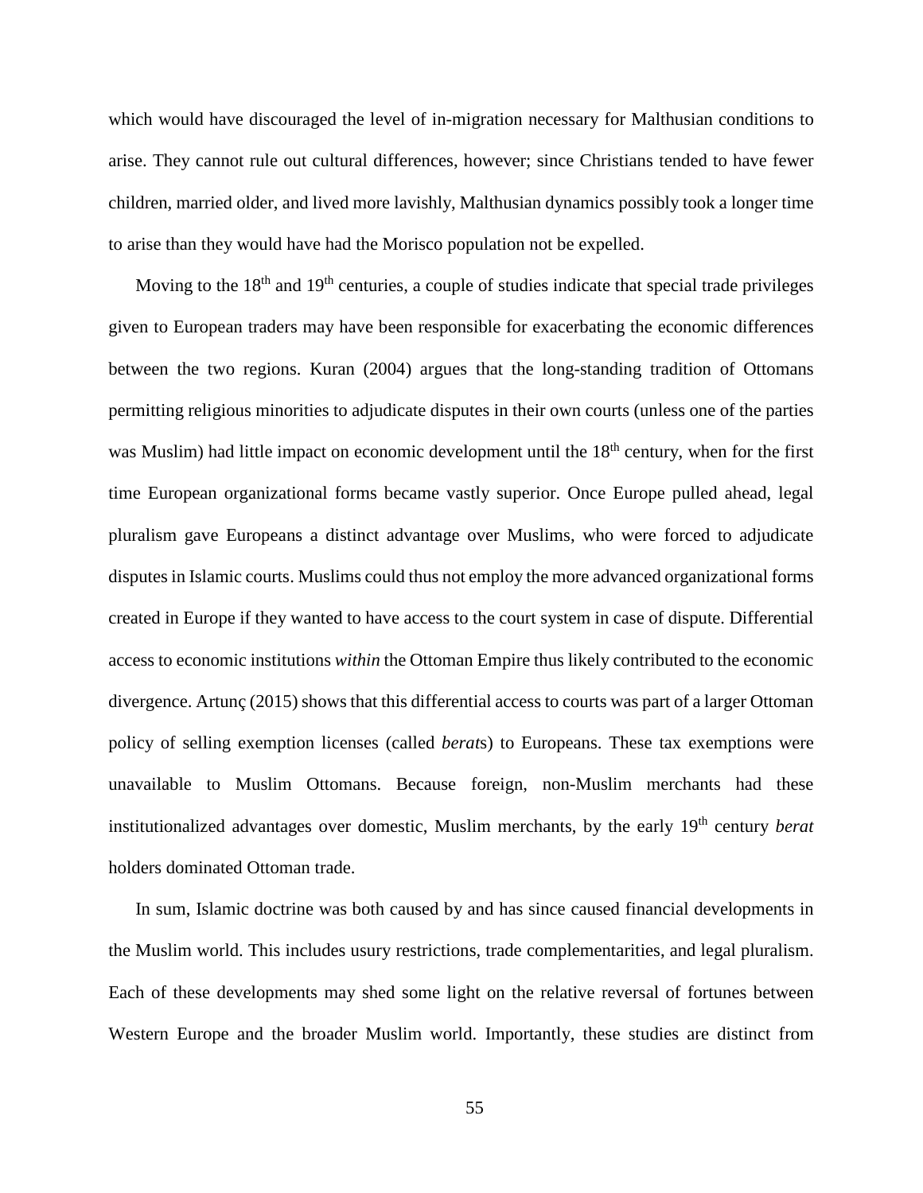which would have discouraged the level of in-migration necessary for Malthusian conditions to arise. They cannot rule out cultural differences, however; since Christians tended to have fewer children, married older, and lived more lavishly, Malthusian dynamics possibly took a longer time to arise than they would have had the Morisco population not be expelled.

Moving to the 18th and 19th centuries, a couple of studies indicate that special trade privileges given to European traders may have been responsible for exacerbating the economic differences between the two regions. Kuran (2004) argues that the long-standing tradition of Ottomans permitting religious minorities to adjudicate disputes in their own courts (unless one of the parties was Muslim) had little impact on economic development until the 18th century, when for the first time European organizational forms became vastly superior. Once Europe pulled ahead, legal pluralism gave Europeans a distinct advantage over Muslims, who were forced to adjudicate disputes in Islamic courts. Muslims could thus not employ the more advanced organizational forms created in Europe if they wanted to have access to the court system in case of dispute. Differential access to economic institutions *within* the Ottoman Empire thus likely contributed to the economic divergence. Artunç (2015) shows that this differential access to courts was part of a larger Ottoman policy of selling exemption licenses (called *berat*s) to Europeans. These tax exemptions were unavailable to Muslim Ottomans. Because foreign, non-Muslim merchants had these institutionalized advantages over domestic, Muslim merchants, by the early 19th century *berat* holders dominated Ottoman trade.

In sum, Islamic doctrine was both caused by and has since caused financial developments in the Muslim world. This includes usury restrictions, trade complementarities, and legal pluralism. Each of these developments may shed some light on the relative reversal of fortunes between Western Europe and the broader Muslim world. Importantly, these studies are distinct from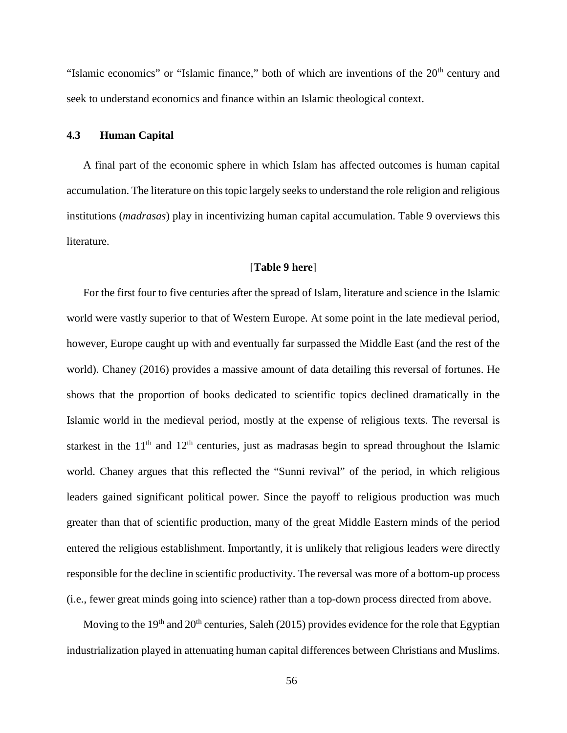"Islamic economics" or "Islamic finance," both of which are inventions of the 20th century and seek to understand economics and finance within an Islamic theological context.

### 4.3 Human Capital

A final part of the economic sphere in which Islam has affected outcomes is human capital accumulation. The literature on this topic largely seeks to understand the role religion and religious institutions (*madrasas*) play in incentivizing human capital accumulation. Table 9 overviews this literature.

[**Table 9 here**]

For the first four to five centuries after the spread of Islam, literature and science in the Islamic world were vastly superior to that of Western Europe. At some point in the late medieval period, however, Europe caught up with and eventually far surpassed the Middle East (and the rest of the world). Chaney (2016) provides a massive amount of data detailing this reversal of fortunes. He shows that the proportion of books dedicated to scientific topics declined dramatically in the Islamic world in the medieval period, mostly at the expense of religious texts. The reversal is starkest in the 11th and 12th centuries, just as madrasas begin to spread throughout the Islamic world. Chaney argues that this reflected the "Sunni revival" of the period, in which religious leaders gained significant political power. Since the payoff to religious production was much greater than that of scientific production, many of the great Middle Eastern minds of the period entered the religious establishment. Importantly, it is unlikely that religious leaders were directly responsible for the decline in scientific productivity. The reversal was more of a bottom-up process (i.e., fewer great minds going into science) rather than a top-down process directed from above.

Moving to the 19th and 20th centuries, Saleh (2015) provides evidence for the role that Egyptian industrialization played in attenuating human capital differences between Christians and Muslims.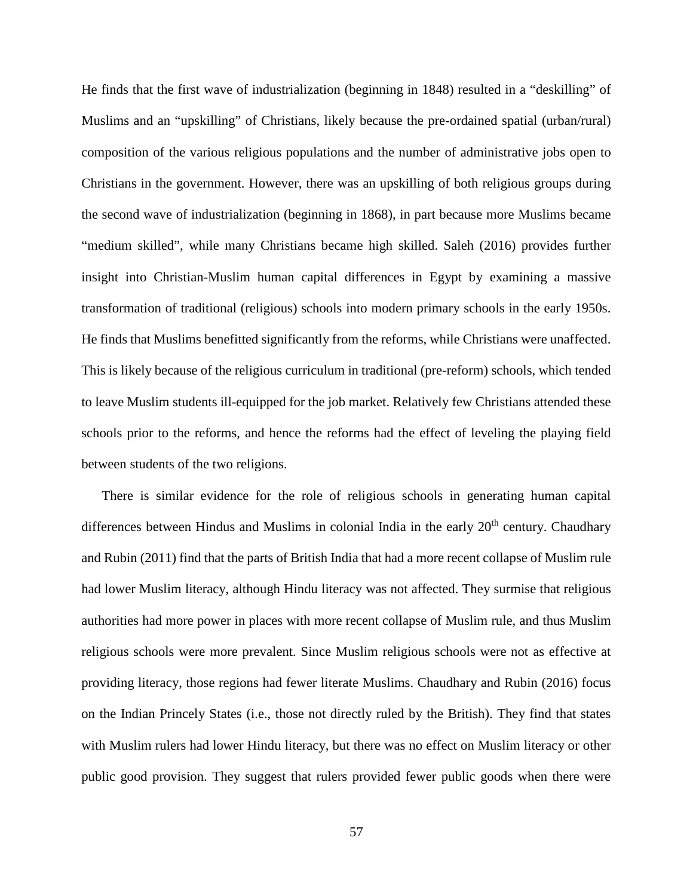He finds that the first wave of industrialization (beginning in 1848) resulted in a "deskilling" of Muslims and an "upskilling" of Christians, likely because the pre-ordained spatial (urban/rural) composition of the various religious populations and the number of administrative jobs open to Christians in the government. However, there was an upskilling of both religious groups during the second wave of industrialization (beginning in 1868), in part because more Muslims became "medium skilled", while many Christians became high skilled. Saleh (2016) provides further insight into Christian-Muslim human capital differences in Egypt by examining a massive transformation of traditional (religious) schools into modern primary schools in the early 1950s. He finds that Muslims benefitted significantly from the reforms, while Christians were unaffected. This is likely because of the religious curriculum in traditional (pre-reform) schools, which tended to leave Muslim students ill-equipped for the job market. Relatively few Christians attended these schools prior to the reforms, and hence the reforms had the effect of leveling the playing field between students of the two religions.

There is similar evidence for the role of religious schools in generating human capital differences between Hindus and Muslims in colonial India in the early 20th century. Chaudhary and Rubin (2011) find that the parts of British India that had a more recent collapse of Muslim rule had lower Muslim literacy, although Hindu literacy was not affected. They surmise that religious authorities had more power in places with more recent collapse of Muslim rule, and thus Muslim religious schools were more prevalent. Since Muslim religious schools were not as effective at providing literacy, those regions had fewer literate Muslims. Chaudhary and Rubin (2016) focus on the Indian Princely States (i.e., those not directly ruled by the British). They find that states with Muslim rulers had lower Hindu literacy, but there was no effect on Muslim literacy or other public good provision. They suggest that rulers provided fewer public goods when there were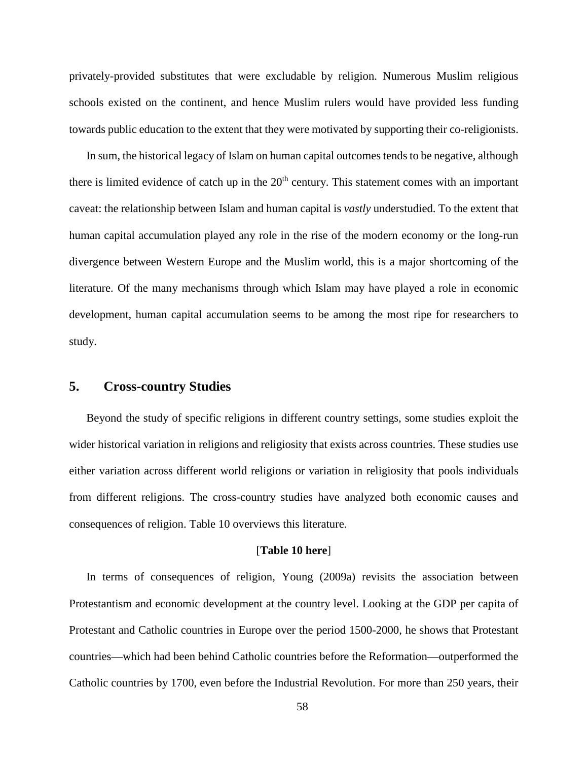privately-provided substitutes that were excludable by religion. Numerous Muslim religious schools existed on the continent, and hence Muslim rulers would have provided less funding towards public education to the extent that they were motivated by supporting their co-religionists.

In sum, the historical legacy of Islam on human capital outcomes tends to be negative, although there is limited evidence of catch up in the 20th century. This statement comes with an important caveat: the relationship between Islam and human capital is *vastly* understudied. To the extent that human capital accumulation played any role in the rise of the modern economy or the long-run divergence between Western Europe and the Muslim world, this is a major shortcoming of the literature. Of the many mechanisms through which Islam may have played a role in economic development, human capital accumulation seems to be among the most ripe for researchers to study.

## 5. Cross-country Studies

Beyond the study of specific religions in different country settings, some studies exploit the wider historical variation in religions and religiosity that exists across countries. These studies use either variation across different world religions or variation in religiosity that pools individuals from different religions. The cross-country studies have analyzed both economic causes and consequences of religion. Table 10 overviews this literature.

[**Table 10 here**]

In terms of consequences of religion, Young (2009a) revisits the association between Protestantism and economic development at the country level. Looking at the GDP per capita of Protestant and Catholic countries in Europe over the period 1500-2000, he shows that Protestant countries—which had been behind Catholic countries before the Reformation—outperformed the Catholic countries by 1700, even before the Industrial Revolution. For more than 250 years, their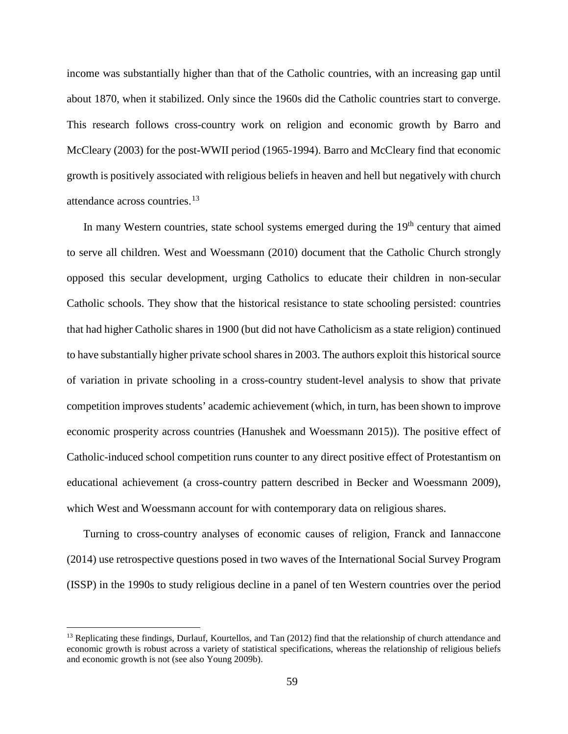income was substantially higher than that of the Catholic countries, with an increasing gap until about 1870, when it stabilized. Only since the 1960s did the Catholic countries start to converge. This research follows cross-country work on religion and economic growth by Barro and McCleary (2003) for the post-WWII period (1965-1994). Barro and McCleary find that economic growth is positively associated with religious beliefs in heaven and hell but negatively with church attendance across countries.[13]

In many Western countries, state school systems emerged during the 19th century that aimed to serve all children. West and Woessmann (2010) document that the Catholic Church strongly opposed this secular development, urging Catholics to educate their children in non-secular Catholic schools. They show that the historical resistance to state schooling persisted: countries that had higher Catholic shares in 1900 (but did not have Catholicism as a state religion) continued to have substantially higher private school shares in 2003. The authors exploit this historical source of variation in private schooling in a cross-country student-level analysis to show that private competition improves students' academic achievement (which, in turn, has been shown to improve economic prosperity across countries (Hanushek and Woessmann 2015)). The positive effect of Catholic-induced school competition runs counter to any direct positive effect of Protestantism on educational achievement (a cross-country pattern described in Becker and Woessmann 2009), which West and Woessmann account for with contemporary data on religious shares.

Turning to cross-country analyses of economic causes of religion, Franck and Iannaccone (2014) use retrospective questions posed in two waves of the International Social Survey Program (ISSP) in the 1990s to study religious decline in a panel of ten Western countries over the period

[13] Replicating these findings, Durlauf, Kourtellos, and Tan (2012) find that the relationship of church attendance and economic growth is robust across a variety of statistical specifications, whereas the relationship of religious beliefs and economic growth is not (see also Young 2009b).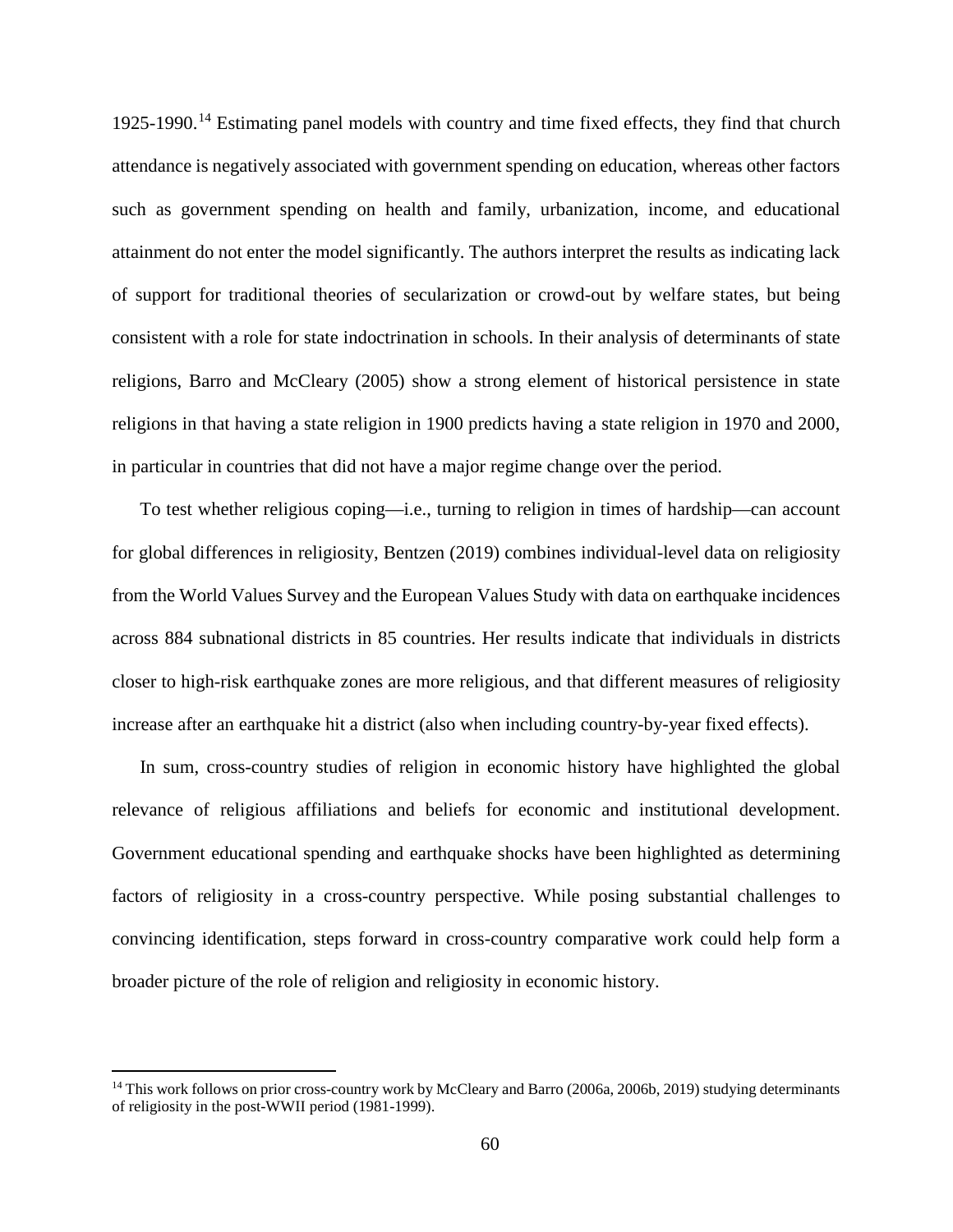1925-1990.[14] Estimating panel models with country and time fixed effects, they find that church attendance is negatively associated with government spending on education, whereas other factors such as government spending on health and family, urbanization, income, and educational attainment do not enter the model significantly. The authors interpret the results as indicating lack of support for traditional theories of secularization or crowd-out by welfare states, but being consistent with a role for state indoctrination in schools. In their analysis of determinants of state religions, Barro and McCleary (2005) show a strong element of historical persistence in state religions in that having a state religion in 1900 predicts having a state religion in 1970 and 2000, in particular in countries that did not have a major regime change over the period.

To test whether religious coping—i.e., turning to religion in times of hardship—can account for global differences in religiosity, Bentzen (2019) combines individual-level data on religiosity from the World Values Survey and the European Values Study with data on earthquake incidences across 884 subnational districts in 85 countries. Her results indicate that individuals in districts closer to high-risk earthquake zones are more religious, and that different measures of religiosity increase after an earthquake hit a district (also when including country-by-year fixed effects).

In sum, cross-country studies of religion in economic history have highlighted the global relevance of religious affiliations and beliefs for economic and institutional development. Government educational spending and earthquake shocks have been highlighted as determining factors of religiosity in a cross-country perspective. While posing substantial challenges to convincing identification, steps forward in cross-country comparative work could help form a broader picture of the role of religion and religiosity in economic history.

[14] This work follows on prior cross-country work by McCleary and Barro (2006a, 2006b, 2019) studying determinants of religiosity in the post-WWII period (1981-1999).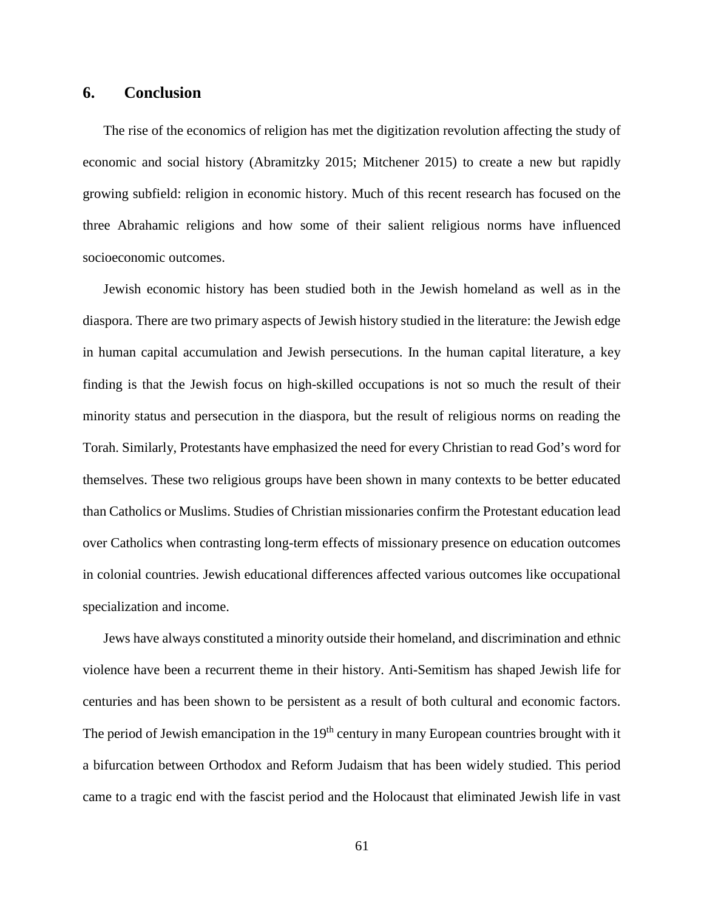## 6. Conclusion

The rise of the economics of religion has met the digitization revolution affecting the study of economic and social history (Abramitzky 2015; Mitchener 2015) to create a new but rapidly growing subfield: religion in economic history. Much of this recent research has focused on the three Abrahamic religions and how some of their salient religious norms have influenced socioeconomic outcomes.

Jewish economic history has been studied both in the Jewish homeland as well as in the diaspora. There are two primary aspects of Jewish history studied in the literature: the Jewish edge in human capital accumulation and Jewish persecutions. In the human capital literature, a key finding is that the Jewish focus on high-skilled occupations is not so much the result of their minority status and persecution in the diaspora, but the result of religious norms on reading the Torah. Similarly, Protestants have emphasized the need for every Christian to read God's word for themselves. These two religious groups have been shown in many contexts to be better educated than Catholics or Muslims. Studies of Christian missionaries confirm the Protestant education lead over Catholics when contrasting long-term effects of missionary presence on education outcomes in colonial countries. Jewish educational differences affected various outcomes like occupational specialization and income.

Jews have always constituted a minority outside their homeland, and discrimination and ethnic violence have been a recurrent theme in their history. Anti-Semitism has shaped Jewish life for centuries and has been shown to be persistent as a result of both cultural and economic factors. The period of Jewish emancipation in the 19th century in many European countries brought with it a bifurcation between Orthodox and Reform Judaism that has been widely studied. This period came to a tragic end with the fascist period and the Holocaust that eliminated Jewish life in vast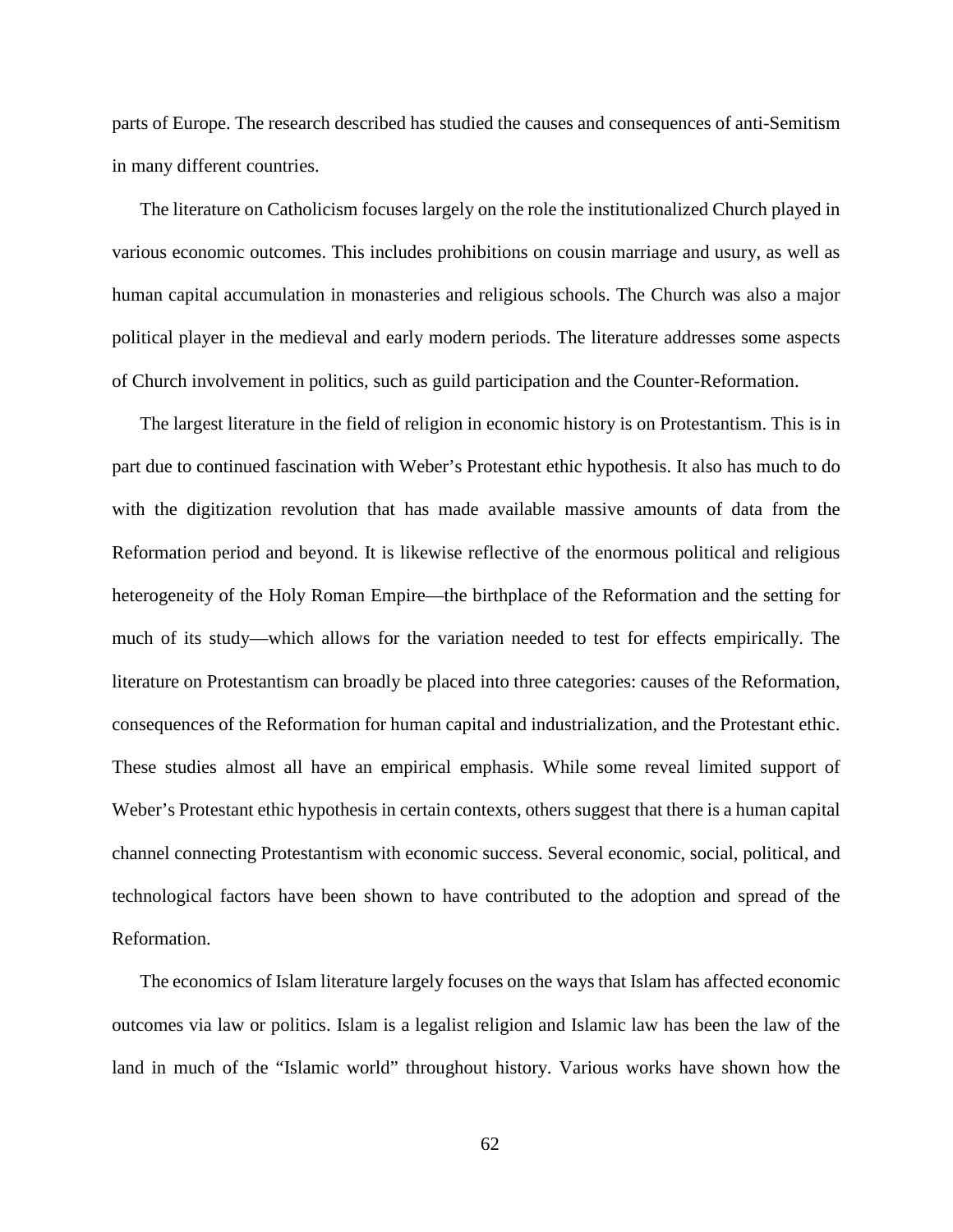parts of Europe. The research described has studied the causes and consequences of anti-Semitism in many different countries.

The literature on Catholicism focuses largely on the role the institutionalized Church played in various economic outcomes. This includes prohibitions on cousin marriage and usury, as well as human capital accumulation in monasteries and religious schools. The Church was also a major political player in the medieval and early modern periods. The literature addresses some aspects of Church involvement in politics, such as guild participation and the Counter-Reformation.

The largest literature in the field of religion in economic history is on Protestantism. This is in part due to continued fascination with Weber's Protestant ethic hypothesis. It also has much to do with the digitization revolution that has made available massive amounts of data from the Reformation period and beyond. It is likewise reflective of the enormous political and religious heterogeneity of the Holy Roman Empire—the birthplace of the Reformation and the setting for much of its study—which allows for the variation needed to test for effects empirically. The literature on Protestantism can broadly be placed into three categories: causes of the Reformation, consequences of the Reformation for human capital and industrialization, and the Protestant ethic. These studies almost all have an empirical emphasis. While some reveal limited support of Weber's Protestant ethic hypothesis in certain contexts, others suggest that there is a human capital channel connecting Protestantism with economic success. Several economic, social, political, and technological factors have been shown to have contributed to the adoption and spread of the Reformation.

The economics of Islam literature largely focuses on the ways that Islam has affected economic outcomes via law or politics. Islam is a legalist religion and Islamic law has been the law of the land in much of the "Islamic world" throughout history. Various works have shown how the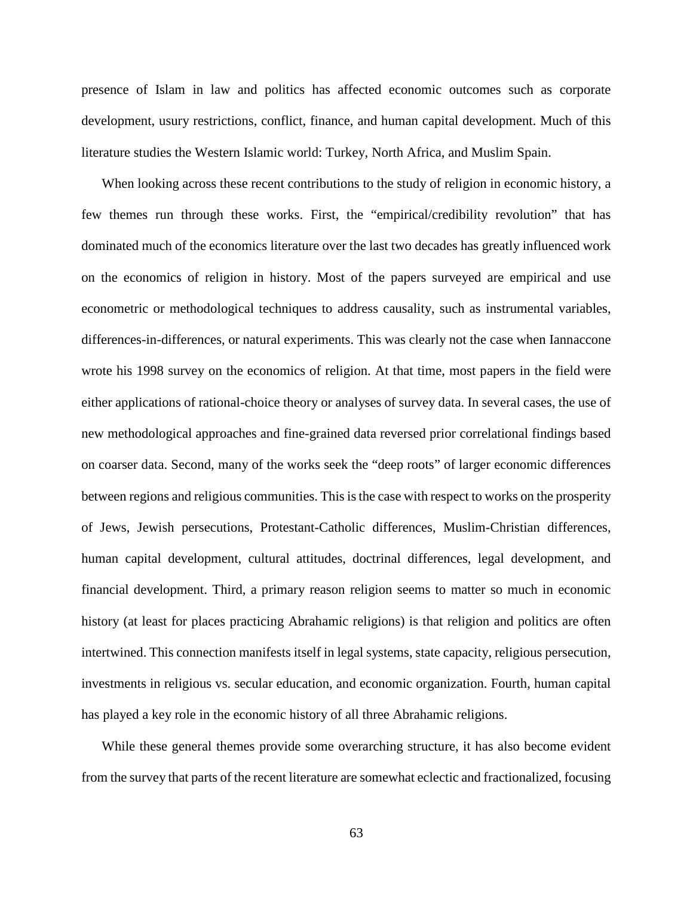presence of Islam in law and politics has affected economic outcomes such as corporate development, usury restrictions, conflict, finance, and human capital development. Much of this literature studies the Western Islamic world: Turkey, North Africa, and Muslim Spain.

When looking across these recent contributions to the study of religion in economic history, a few themes run through these works. First, the "empirical/credibility revolution" that has dominated much of the economics literature over the last two decades has greatly influenced work on the economics of religion in history. Most of the papers surveyed are empirical and use econometric or methodological techniques to address causality, such as instrumental variables, differences-in-differences, or natural experiments. This was clearly not the case when Iannaccone wrote his 1998 survey on the economics of religion. At that time, most papers in the field were either applications of rational-choice theory or analyses of survey data. In several cases, the use of new methodological approaches and fine-grained data reversed prior correlational findings based on coarser data. Second, many of the works seek the "deep roots" of larger economic differences between regions and religious communities. This is the case with respect to works on the prosperity of Jews, Jewish persecutions, Protestant-Catholic differences, Muslim-Christian differences, human capital development, cultural attitudes, doctrinal differences, legal development, and financial development. Third, a primary reason religion seems to matter so much in economic history (at least for places practicing Abrahamic religions) is that religion and politics are often intertwined. This connection manifests itself in legal systems, state capacity, religious persecution, investments in religious vs. secular education, and economic organization. Fourth, human capital has played a key role in the economic history of all three Abrahamic religions.

While these general themes provide some overarching structure, it has also become evident from the survey that parts of the recent literature are somewhat eclectic and fractionalized, focusing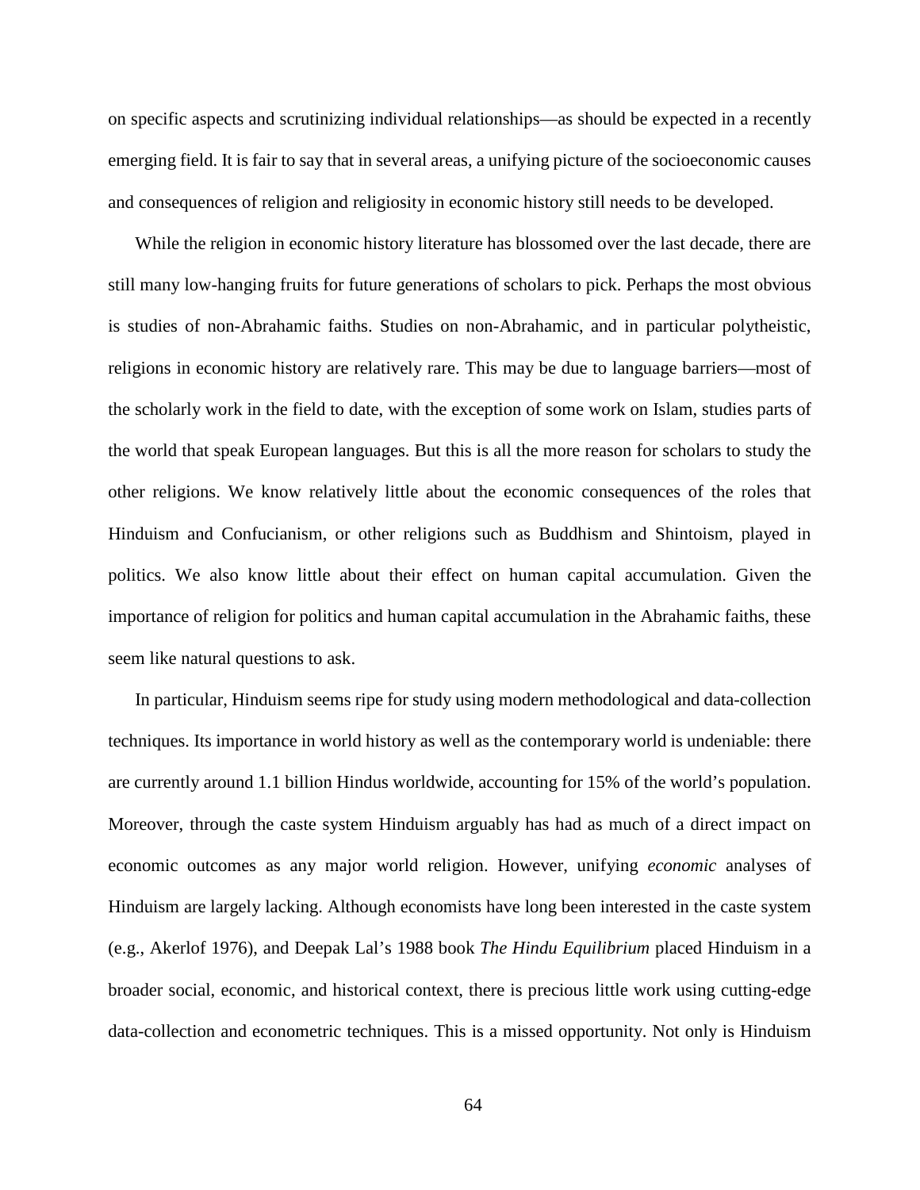on specific aspects and scrutinizing individual relationships—as should be expected in a recently emerging field. It is fair to say that in several areas, a unifying picture of the socioeconomic causes and consequences of religion and religiosity in economic history still needs to be developed.

While the religion in economic history literature has blossomed over the last decade, there are still many low-hanging fruits for future generations of scholars to pick. Perhaps the most obvious is studies of non-Abrahamic faiths. Studies on non-Abrahamic, and in particular polytheistic, religions in economic history are relatively rare. This may be due to language barriers—most of the scholarly work in the field to date, with the exception of some work on Islam, studies parts of the world that speak European languages. But this is all the more reason for scholars to study the other religions. We know relatively little about the economic consequences of the roles that Hinduism and Confucianism, or other religions such as Buddhism and Shintoism, played in politics. We also know little about their effect on human capital accumulation. Given the importance of religion for politics and human capital accumulation in the Abrahamic faiths, these seem like natural questions to ask.

In particular, Hinduism seems ripe for study using modern methodological and data-collection techniques. Its importance in world history as well as the contemporary world is undeniable: there are currently around 1.1 billion Hindus worldwide, accounting for 15% of the world's population. Moreover, through the caste system Hinduism arguably has had as much of a direct impact on economic outcomes as any major world religion. However, unifying *economic* analyses of Hinduism are largely lacking. Although economists have long been interested in the caste system (e.g., Akerlof 1976), and Deepak Lal's 1988 book *The Hindu Equilibrium* placed Hinduism in a broader social, economic, and historical context, there is precious little work using cutting-edge data-collection and econometric techniques. This is a missed opportunity. Not only is Hinduism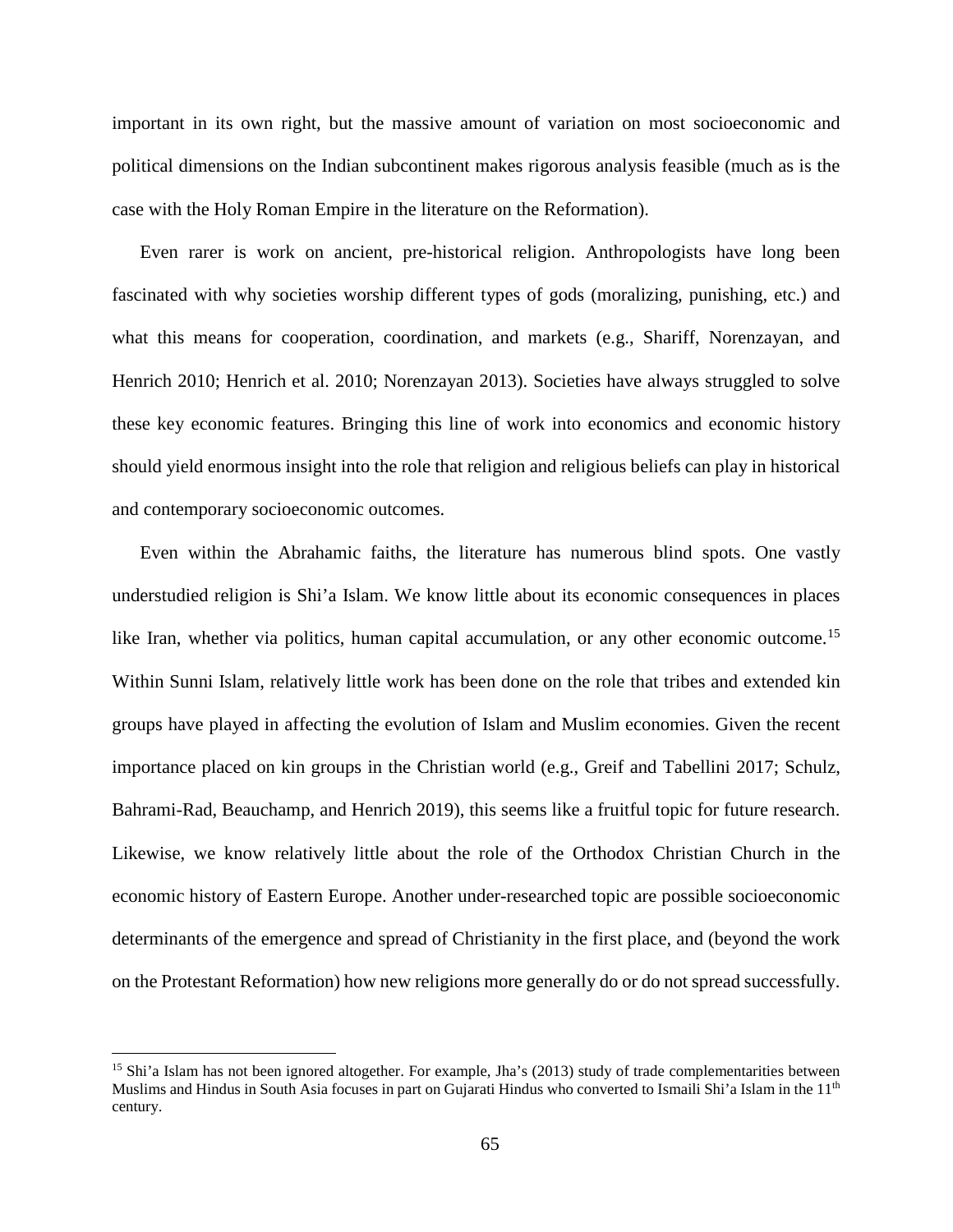important in its own right, but the massive amount of variation on most socioeconomic and political dimensions on the Indian subcontinent makes rigorous analysis feasible (much as is the case with the Holy Roman Empire in the literature on the Reformation).

Even rarer is work on ancient, pre-historical religion. Anthropologists have long been fascinated with why societies worship different types of gods (moralizing, punishing, etc.) and what this means for cooperation, coordination, and markets (e.g., Shariff, Norenzayan, and Henrich 2010; Henrich et al. 2010; Norenzayan 2013). Societies have always struggled to solve these key economic features. Bringing this line of work into economics and economic history should yield enormous insight into the role that religion and religious beliefs can play in historical and contemporary socioeconomic outcomes.

Even within the Abrahamic faiths, the literature has numerous blind spots. One vastly understudied religion is Shi'a Islam. We know little about its economic consequences in places like Iran, whether via politics, human capital accumulation, or any other economic outcome.[15] Within Sunni Islam, relatively little work has been done on the role that tribes and extended kin groups have played in affecting the evolution of Islam and Muslim economies. Given the recent importance placed on kin groups in the Christian world (e.g., Greif and Tabellini 2017; Schulz, Bahrami-Rad, Beauchamp, and Henrich 2019), this seems like a fruitful topic for future research. Likewise, we know relatively little about the role of the Orthodox Christian Church in the economic history of Eastern Europe. Another under-researched topic are possible socioeconomic determinants of the emergence and spread of Christianity in the first place, and (beyond the work on the Protestant Reformation) how new religions more generally do or do not spread successfully.

[15] Shi'a Islam has not been ignored altogether. For example, Jha's (2013) study of trade complementarities between Muslims and Hindus in South Asia focuses in part on Gujarati Hindus who converted to Ismaili Shi'a Islam in the 11th century.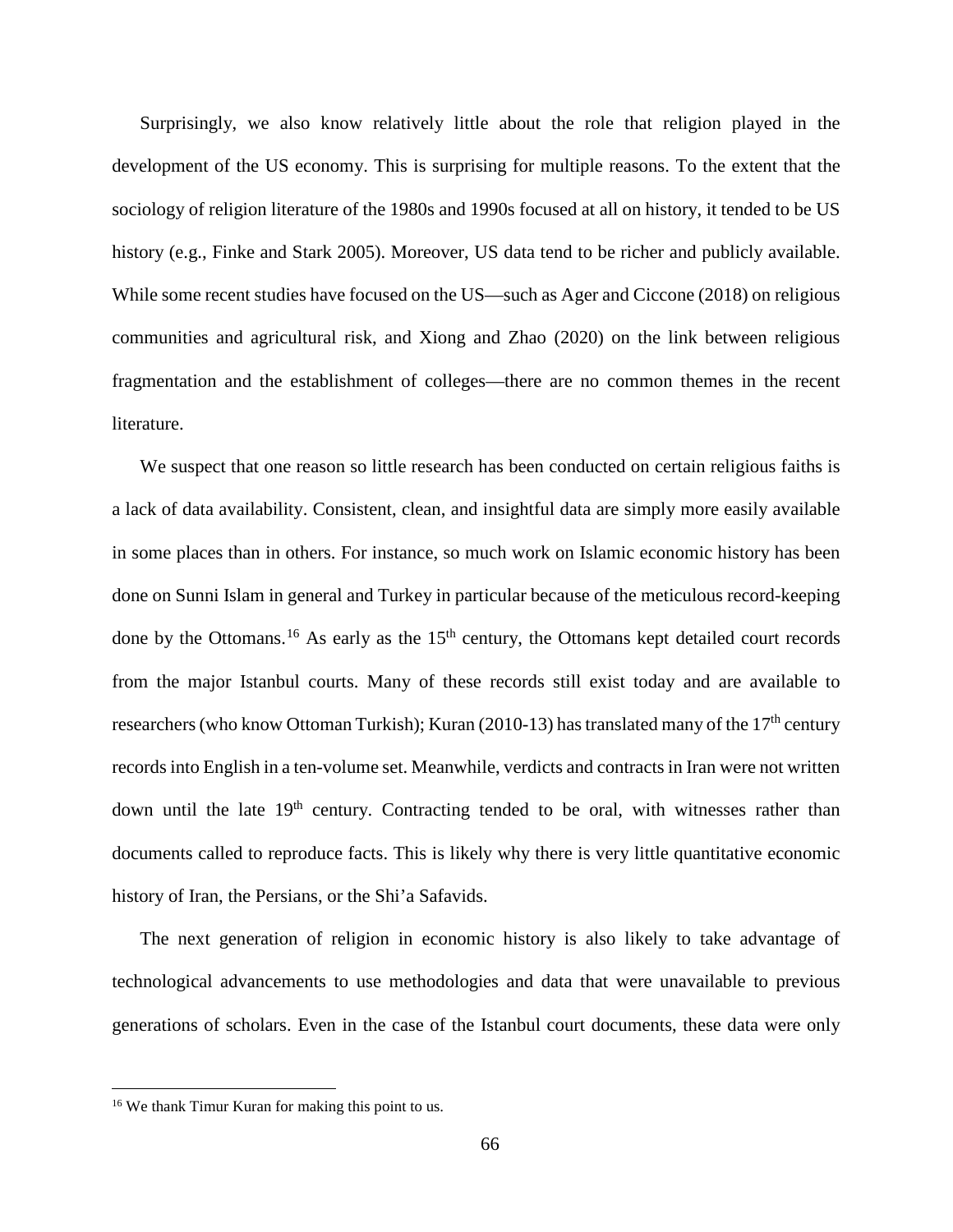Surprisingly, we also know relatively little about the role that religion played in the development of the US economy. This is surprising for multiple reasons. To the extent that the sociology of religion literature of the 1980s and 1990s focused at all on history, it tended to be US history (e.g., Finke and Stark 2005). Moreover, US data tend to be richer and publicly available. While some recent studies have focused on the US—such as Ager and Ciccone (2018) on religious communities and agricultural risk, and Xiong and Zhao (2020) on the link between religious fragmentation and the establishment of colleges—there are no common themes in the recent literature.

We suspect that one reason so little research has been conducted on certain religious faiths is a lack of data availability. Consistent, clean, and insightful data are simply more easily available in some places than in others. For instance, so much work on Islamic economic history has been done on Sunni Islam in general and Turkey in particular because of the meticulous record-keeping done by the Ottomans.[16] As early as the 15th century, the Ottomans kept detailed court records from the major Istanbul courts. Many of these records still exist today and are available to researchers (who know Ottoman Turkish); Kuran (2010-13) has translated many of the 17th century records into English in a ten-volume set. Meanwhile, verdicts and contracts in Iran were not written down until the late 19th century. Contracting tended to be oral, with witnesses rather than documents called to reproduce facts. This is likely why there is very little quantitative economic history of Iran, the Persians, or the Shi'a Safavids.

The next generation of religion in economic history is also likely to take advantage of technological advancements to use methodologies and data that were unavailable to previous generations of scholars. Even in the case of the Istanbul court documents, these data were only

[16] We thank Timur Kuran for making this point to us.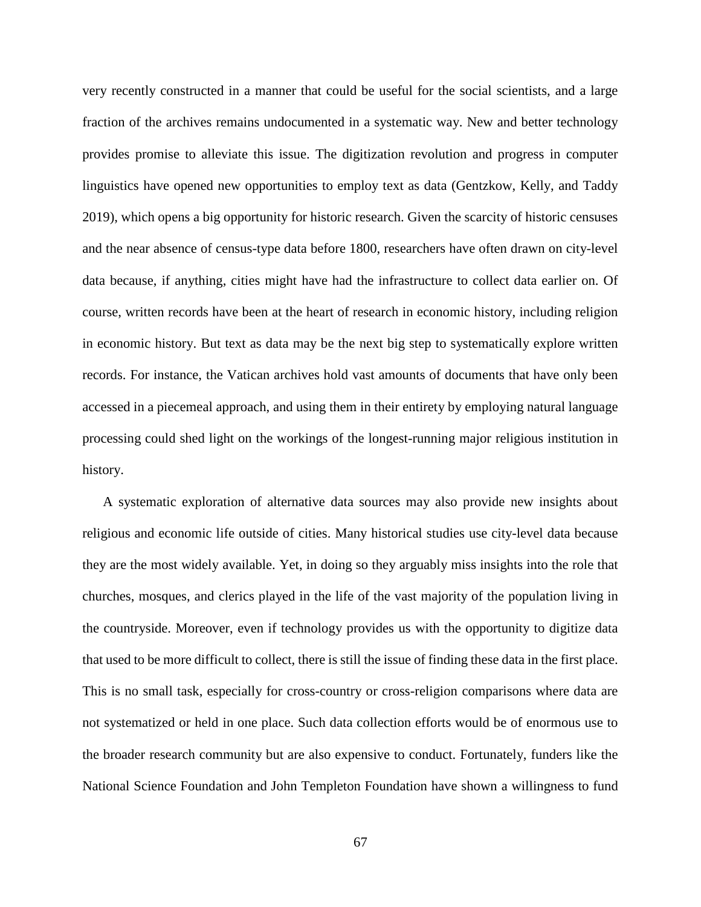very recently constructed in a manner that could be useful for the social scientists, and a large fraction of the archives remains undocumented in a systematic way. New and better technology provides promise to alleviate this issue. The digitization revolution and progress in computer linguistics have opened new opportunities to employ text as data (Gentzkow, Kelly, and Taddy 2019), which opens a big opportunity for historic research. Given the scarcity of historic censuses and the near absence of census-type data before 1800, researchers have often drawn on city-level data because, if anything, cities might have had the infrastructure to collect data earlier on. Of course, written records have been at the heart of research in economic history, including religion in economic history. But text as data may be the next big step to systematically explore written records. For instance, the Vatican archives hold vast amounts of documents that have only been accessed in a piecemeal approach, and using them in their entirety by employing natural language processing could shed light on the workings of the longest-running major religious institution in history.

A systematic exploration of alternative data sources may also provide new insights about religious and economic life outside of cities. Many historical studies use city-level data because they are the most widely available. Yet, in doing so they arguably miss insights into the role that churches, mosques, and clerics played in the life of the vast majority of the population living in the countryside. Moreover, even if technology provides us with the opportunity to digitize data that used to be more difficult to collect, there is still the issue of finding these data in the first place. This is no small task, especially for cross-country or cross-religion comparisons where data are not systematized or held in one place. Such data collection efforts would be of enormous use to the broader research community but are also expensive to conduct. Fortunately, funders like the National Science Foundation and John Templeton Foundation have shown a willingness to fund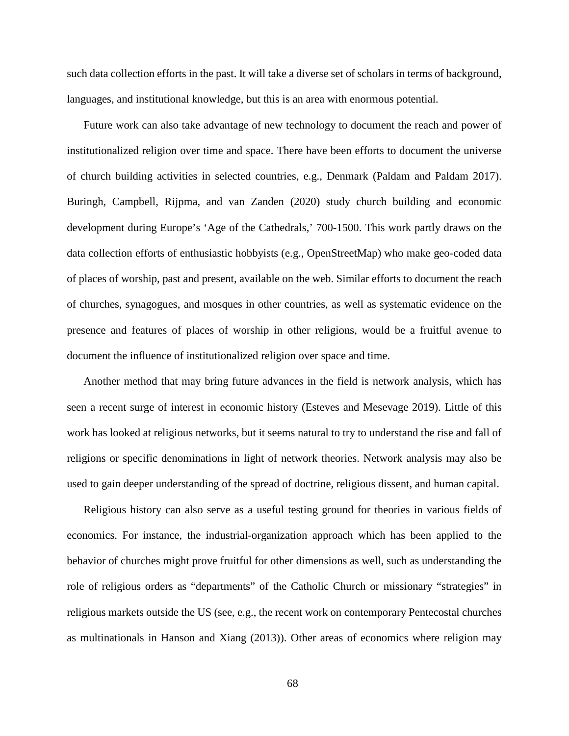such data collection efforts in the past. It will take a diverse set of scholars in terms of background, languages, and institutional knowledge, but this is an area with enormous potential.

Future work can also take advantage of new technology to document the reach and power of institutionalized religion over time and space. There have been efforts to document the universe of church building activities in selected countries, e.g., Denmark (Paldam and Paldam 2017). Buringh, Campbell, Rijpma, and van Zanden (2020) study church building and economic development during Europe's 'Age of the Cathedrals,' 700-1500. This work partly draws on the data collection efforts of enthusiastic hobbyists (e.g., OpenStreetMap) who make geo-coded data of places of worship, past and present, available on the web. Similar efforts to document the reach of churches, synagogues, and mosques in other countries, as well as systematic evidence on the presence and features of places of worship in other religions, would be a fruitful avenue to document the influence of institutionalized religion over space and time.

Another method that may bring future advances in the field is network analysis, which has seen a recent surge of interest in economic history (Esteves and Mesevage 2019). Little of this work has looked at religious networks, but it seems natural to try to understand the rise and fall of religions or specific denominations in light of network theories. Network analysis may also be used to gain deeper understanding of the spread of doctrine, religious dissent, and human capital.

Religious history can also serve as a useful testing ground for theories in various fields of economics. For instance, the industrial-organization approach which has been applied to the behavior of churches might prove fruitful for other dimensions as well, such as understanding the role of religious orders as "departments" of the Catholic Church or missionary "strategies" in religious markets outside the US (see, e.g., the recent work on contemporary Pentecostal churches as multinationals in Hanson and Xiang (2013)). Other areas of economics where religion may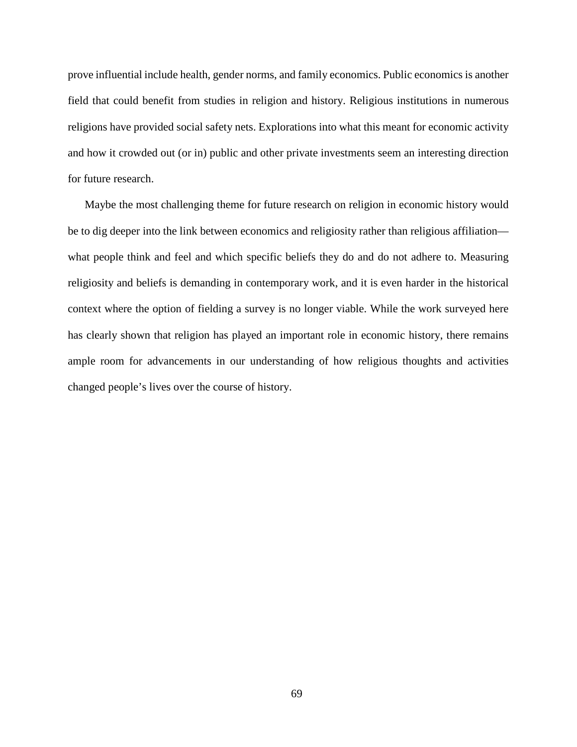prove influential include health, gender norms, and family economics. Public economics is another field that could benefit from studies in religion and history. Religious institutions in numerous religions have provided social safety nets. Explorations into what this meant for economic activity and how it crowded out (or in) public and other private investments seem an interesting direction for future research.

Maybe the most challenging theme for future research on religion in economic history would be to dig deeper into the link between economics and religiosity rather than religious affiliation—what people think and feel and which specific beliefs they do and do not adhere to. Measuring religiosity and beliefs is demanding in contemporary work, and it is even harder in the historical context where the option of fielding a survey is no longer viable. While the work surveyed here has clearly shown that religion has played an important role in economic history, there remains ample room for advancements in our understanding of how religious thoughts and activities changed people's lives over the course of history.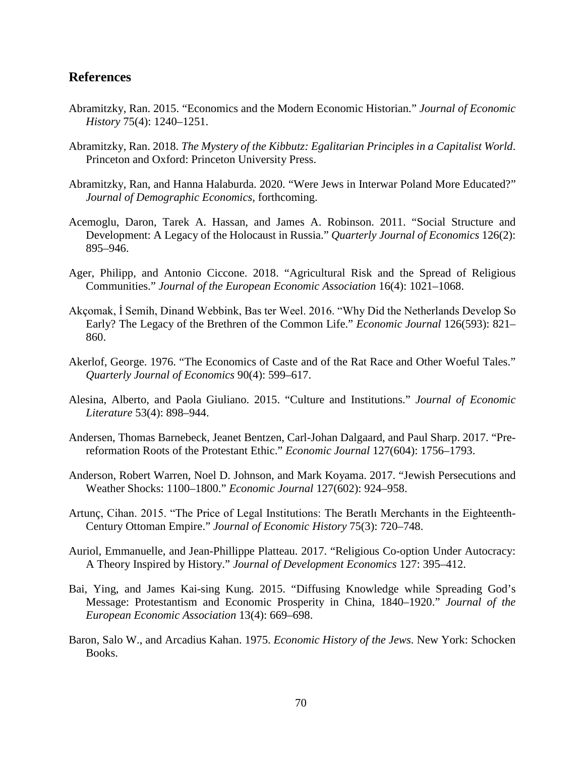## References

Abramitzky, Ran. 2015. "Economics and the Modern Economic Historian." *Journal of Economic History* 75(4): 1240–1251.

Abramitzky, Ran. 2018. *The Mystery of the Kibbutz: Egalitarian Principles in a Capitalist World*. Princeton and Oxford: Princeton University Press.

Abramitzky, Ran, and Hanna Halaburda. 2020. "Were Jews in Interwar Poland More Educated?" *Journal of Demographic Economics,* forthcoming.

Acemoglu, Daron, Tarek A. Hassan, and James A. Robinson. 2011. "Social Structure and Development: A Legacy of the Holocaust in Russia." *Quarterly Journal of Economics* 126(2): 895–946.

Ager, Philipp, and Antonio Ciccone. 2018. "Agricultural Risk and the Spread of Religious Communities." *Journal of the European Economic Association* 16(4): 1021–1068.

Akçomak, İ Semih, Dinand Webbink, Bas ter Weel. 2016. "Why Did the Netherlands Develop So Early? The Legacy of the Brethren of the Common Life." *Economic Journal* 126(593): 821–860.

Akerlof, George. 1976. "The Economics of Caste and of the Rat Race and Other Woeful Tales." *Quarterly Journal of Economics* 90(4): 599–617.

Alesina, Alberto, and Paola Giuliano. 2015. "Culture and Institutions." *Journal of Economic Literature* 53(4): 898–944.

Andersen, Thomas Barnebeck, Jeanet Bentzen, Carl-Johan Dalgaard, and Paul Sharp. 2017. "Pre-reformation Roots of the Protestant Ethic." *Economic Journal* 127(604): 1756–1793.

Anderson, Robert Warren, Noel D. Johnson, and Mark Koyama. 2017. "Jewish Persecutions and Weather Shocks: 1100–1800." *Economic Journal* 127(602): 924–958.

Artunç, Cihan. 2015. "The Price of Legal Institutions: The Beratlı Merchants in the Eighteenth-Century Ottoman Empire." *Journal of Economic History* 75(3): 720–748.

Auriol, Emmanuelle, and Jean-Phillippe Platteau. 2017. "Religious Co-option Under Autocracy: A Theory Inspired by History." *Journal of Development Economics* 127: 395–412.

Bai, Ying, and James Kai-sing Kung. 2015. "Diffusing Knowledge while Spreading God's Message: Protestantism and Economic Prosperity in China, 1840–1920." *Journal of the European Economic Association* 13(4): 669–698.

Baron, Salo W., and Arcadius Kahan. 1975. *Economic History of the Jews*. New York: Schocken Books.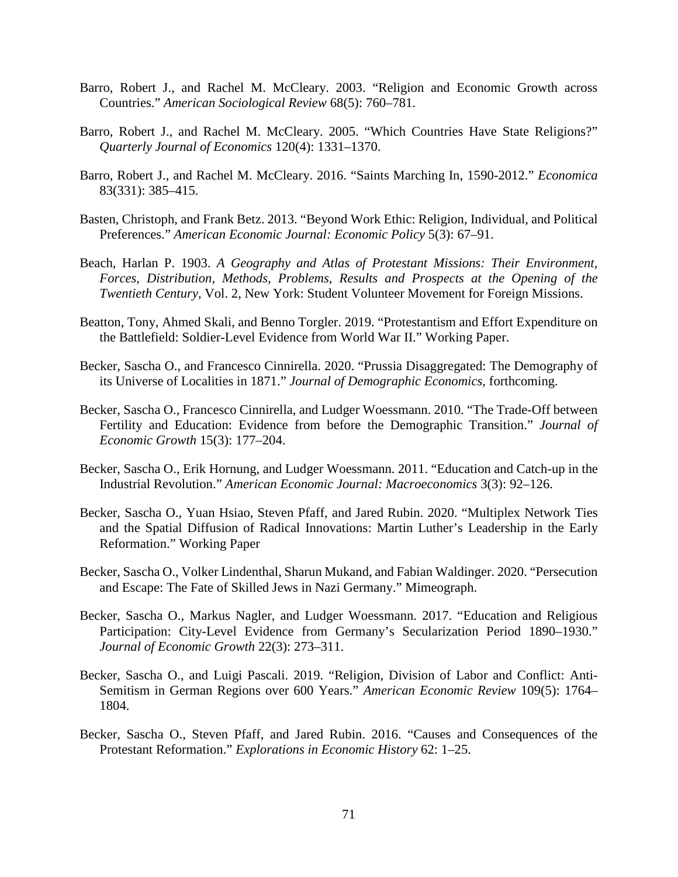Barro, Robert J., and Rachel M. McCleary. 2003. "Religion and Economic Growth across Countries." *American Sociological Review* 68(5): 760–781.

Barro, Robert J., and Rachel M. McCleary. 2005. "Which Countries Have State Religions?" *Quarterly Journal of Economics* 120(4): 1331–1370.

Barro, Robert J., and Rachel M. McCleary. 2016. "Saints Marching In, 1590-2012." *Economica* 83(331): 385–415.

Basten, Christoph, and Frank Betz. 2013. "Beyond Work Ethic: Religion, Individual, and Political Preferences." *American Economic Journal: Economic Policy* 5(3): 67–91.

Beach, Harlan P. 1903. *A Geography and Atlas of Protestant Missions: Their Environment, Forces, Distribution, Methods, Problems, Results and Prospects at the Opening of the Twentieth Century*, Vol. 2, New York: Student Volunteer Movement for Foreign Missions.

Beatton, Tony, Ahmed Skali, and Benno Torgler. 2019. "Protestantism and Effort Expenditure on the Battlefield: Soldier-Level Evidence from World War II." Working Paper.

Becker, Sascha O., and Francesco Cinnirella. 2020. "Prussia Disaggregated: The Demography of its Universe of Localities in 1871." *Journal of Demographic Economics*, forthcoming.

Becker, Sascha O., Francesco Cinnirella, and Ludger Woessmann. 2010. "The Trade-Off between Fertility and Education: Evidence from before the Demographic Transition." *Journal of Economic Growth* 15(3): 177–204.

Becker, Sascha O., Erik Hornung, and Ludger Woessmann. 2011. "Education and Catch-up in the Industrial Revolution." *American Economic Journal: Macroeconomics* 3(3): 92–126.

Becker, Sascha O., Yuan Hsiao, Steven Pfaff, and Jared Rubin. 2020. "Multiplex Network Ties and the Spatial Diffusion of Radical Innovations: Martin Luther's Leadership in the Early Reformation." Working Paper

Becker, Sascha O., Volker Lindenthal, Sharun Mukand, and Fabian Waldinger. 2020. "Persecution and Escape: The Fate of Skilled Jews in Nazi Germany." Mimeograph.

Becker, Sascha O., Markus Nagler, and Ludger Woessmann. 2017. "Education and Religious Participation: City-Level Evidence from Germany's Secularization Period 1890–1930." *Journal of Economic Growth* 22(3): 273–311.

Becker, Sascha O., and Luigi Pascali. 2019. "Religion, Division of Labor and Conflict: Anti-Semitism in German Regions over 600 Years." *American Economic Review* 109(5): 1764–1804.

Becker, Sascha O., Steven Pfaff, and Jared Rubin. 2016. "Causes and Consequences of the Protestant Reformation." *Explorations in Economic History* 62: 1–25.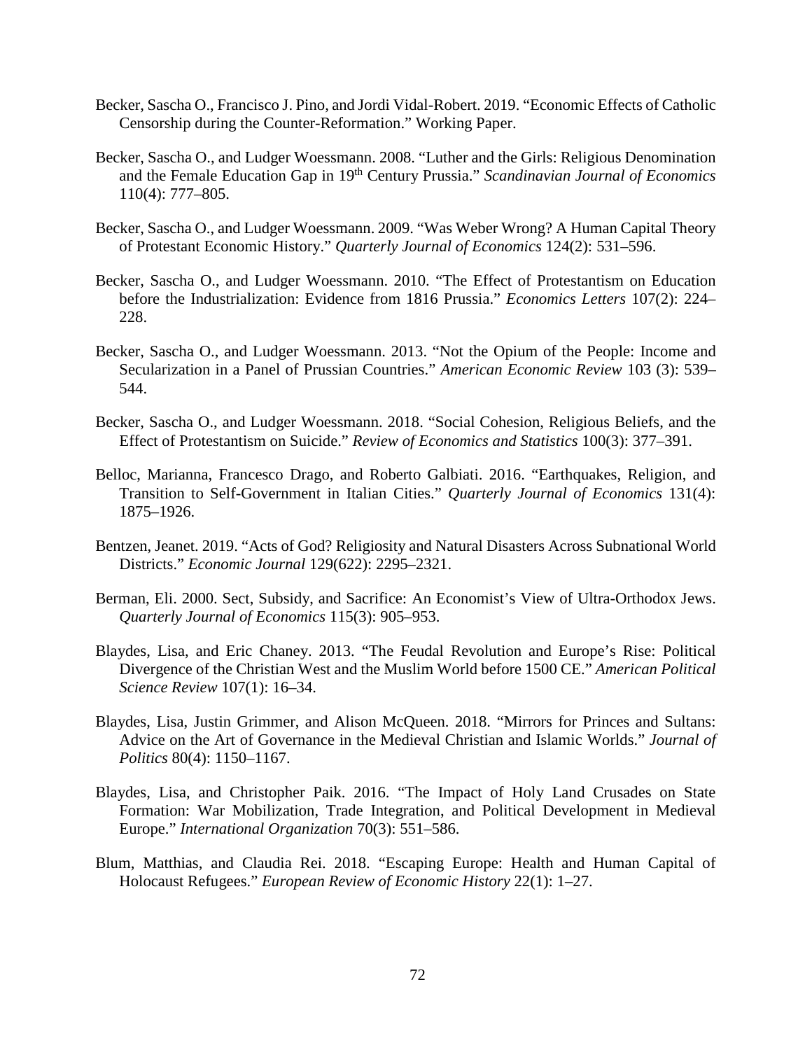Becker, Sascha O., Francisco J. Pino, and Jordi Vidal-Robert. 2019. "Economic Effects of Catholic Censorship during the Counter-Reformation." Working Paper.

Becker, Sascha O., and Ludger Woessmann. 2008. "Luther and the Girls: Religious Denomination and the Female Education Gap in 19th Century Prussia." *Scandinavian Journal of Economics* 110(4): 777–805.

Becker, Sascha O., and Ludger Woessmann. 2009. "Was Weber Wrong? A Human Capital Theory of Protestant Economic History." *Quarterly Journal of Economics* 124(2): 531–596.

Becker, Sascha O., and Ludger Woessmann. 2010. "The Effect of Protestantism on Education before the Industrialization: Evidence from 1816 Prussia." *Economics Letters* 107(2): 224–228.

Becker, Sascha O., and Ludger Woessmann. 2013. "Not the Opium of the People: Income and Secularization in a Panel of Prussian Countries." *American Economic Review* 103 (3): 539–544.

Becker, Sascha O., and Ludger Woessmann. 2018. "Social Cohesion, Religious Beliefs, and the Effect of Protestantism on Suicide." *Review of Economics and Statistics* 100(3): 377–391.

Belloc, Marianna, Francesco Drago, and Roberto Galbiati. 2016. "Earthquakes, Religion, and Transition to Self-Government in Italian Cities." *Quarterly Journal of Economics* 131(4): 1875–1926.

Bentzen, Jeanet. 2019. "Acts of God? Religiosity and Natural Disasters Across Subnational World Districts." *Economic Journal* 129(622): 2295–2321.

Berman, Eli. 2000. Sect, Subsidy, and Sacrifice: An Economist's View of Ultra-Orthodox Jews. *Quarterly Journal of Economics* 115(3): 905–953.

Blaydes, Lisa, and Eric Chaney. 2013. "The Feudal Revolution and Europe's Rise: Political Divergence of the Christian West and the Muslim World before 1500 CE." *American Political Science Review* 107(1): 16–34.

Blaydes, Lisa, Justin Grimmer, and Alison McQueen. 2018. "Mirrors for Princes and Sultans: Advice on the Art of Governance in the Medieval Christian and Islamic Worlds." *Journal of Politics* 80(4): 1150–1167.

Blaydes, Lisa, and Christopher Paik. 2016. "The Impact of Holy Land Crusades on State Formation: War Mobilization, Trade Integration, and Political Development in Medieval Europe." *International Organization* 70(3): 551–586.

Blum, Matthias, and Claudia Rei. 2018. "Escaping Europe: Health and Human Capital of Holocaust Refugees." *European Review of Economic History* 22(1): 1–27.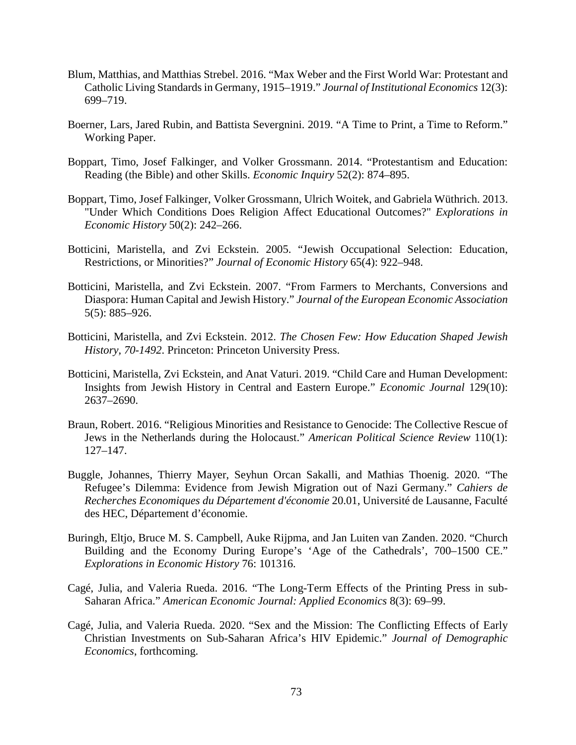Blum, Matthias, and Matthias Strebel. 2016. "Max Weber and the First World War: Protestant and Catholic Living Standards in Germany, 1915–1919." *Journal of Institutional Economics* 12(3): 699–719.

Boerner, Lars, Jared Rubin, and Battista Severgnini. 2019. "A Time to Print, a Time to Reform." Working Paper.

Boppart, Timo, Josef Falkinger, and Volker Grossmann. 2014. "Protestantism and Education: Reading (the Bible) and other Skills. *Economic Inquiry* 52(2): 874–895.

Boppart, Timo, Josef Falkinger, Volker Grossmann, Ulrich Woitek, and Gabriela Wüthrich. 2013. "Under Which Conditions Does Religion Affect Educational Outcomes?" *Explorations in Economic History* 50(2): 242–266.

Botticini, Maristella, and Zvi Eckstein. 2005. "Jewish Occupational Selection: Education, Restrictions, or Minorities?" *Journal of Economic History* 65(4): 922–948.

Botticini, Maristella, and Zvi Eckstein. 2007. "From Farmers to Merchants, Conversions and Diaspora: Human Capital and Jewish History." *Journal of the European Economic Association* 5(5): 885–926.

Botticini, Maristella, and Zvi Eckstein. 2012. *The Chosen Few: How Education Shaped Jewish History, 70-1492*. Princeton: Princeton University Press.

Botticini, Maristella, Zvi Eckstein, and Anat Vaturi. 2019. "Child Care and Human Development: Insights from Jewish History in Central and Eastern Europe." *Economic Journal* 129(10): 2637–2690.

Braun, Robert. 2016. "Religious Minorities and Resistance to Genocide: The Collective Rescue of Jews in the Netherlands during the Holocaust." *American Political Science Review* 110(1): 127–147.

Buggle, Johannes, Thierry Mayer, Seyhun Orcan Sakalli, and Mathias Thoenig. 2020. "The Refugee's Dilemma: Evidence from Jewish Migration out of Nazi Germany." *Cahiers de Recherches Economiques du Département d'économie* 20.01, Université de Lausanne, Faculté des HEC, Département d'économie.

Buringh, Eltjo, Bruce M. S. Campbell, Auke Rijpma, and Jan Luiten van Zanden. 2020. "Church Building and the Economy During Europe's 'Age of the Cathedrals', 700–1500 CE." *Explorations in Economic History* 76: 101316.

Cagé, Julia, and Valeria Rueda. 2016. "The Long-Term Effects of the Printing Press in sub-Saharan Africa." *American Economic Journal: Applied Economics* 8(3): 69–99.

Cagé, Julia, and Valeria Rueda. 2020. "Sex and the Mission: The Conflicting Effects of Early Christian Investments on Sub-Saharan Africa's HIV Epidemic." *Journal of Demographic Economics*, forthcoming.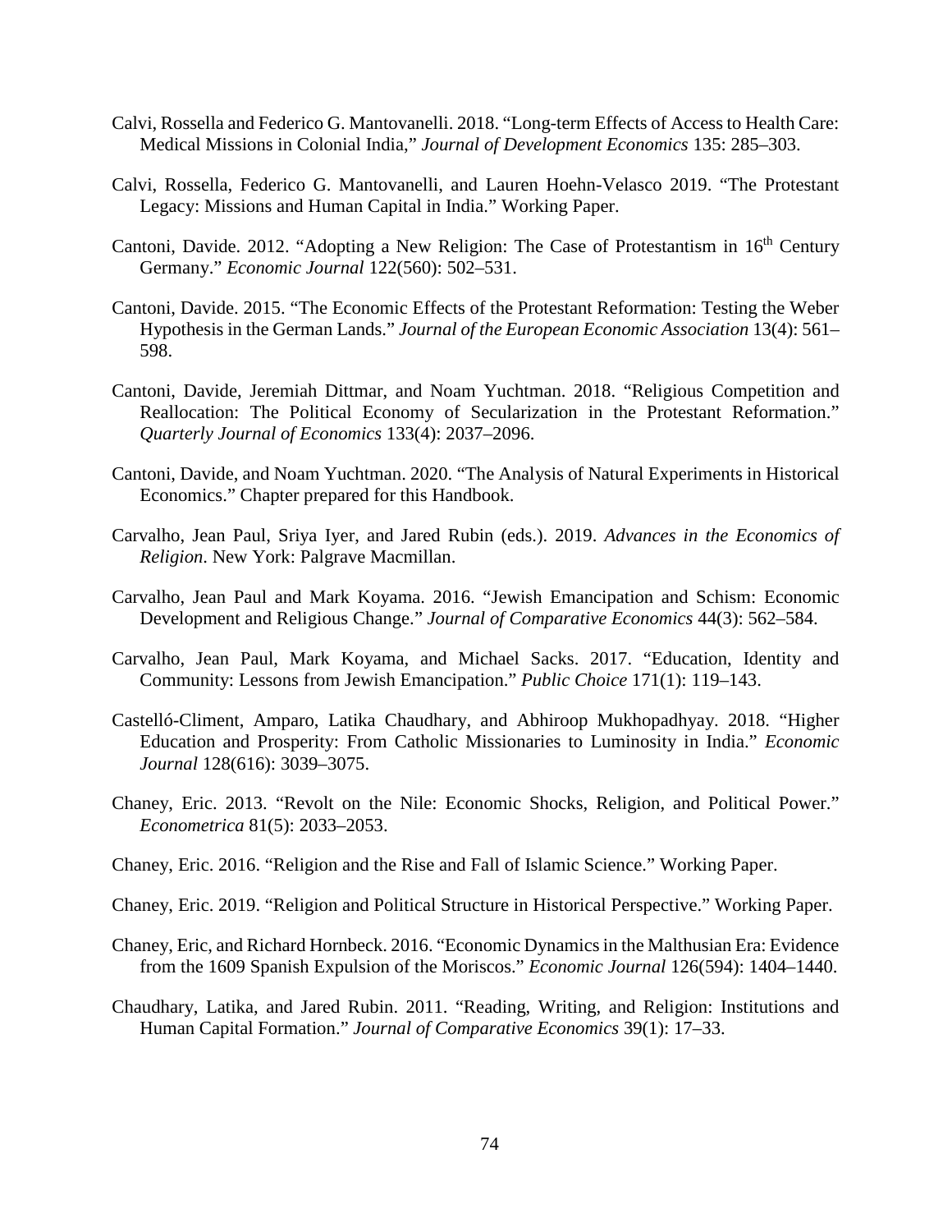Calvi, Rossella and Federico G. Mantovanelli. 2018. "Long-term Effects of Access to Health Care: Medical Missions in Colonial India," *Journal of Development Economics* 135: 285–303.

Calvi, Rossella, Federico G. Mantovanelli, and Lauren Hoehn-Velasco 2019. "The Protestant Legacy: Missions and Human Capital in India." Working Paper.

Cantoni, Davide. 2012. "Adopting a New Religion: The Case of Protestantism in 16th Century Germany." *Economic Journal* 122(560): 502–531.

Cantoni, Davide. 2015. "The Economic Effects of the Protestant Reformation: Testing the Weber Hypothesis in the German Lands." *Journal of the European Economic Association* 13(4): 561–598.

Cantoni, Davide, Jeremiah Dittmar, and Noam Yuchtman. 2018. "Religious Competition and Reallocation: The Political Economy of Secularization in the Protestant Reformation." *Quarterly Journal of Economics* 133(4): 2037–2096.

Cantoni, Davide, and Noam Yuchtman. 2020. "The Analysis of Natural Experiments in Historical Economics." Chapter prepared for this Handbook.

Carvalho, Jean Paul, Sriya Iyer, and Jared Rubin (eds.). 2019. *Advances in the Economics of Religion*. New York: Palgrave Macmillan.

Carvalho, Jean Paul and Mark Koyama. 2016. "Jewish Emancipation and Schism: Economic Development and Religious Change." *Journal of Comparative Economics* 44(3): 562–584.

Carvalho, Jean Paul, Mark Koyama, and Michael Sacks. 2017. "Education, Identity and Community: Lessons from Jewish Emancipation." *Public Choice* 171(1): 119–143.

Castelló-Climent, Amparo, Latika Chaudhary, and Abhiroop Mukhopadhyay. 2018. "Higher Education and Prosperity: From Catholic Missionaries to Luminosity in India." *Economic Journal* 128(616): 3039–3075.

Chaney, Eric. 2013. "Revolt on the Nile: Economic Shocks, Religion, and Political Power." *Econometrica* 81(5): 2033–2053.

Chaney, Eric. 2016. "Religion and the Rise and Fall of Islamic Science." Working Paper.

Chaney, Eric. 2019. "Religion and Political Structure in Historical Perspective." Working Paper.

Chaney, Eric, and Richard Hornbeck. 2016. "Economic Dynamics in the Malthusian Era: Evidence from the 1609 Spanish Expulsion of the Moriscos." *Economic Journal* 126(594): 1404–1440.

Chaudhary, Latika, and Jared Rubin. 2011. "Reading, Writing, and Religion: Institutions and Human Capital Formation." *Journal of Comparative Economics* 39(1): 17–33.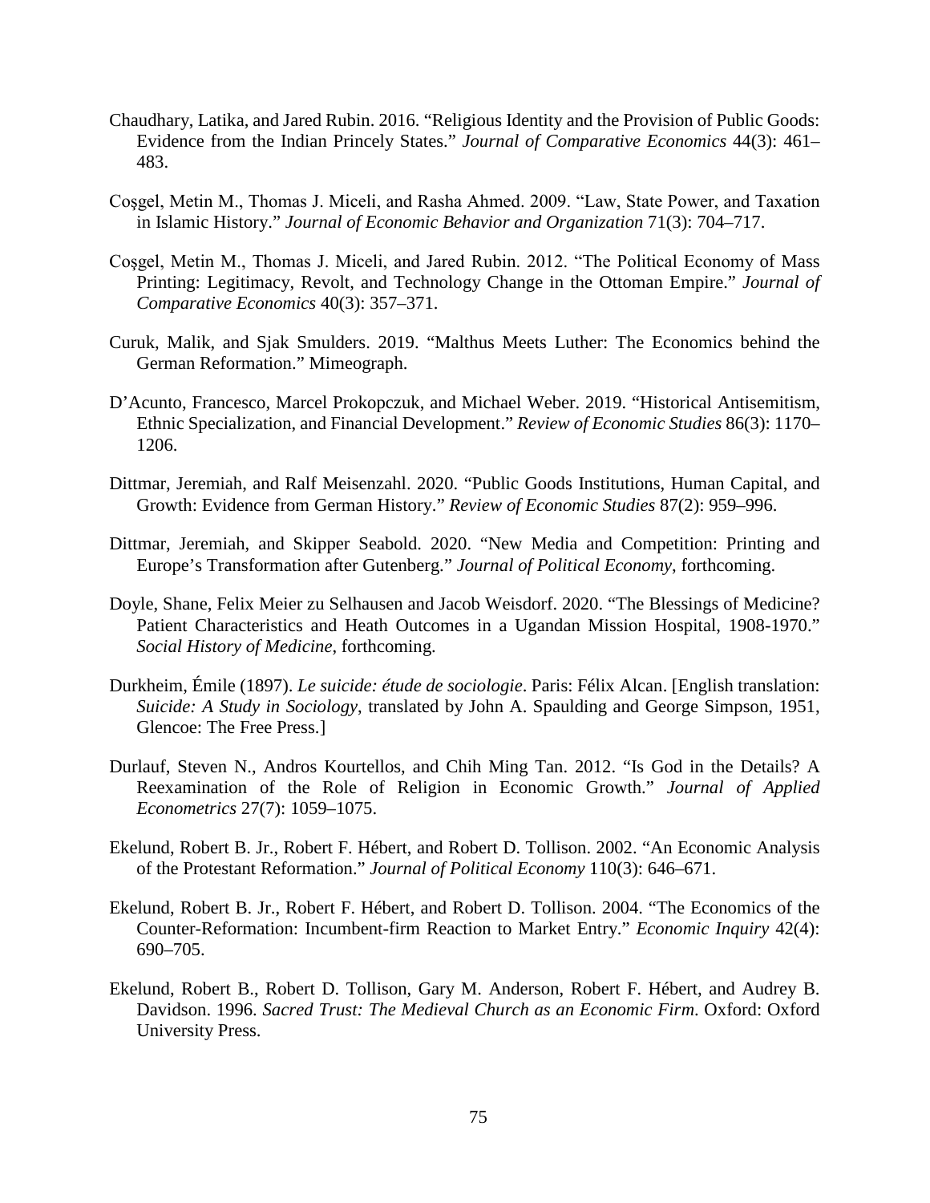Chaudhary, Latika, and Jared Rubin. 2016. "Religious Identity and the Provision of Public Goods: Evidence from the Indian Princely States." *Journal of Comparative Economics* 44(3): 461–483.

Coşgel, Metin M., Thomas J. Miceli, and Rasha Ahmed. 2009. "Law, State Power, and Taxation in Islamic History." *Journal of Economic Behavior and Organization* 71(3): 704–717.

Coşgel, Metin M., Thomas J. Miceli, and Jared Rubin. 2012. "The Political Economy of Mass Printing: Legitimacy, Revolt, and Technology Change in the Ottoman Empire." *Journal of Comparative Economics* 40(3): 357–371.

Curuk, Malik, and Sjak Smulders. 2019. "Malthus Meets Luther: The Economics behind the German Reformation." Mimeograph.

D'Acunto, Francesco, Marcel Prokopczuk, and Michael Weber. 2019. "Historical Antisemitism, Ethnic Specialization, and Financial Development." *Review of Economic Studies* 86(3): 1170–1206.

Dittmar, Jeremiah, and Ralf Meisenzahl. 2020. "Public Goods Institutions, Human Capital, and Growth: Evidence from German History." *Review of Economic Studies* 87(2): 959–996.

Dittmar, Jeremiah, and Skipper Seabold. 2020. "New Media and Competition: Printing and Europe's Transformation after Gutenberg." *Journal of Political Economy*, forthcoming.

Doyle, Shane, Felix Meier zu Selhausen and Jacob Weisdorf. 2020. "The Blessings of Medicine? Patient Characteristics and Heath Outcomes in a Ugandan Mission Hospital, 1908-1970." *Social History of Medicine*, forthcoming.

Durkheim, Émile (1897). *Le suicide: étude de sociologie*. Paris: Félix Alcan. [English translation: *Suicide: A Study in Sociology*, translated by John A. Spaulding and George Simpson, 1951, Glencoe: The Free Press.]

Durlauf, Steven N., Andros Kourtellos, and Chih Ming Tan. 2012. "Is God in the Details? A Reexamination of the Role of Religion in Economic Growth." *Journal of Applied Econometrics* 27(7): 1059–1075.

Ekelund, Robert B. Jr., Robert F. Hébert, and Robert D. Tollison. 2002. "An Economic Analysis of the Protestant Reformation." *Journal of Political Economy* 110(3): 646–671.

Ekelund, Robert B. Jr., Robert F. Hébert, and Robert D. Tollison. 2004. "The Economics of the Counter-Reformation: Incumbent-firm Reaction to Market Entry." *Economic Inquiry* 42(4): 690–705.

Ekelund, Robert B., Robert D. Tollison, Gary M. Anderson, Robert F. Hébert, and Audrey B. Davidson. 1996. *Sacred Trust: The Medieval Church as an Economic Firm*. Oxford: Oxford University Press.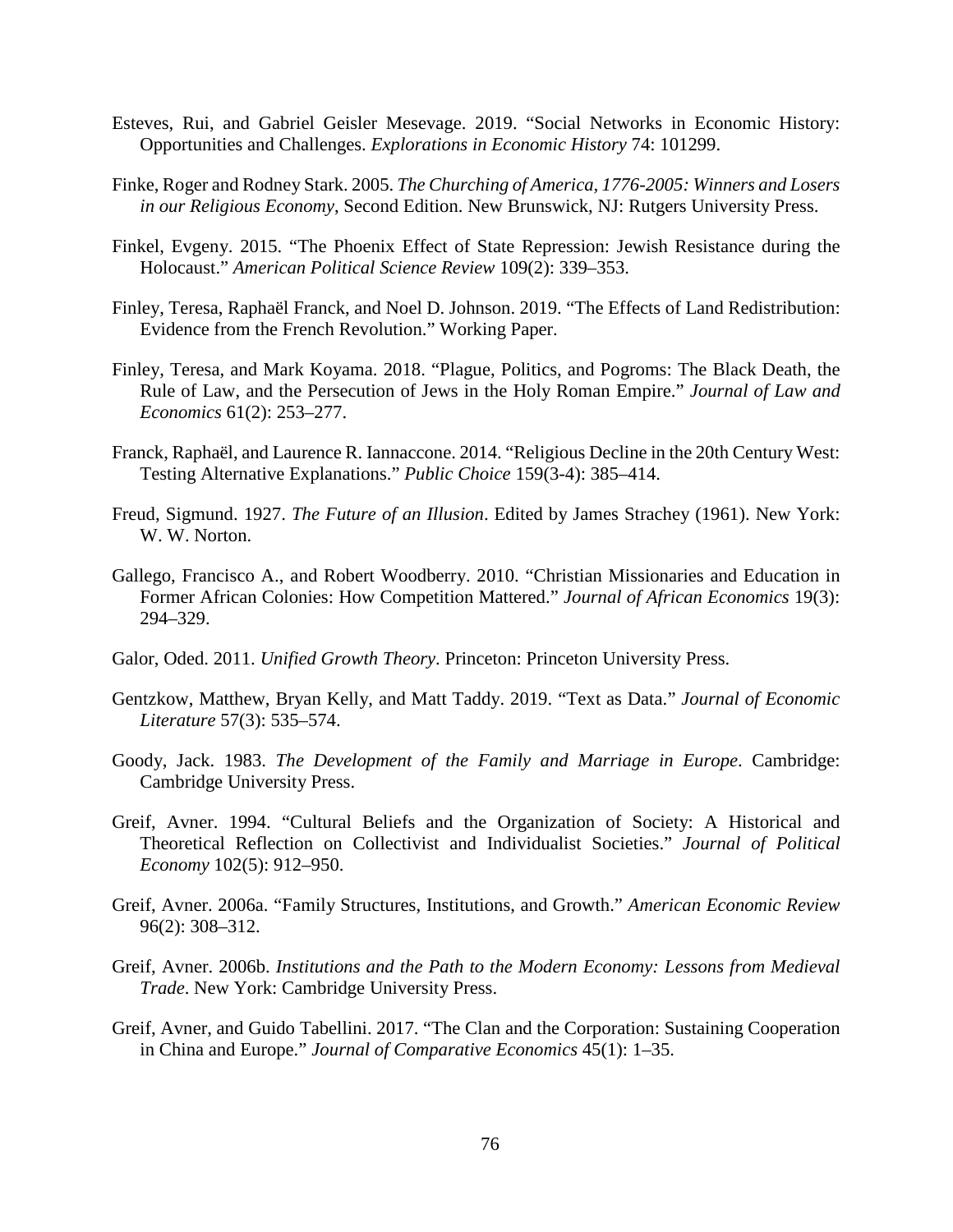Esteves, Rui, and Gabriel Geisler Mesevage. 2019. "Social Networks in Economic History: Opportunities and Challenges. *Explorations in Economic History* 74: 101299.

Finke, Roger and Rodney Stark. 2005. *The Churching of America, 1776-2005: Winners and Losers in our Religious Economy*, Second Edition. New Brunswick, NJ: Rutgers University Press.

Finkel, Evgeny. 2015. "The Phoenix Effect of State Repression: Jewish Resistance during the Holocaust." *American Political Science Review* 109(2): 339–353.

Finley, Teresa, Raphaël Franck, and Noel D. Johnson. 2019. "The Effects of Land Redistribution: Evidence from the French Revolution." Working Paper.

Finley, Teresa, and Mark Koyama. 2018. "Plague, Politics, and Pogroms: The Black Death, the Rule of Law, and the Persecution of Jews in the Holy Roman Empire." *Journal of Law and Economics* 61(2): 253–277.

Franck, Raphaël, and Laurence R. Iannaccone. 2014. "Religious Decline in the 20th Century West: Testing Alternative Explanations." *Public Choice* 159(3-4): 385–414.

Freud, Sigmund. 1927. *The Future of an Illusion*. Edited by James Strachey (1961). New York: W. W. Norton.

Gallego, Francisco A., and Robert Woodberry. 2010. "Christian Missionaries and Education in Former African Colonies: How Competition Mattered." *Journal of African Economics* 19(3): 294–329.

Galor, Oded. 2011. *Unified Growth Theory*. Princeton: Princeton University Press.

Gentzkow, Matthew, Bryan Kelly, and Matt Taddy. 2019. "Text as Data." *Journal of Economic Literature* 57(3): 535–574.

Goody, Jack. 1983. *The Development of the Family and Marriage in Europe*. Cambridge: Cambridge University Press.

Greif, Avner. 1994. "Cultural Beliefs and the Organization of Society: A Historical and Theoretical Reflection on Collectivist and Individualist Societies." *Journal of Political Economy* 102(5): 912–950.

Greif, Avner. 2006a. "Family Structures, Institutions, and Growth." *American Economic Review* 96(2): 308–312.

Greif, Avner. 2006b. *Institutions and the Path to the Modern Economy: Lessons from Medieval Trade*. New York: Cambridge University Press.

Greif, Avner, and Guido Tabellini. 2017. "The Clan and the Corporation: Sustaining Cooperation in China and Europe." *Journal of Comparative Economics* 45(1): 1–35.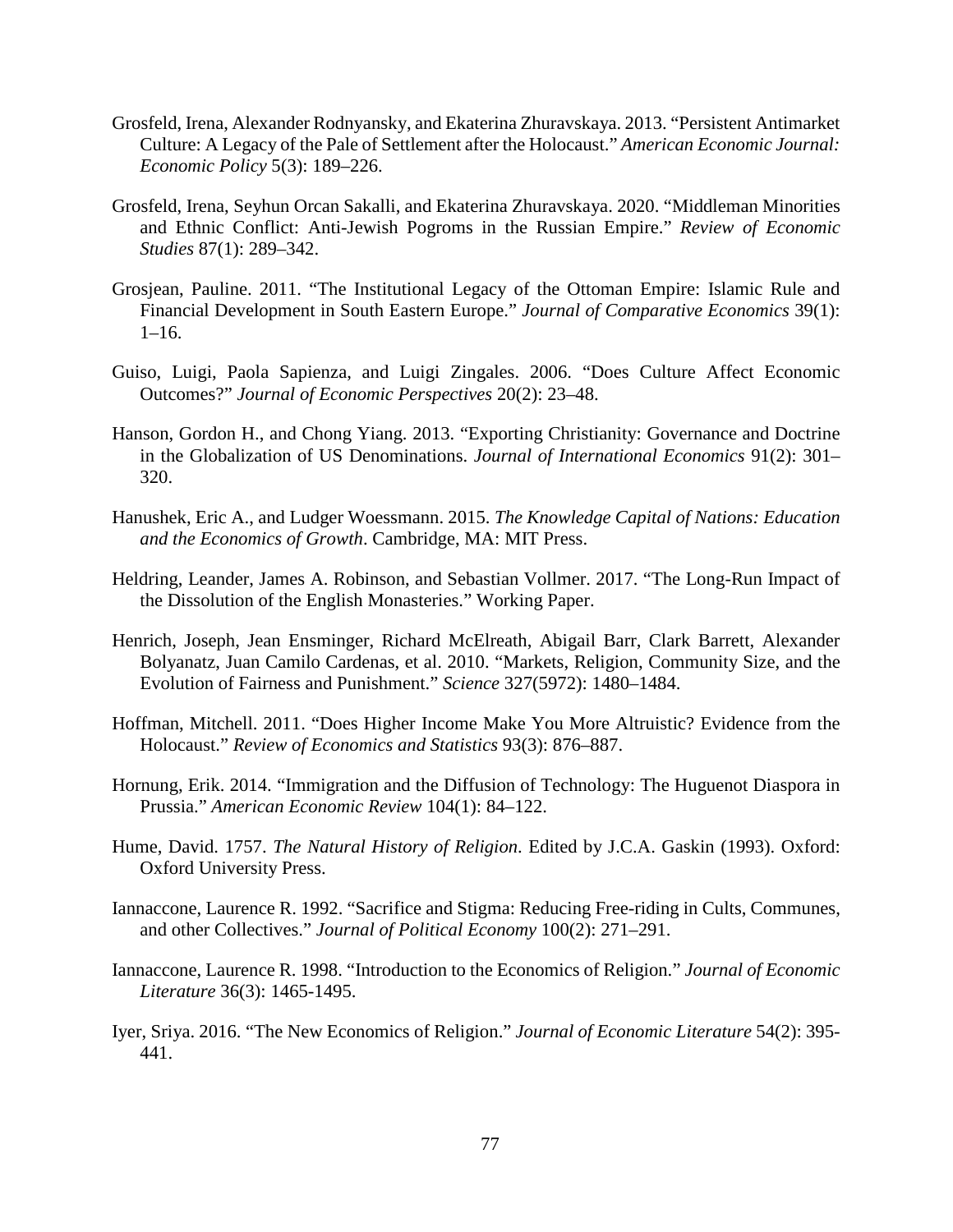Grosfeld, Irena, Alexander Rodnyansky, and Ekaterina Zhuravskaya. 2013. "Persistent Antimarket Culture: A Legacy of the Pale of Settlement after the Holocaust." *American Economic Journal: Economic Policy* 5(3): 189–226.

Grosfeld, Irena, Seyhun Orcan Sakalli, and Ekaterina Zhuravskaya. 2020. "Middleman Minorities and Ethnic Conflict: Anti-Jewish Pogroms in the Russian Empire." *Review of Economic Studies* 87(1): 289–342.

Grosjean, Pauline. 2011. "The Institutional Legacy of the Ottoman Empire: Islamic Rule and Financial Development in South Eastern Europe." *Journal of Comparative Economics* 39(1): 1–16.

Guiso, Luigi, Paola Sapienza, and Luigi Zingales. 2006. "Does Culture Affect Economic Outcomes?" *Journal of Economic Perspectives* 20(2): 23–48.

Hanson, Gordon H., and Chong Yiang. 2013. "Exporting Christianity: Governance and Doctrine in the Globalization of US Denominations. *Journal of International Economics* 91(2): 301–320.

Hanushek, Eric A., and Ludger Woessmann. 2015. *The Knowledge Capital of Nations: Education and the Economics of Growth*. Cambridge, MA: MIT Press.

Heldring, Leander, James A. Robinson, and Sebastian Vollmer. 2017. "The Long-Run Impact of the Dissolution of the English Monasteries." Working Paper.

Henrich, Joseph, Jean Ensminger, Richard McElreath, Abigail Barr, Clark Barrett, Alexander Bolyanatz, Juan Camilo Cardenas, et al. 2010. "Markets, Religion, Community Size, and the Evolution of Fairness and Punishment." *Science* 327(5972): 1480–1484.

Hoffman, Mitchell. 2011. "Does Higher Income Make You More Altruistic? Evidence from the Holocaust." *Review of Economics and Statistics* 93(3): 876–887.

Hornung, Erik. 2014. "Immigration and the Diffusion of Technology: The Huguenot Diaspora in Prussia." *American Economic Review* 104(1): 84–122.

Hume, David. 1757. *The Natural History of Religion*. Edited by J.C.A. Gaskin (1993). Oxford: Oxford University Press.

Iannaccone, Laurence R. 1992. "Sacrifice and Stigma: Reducing Free-riding in Cults, Communes, and other Collectives." *Journal of Political Economy* 100(2): 271–291.

Iannaccone, Laurence R. 1998. "Introduction to the Economics of Religion." *Journal of Economic Literature* 36(3): 1465-1495.

Iyer, Sriya. 2016. "The New Economics of Religion." *Journal of Economic Literature* 54(2): 395-441.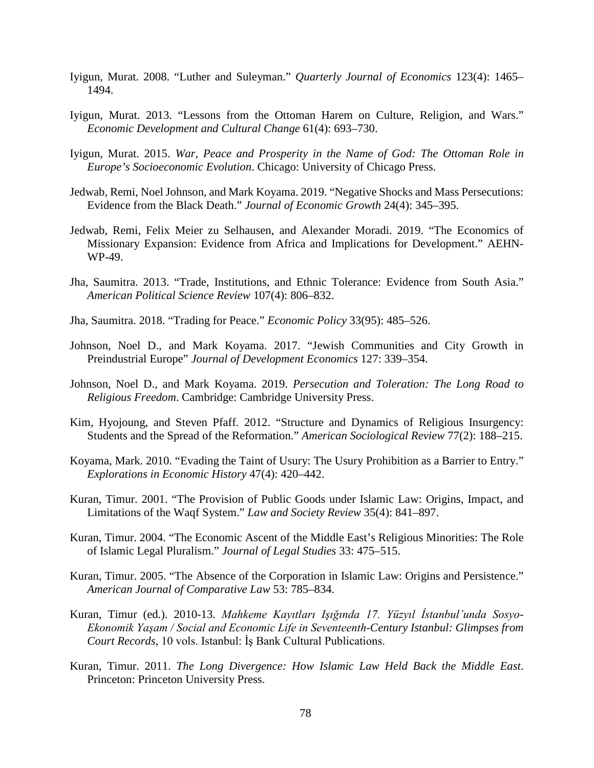Iyigun, Murat. 2008. "Luther and Suleyman." *Quarterly Journal of Economics* 123(4): 1465–1494.

Iyigun, Murat. 2013. "Lessons from the Ottoman Harem on Culture, Religion, and Wars." *Economic Development and Cultural Change* 61(4): 693–730.

Iyigun, Murat. 2015. *War, Peace and Prosperity in the Name of God: The Ottoman Role in Europe's Socioeconomic Evolution*. Chicago: University of Chicago Press.

Jedwab, Remi, Noel Johnson, and Mark Koyama. 2019. "Negative Shocks and Mass Persecutions: Evidence from the Black Death." *Journal of Economic Growth* 24(4): 345–395.

Jedwab, Remi, Felix Meier zu Selhausen, and Alexander Moradi. 2019. "The Economics of Missionary Expansion: Evidence from Africa and Implications for Development." AEHN-WP-49.

Jha, Saumitra. 2013. "Trade, Institutions, and Ethnic Tolerance: Evidence from South Asia." *American Political Science Review* 107(4): 806–832.

Jha, Saumitra. 2018. "Trading for Peace." *Economic Policy* 33(95): 485–526.

Johnson, Noel D., and Mark Koyama. 2017. "Jewish Communities and City Growth in Preindustrial Europe" *Journal of Development Economics* 127: 339–354.

Johnson, Noel D., and Mark Koyama. 2019. *Persecution and Toleration: The Long Road to Religious Freedom*. Cambridge: Cambridge University Press.

Kim, Hyojoung, and Steven Pfaff. 2012. "Structure and Dynamics of Religious Insurgency: Students and the Spread of the Reformation." *American Sociological Review* 77(2): 188–215.

Koyama, Mark. 2010. "Evading the Taint of Usury: The Usury Prohibition as a Barrier to Entry." *Explorations in Economic History* 47(4): 420–442.

Kuran, Timur. 2001. "The Provision of Public Goods under Islamic Law: Origins, Impact, and Limitations of the Waqf System." *Law and Society Review* 35(4): 841–897.

Kuran, Timur. 2004. "The Economic Ascent of the Middle East's Religious Minorities: The Role of Islamic Legal Pluralism." *Journal of Legal Studies* 33: 475–515.

Kuran, Timur. 2005. "The Absence of the Corporation in Islamic Law: Origins and Persistence." *American Journal of Comparative Law* 53: 785–834.

Kuran, Timur (ed.). 2010-13. *Mahkeme Kayıtları Işığında 17. Yüzyıl İstanbul'unda Sosyo-Ekonomik Yaşam / Social and Economic Life in Seventeenth-Century Istanbul: Glimpses from Court Records*, 10 vols. Istanbul: İş Bank Cultural Publications.

Kuran, Timur. 2011. *The Long Divergence: How Islamic Law Held Back the Middle East*. Princeton: Princeton University Press.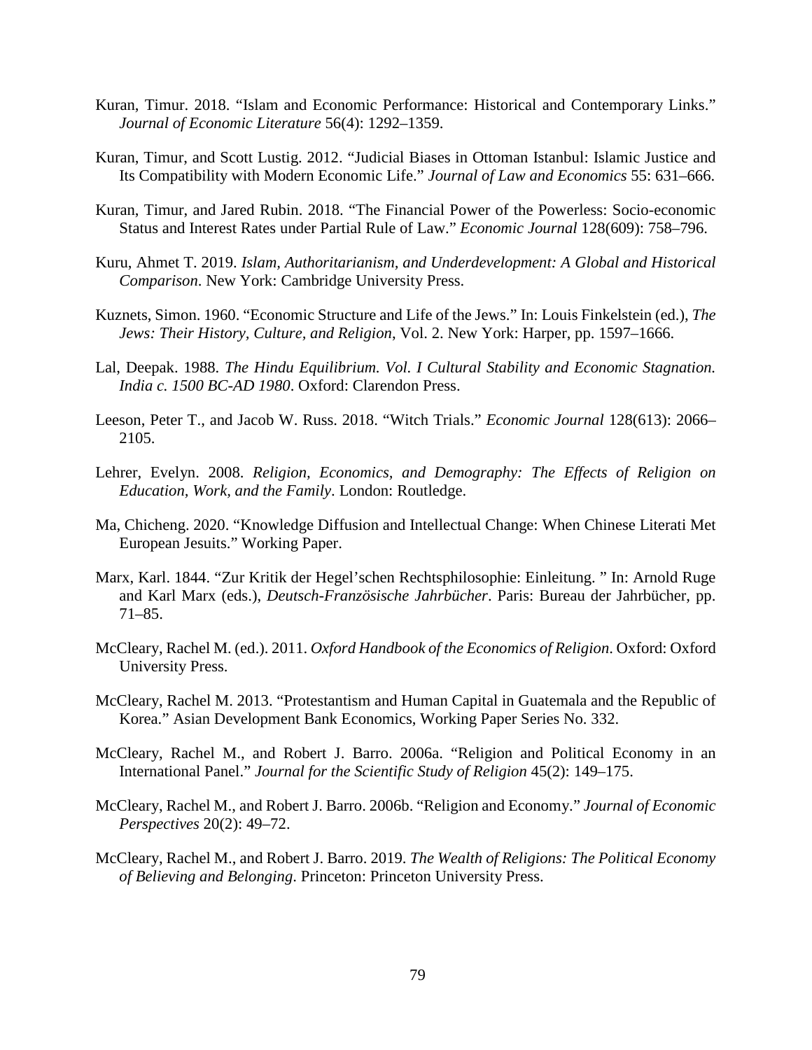Kuran, Timur. 2018. "Islam and Economic Performance: Historical and Contemporary Links." *Journal of Economic Literature* 56(4): 1292–1359.

Kuran, Timur, and Scott Lustig. 2012. "Judicial Biases in Ottoman Istanbul: Islamic Justice and Its Compatibility with Modern Economic Life." *Journal of Law and Economics* 55: 631–666.

Kuran, Timur, and Jared Rubin. 2018. "The Financial Power of the Powerless: Socio-economic Status and Interest Rates under Partial Rule of Law." *Economic Journal* 128(609): 758–796.

Kuru, Ahmet T. 2019. *Islam, Authoritarianism, and Underdevelopment: A Global and Historical Comparison*. New York: Cambridge University Press.

Kuznets, Simon. 1960. "Economic Structure and Life of the Jews." In: Louis Finkelstein (ed.), *The Jews: Their History, Culture, and Religion*, Vol. 2. New York: Harper, pp. 1597–1666.

Lal, Deepak. 1988. *The Hindu Equilibrium. Vol. I Cultural Stability and Economic Stagnation. India c. 1500 BC-AD 1980*. Oxford: Clarendon Press.

Leeson, Peter T., and Jacob W. Russ. 2018. "Witch Trials." *Economic Journal* 128(613): 2066–2105.

Lehrer, Evelyn. 2008. *Religion, Economics, and Demography: The Effects of Religion on Education, Work, and the Family*. London: Routledge.

Ma, Chicheng. 2020. "Knowledge Diffusion and Intellectual Change: When Chinese Literati Met European Jesuits." Working Paper.

Marx, Karl. 1844. "Zur Kritik der Hegel'schen Rechtsphilosophie: Einleitung. " In: Arnold Ruge and Karl Marx (eds.), *Deutsch-Französische Jahrbücher*. Paris: Bureau der Jahrbücher, pp. 71–85.

McCleary, Rachel M. (ed.). 2011. *Oxford Handbook of the Economics of Religion*. Oxford: Oxford University Press.

McCleary, Rachel M. 2013. "Protestantism and Human Capital in Guatemala and the Republic of Korea." Asian Development Bank Economics, Working Paper Series No. 332.

McCleary, Rachel M., and Robert J. Barro. 2006a. "Religion and Political Economy in an International Panel." *Journal for the Scientific Study of Religion* 45(2): 149–175.

McCleary, Rachel M., and Robert J. Barro. 2006b. "Religion and Economy." *Journal of Economic Perspectives* 20(2): 49–72.

McCleary, Rachel M., and Robert J. Barro. 2019. *The Wealth of Religions: The Political Economy of Believing and Belonging*. Princeton: Princeton University Press.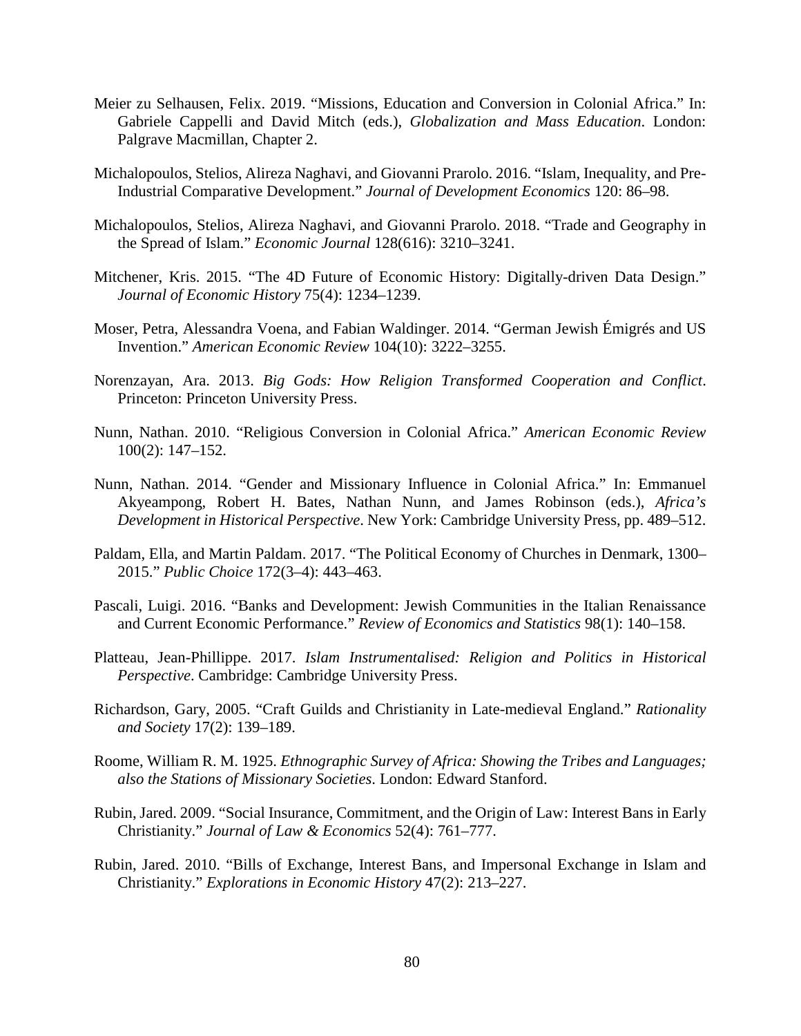Meier zu Selhausen, Felix. 2019. "Missions, Education and Conversion in Colonial Africa." In: Gabriele Cappelli and David Mitch (eds.), *Globalization and Mass Education*. London: Palgrave Macmillan, Chapter 2.

Michalopoulos, Stelios, Alireza Naghavi, and Giovanni Prarolo. 2016. "Islam, Inequality, and Pre-Industrial Comparative Development." *Journal of Development Economics* 120: 86–98.

Michalopoulos, Stelios, Alireza Naghavi, and Giovanni Prarolo. 2018. "Trade and Geography in the Spread of Islam." *Economic Journal* 128(616): 3210–3241.

Mitchener, Kris. 2015. "The 4D Future of Economic History: Digitally-driven Data Design." *Journal of Economic History* 75(4): 1234–1239.

Moser, Petra, Alessandra Voena, and Fabian Waldinger. 2014. "German Jewish Émigrés and US Invention." *American Economic Review* 104(10): 3222–3255.

Norenzayan, Ara. 2013. *Big Gods: How Religion Transformed Cooperation and Conflict*. Princeton: Princeton University Press.

Nunn, Nathan. 2010. "Religious Conversion in Colonial Africa." *American Economic Review* 100(2): 147–152.

Nunn, Nathan. 2014. "Gender and Missionary Influence in Colonial Africa." In: Emmanuel Akyeampong, Robert H. Bates, Nathan Nunn, and James Robinson (eds.), *Africa's Development in Historical Perspective*. New York: Cambridge University Press, pp. 489–512.

Paldam, Ella, and Martin Paldam. 2017. "The Political Economy of Churches in Denmark, 1300–2015." *Public Choice* 172(3–4): 443–463.

Pascali, Luigi. 2016. "Banks and Development: Jewish Communities in the Italian Renaissance and Current Economic Performance." *Review of Economics and Statistics* 98(1): 140–158.

Platteau, Jean-Phillippe. 2017. *Islam Instrumentalised: Religion and Politics in Historical Perspective*. Cambridge: Cambridge University Press.

Richardson, Gary, 2005. "Craft Guilds and Christianity in Late-medieval England." *Rationality and Society* 17(2): 139–189.

Roome, William R. M. 1925. *Ethnographic Survey of Africa: Showing the Tribes and Languages; also the Stations of Missionary Societies*. London: Edward Stanford.

Rubin, Jared. 2009. "Social Insurance, Commitment, and the Origin of Law: Interest Bans in Early Christianity." *Journal of Law & Economics* 52(4): 761–777.

Rubin, Jared. 2010. "Bills of Exchange, Interest Bans, and Impersonal Exchange in Islam and Christianity." *Explorations in Economic History* 47(2): 213–227.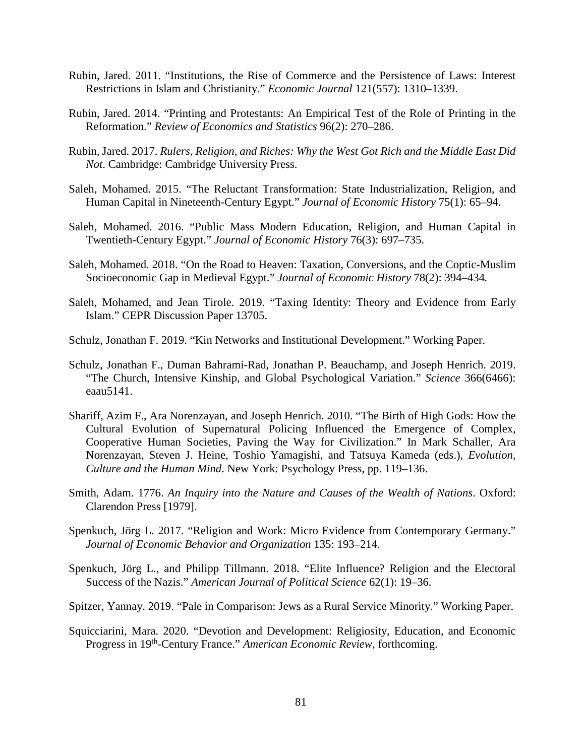Rubin, Jared. 2011. "Institutions, the Rise of Commerce and the Persistence of Laws: Interest Restrictions in Islam and Christianity." *Economic Journal* 121(557): 1310–1339.

Rubin, Jared. 2014. "Printing and Protestants: An Empirical Test of the Role of Printing in the Reformation." *Review of Economics and Statistics* 96(2): 270–286.

Rubin, Jared. 2017. *Rulers, Religion, and Riches: Why the West Got Rich and the Middle East Did Not*. Cambridge: Cambridge University Press.

Saleh, Mohamed. 2015. "The Reluctant Transformation: State Industrialization, Religion, and Human Capital in Nineteenth-Century Egypt." *Journal of Economic History* 75(1): 65–94.

Saleh, Mohamed. 2016. "Public Mass Modern Education, Religion, and Human Capital in Twentieth-Century Egypt." *Journal of Economic History* 76(3): 697–735.

Saleh, Mohamed. 2018. "On the Road to Heaven: Taxation, Conversions, and the Coptic-Muslim Socioeconomic Gap in Medieval Egypt." *Journal of Economic History* 78(2): 394–434.

Saleh, Mohamed, and Jean Tirole. 2019. "Taxing Identity: Theory and Evidence from Early Islam." CEPR Discussion Paper 13705.

Schulz, Jonathan F. 2019. "Kin Networks and Institutional Development." Working Paper.

Schulz, Jonathan F., Duman Bahrami-Rad, Jonathan P. Beauchamp, and Joseph Henrich. 2019. "The Church, Intensive Kinship, and Global Psychological Variation." *Science* 366(6466): eaau5141.

Shariff, Azim F., Ara Norenzayan, and Joseph Henrich. 2010. "The Birth of High Gods: How the Cultural Evolution of Supernatural Policing Influenced the Emergence of Complex, Cooperative Human Societies, Paving the Way for Civilization." In Mark Schaller, Ara Norenzayan, Steven J. Heine, Toshio Yamagishi, and Tatsuya Kameda (eds.), *Evolution, Culture and the Human Mind*. New York: Psychology Press, pp. 119–136.

Smith, Adam. 1776. *An Inquiry into the Nature and Causes of the Wealth of Nations*. Oxford: Clarendon Press [1979].

Spenkuch, Jörg L. 2017. "Religion and Work: Micro Evidence from Contemporary Germany." *Journal of Economic Behavior and Organization* 135: 193–214.

Spenkuch, Jörg L., and Philipp Tillmann. 2018. "Elite Influence? Religion and the Electoral Success of the Nazis." *American Journal of Political Science* 62(1): 19–36.

Spitzer, Yannay. 2019. "Pale in Comparison: Jews as a Rural Service Minority." Working Paper.

Squicciarini, Mara. 2020. "Devotion and Development: Religiosity, Education, and Economic Progress in 19th-Century France." *American Economic Review*, forthcoming.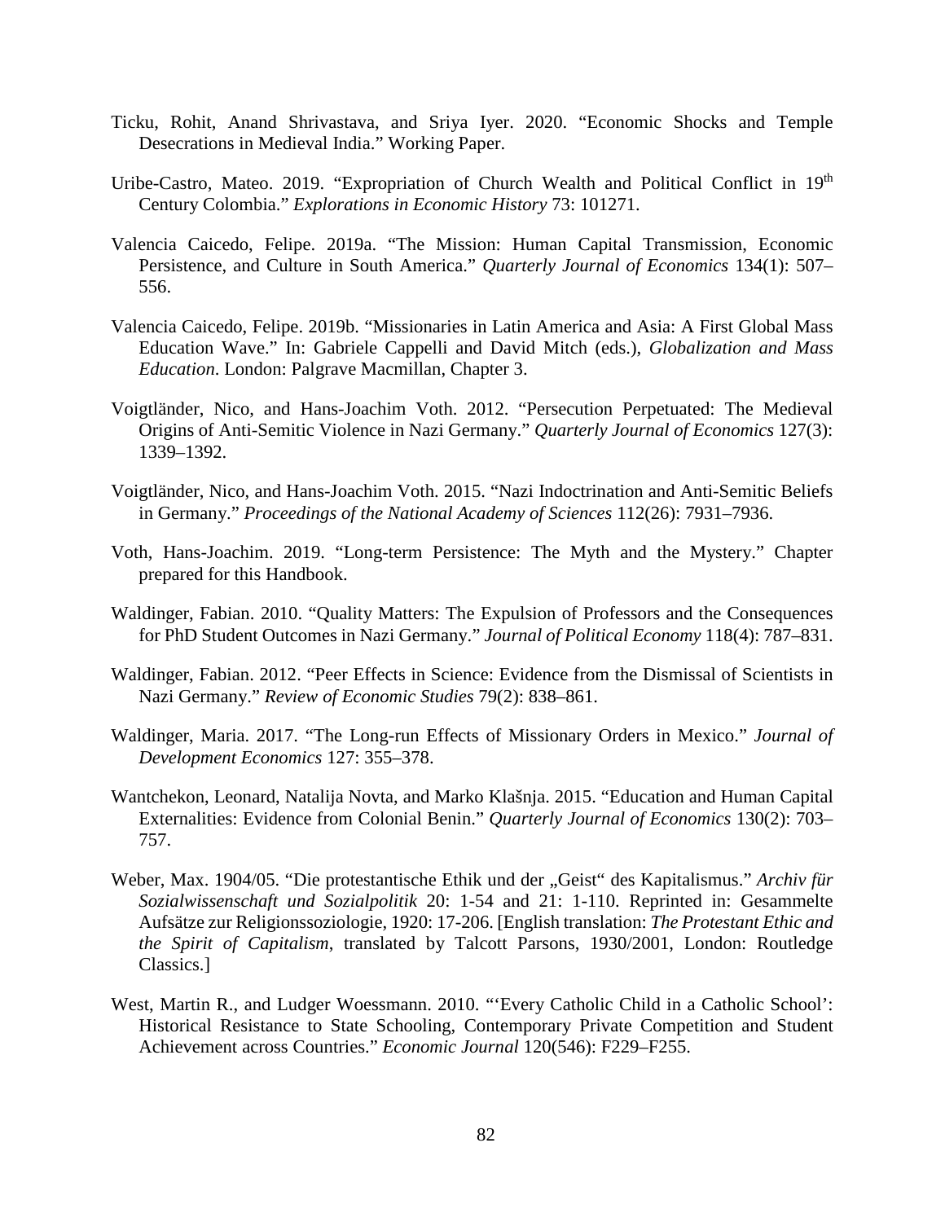Ticku, Rohit, Anand Shrivastava, and Sriya Iyer. 2020. "Economic Shocks and Temple Desecrations in Medieval India." Working Paper.

Uribe-Castro, Mateo. 2019. "Expropriation of Church Wealth and Political Conflict in 19th Century Colombia." *Explorations in Economic History* 73: 101271.

Valencia Caicedo, Felipe. 2019a. "The Mission: Human Capital Transmission, Economic Persistence, and Culture in South America." *Quarterly Journal of Economics* 134(1): 507–556.

Valencia Caicedo, Felipe. 2019b. "Missionaries in Latin America and Asia: A First Global Mass Education Wave." In: Gabriele Cappelli and David Mitch (eds.), *Globalization and Mass Education*. London: Palgrave Macmillan, Chapter 3.

Voigtländer, Nico, and Hans-Joachim Voth. 2012. "Persecution Perpetuated: The Medieval Origins of Anti-Semitic Violence in Nazi Germany." *Quarterly Journal of Economics* 127(3): 1339–1392.

Voigtländer, Nico, and Hans-Joachim Voth. 2015. "Nazi Indoctrination and Anti-Semitic Beliefs in Germany." *Proceedings of the National Academy of Sciences* 112(26): 7931–7936.

Voth, Hans-Joachim. 2019. "Long-term Persistence: The Myth and the Mystery." Chapter prepared for this Handbook.

Waldinger, Fabian. 2010. "Quality Matters: The Expulsion of Professors and the Consequences for PhD Student Outcomes in Nazi Germany." *Journal of Political Economy* 118(4): 787–831.

Waldinger, Fabian. 2012. "Peer Effects in Science: Evidence from the Dismissal of Scientists in Nazi Germany." *Review of Economic Studies* 79(2): 838–861.

Waldinger, Maria. 2017. "The Long-run Effects of Missionary Orders in Mexico." *Journal of Development Economics* 127: 355–378.

Wantchekon, Leonard, Natalija Novta, and Marko Klašnja. 2015. "Education and Human Capital Externalities: Evidence from Colonial Benin." *Quarterly Journal of Economics* 130(2): 703–757.

Weber, Max. 1904/05. "Die protestantische Ethik und der „Geist" des Kapitalismus." *Archiv für Sozialwissenschaft und Sozialpolitik* 20: 1-54 and 21: 1-110. Reprinted in: Gesammelte Aufsätze zur Religionssoziologie, 1920: 17-206. [English translation: *The Protestant Ethic and the Spirit of Capitalism*, translated by Talcott Parsons, 1930/2001, London: Routledge Classics.]

West, Martin R., and Ludger Woessmann. 2010. "'Every Catholic Child in a Catholic School': Historical Resistance to State Schooling, Contemporary Private Competition and Student Achievement across Countries." *Economic Journal* 120(546): F229–F255.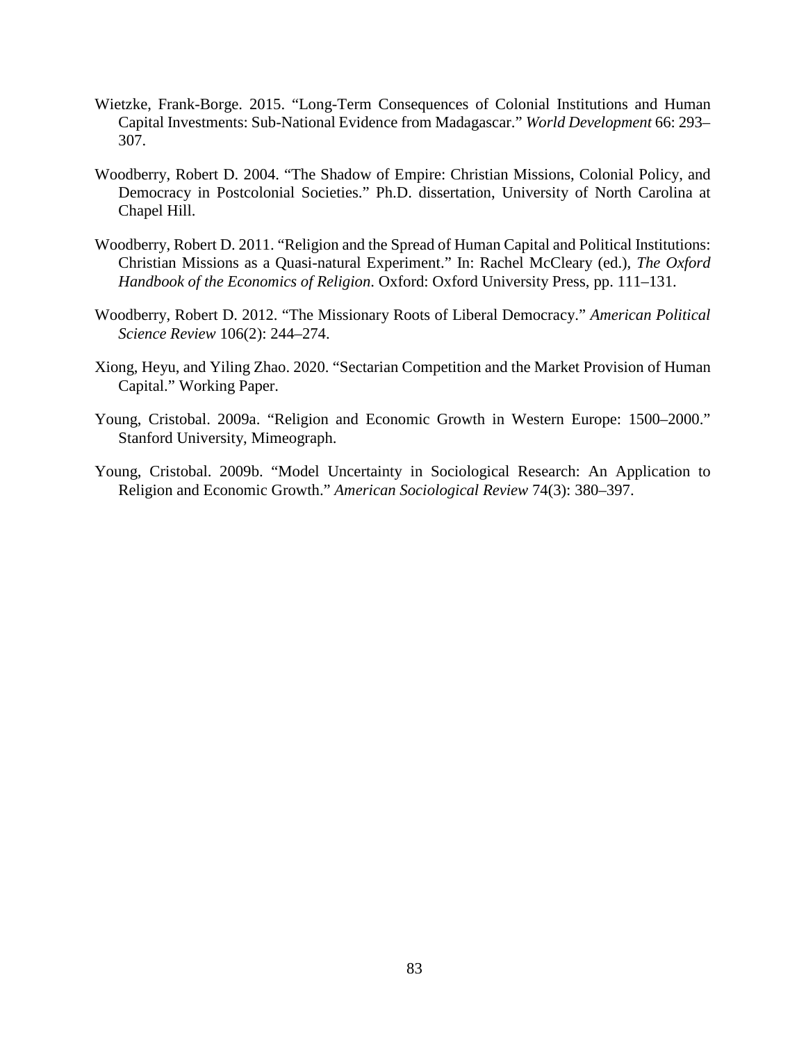Wietzke, Frank-Borge. 2015. "Long-Term Consequences of Colonial Institutions and Human Capital Investments: Sub-National Evidence from Madagascar." *World Development* 66: 293–307.

Woodberry, Robert D. 2004. "The Shadow of Empire: Christian Missions, Colonial Policy, and Democracy in Postcolonial Societies." Ph.D. dissertation, University of North Carolina at Chapel Hill.

Woodberry, Robert D. 2011. "Religion and the Spread of Human Capital and Political Institutions: Christian Missions as a Quasi-natural Experiment." In: Rachel McCleary (ed.), *The Oxford Handbook of the Economics of Religion*. Oxford: Oxford University Press, pp. 111–131.

Woodberry, Robert D. 2012. "The Missionary Roots of Liberal Democracy." *American Political Science Review* 106(2): 244–274.

Xiong, Heyu, and Yiling Zhao. 2020. "Sectarian Competition and the Market Provision of Human Capital." Working Paper.

Young, Cristobal. 2009a. "Religion and Economic Growth in Western Europe: 1500–2000." Stanford University, Mimeograph.

Young, Cristobal. 2009b. "Model Uncertainty in Sociological Research: An Application to Religion and Economic Growth." *American Sociological Review* 74(3): 380–397.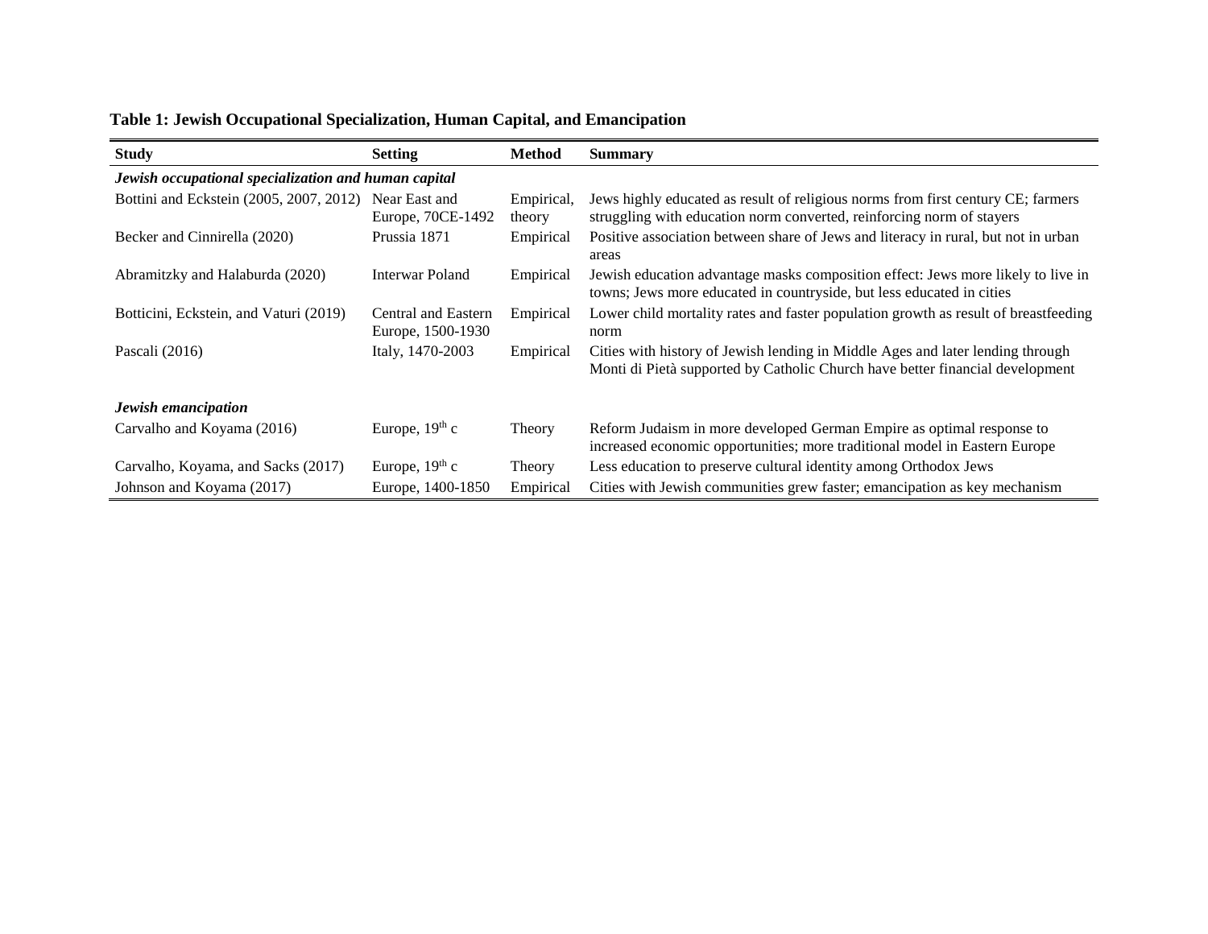**Table 1: Jewish Occupational Specialization, Human Capital, and Emancipation**

| Study | Setting | Method | Summary |
|---|---|---|---|
| ***Jewish occupational specialization and human capital*** | | | |
| Bottini and Eckstein (2005, 2007, 2012) | Near East and Europe, 70CE-1492 | Empirical, theory | Jews highly educated as result of religious norms from first century CE; farmers struggling with education norm converted, reinforcing norm of stayers |
| Becker and Cinnirella (2020) | Prussia 1871 | Empirical | Positive association between share of Jews and literacy in rural, but not in urban areas |
| Abramitzky and Halaburda (2020) | Interwar Poland | Empirical | Jewish education advantage masks composition effect: Jews more likely to live in towns; Jews more educated in countryside, but less educated in cities |
| Botticini, Eckstein, and Vaturi (2019) | Central and Eastern Europe, 1500-1930 | Empirical | Lower child mortality rates and faster population growth as result of breastfeeding norm |
| Pascali (2016) | Italy, 1470-2003 | Empirical | Cities with history of Jewish lending in Middle Ages and later lending through Monti di Pietà supported by Catholic Church have better financial development |
| ***Jewish emancipation*** | | | |
| Carvalho and Koyama (2016) | Europe, 19th c | Theory | Reform Judaism in more developed German Empire as optimal response to increased economic opportunities; more traditional model in Eastern Europe |
| Carvalho, Koyama, and Sacks (2017) | Europe, 19th c | Theory | Less education to preserve cultural identity among Orthodox Jews |
| Johnson and Koyama (2017) | Europe, 1400-1850 | Empirical | Cities with Jewish communities grew faster; emancipation as key mechanism |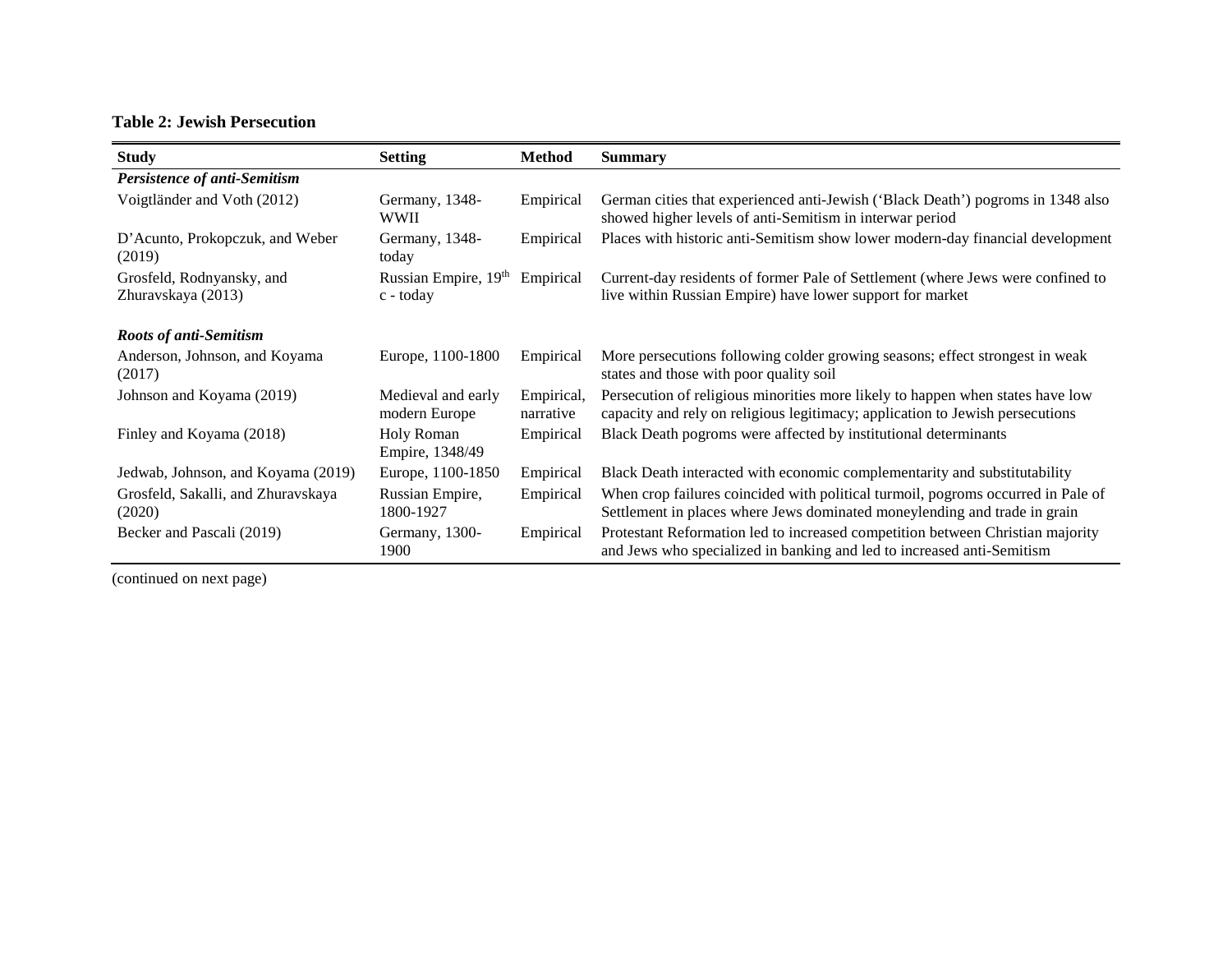**Table 2: Jewish Persecution**

| Study | Setting | Method | Summary |
|---|---|---|---|
| ***Persistence of anti-Semitism*** | | | |
| Voigtländer and Voth (2012) | Germany, 1348-WWII | Empirical | German cities that experienced anti-Jewish ('Black Death') pogroms in 1348 also showed higher levels of anti-Semitism in interwar period |
| D'Acunto, Prokopczuk, and Weber (2019) | Germany, 1348-today | Empirical | Places with historic anti-Semitism show lower modern-day financial development |
| Grosfeld, Rodnyansky, and Zhuravskaya (2013) | Russian Empire, 19th c - today | Empirical | Current-day residents of former Pale of Settlement (where Jews were confined to live within Russian Empire) have lower support for market |
| ***Roots of anti-Semitism*** | | | |
| Anderson, Johnson, and Koyama (2017) | Europe, 1100-1800 | Empirical | More persecutions following colder growing seasons; effect strongest in weak states and those with poor quality soil |
| Johnson and Koyama (2019) | Medieval and early modern Europe | Empirical, narrative | Persecution of religious minorities more likely to happen when states have low capacity and rely on religious legitimacy; application to Jewish persecutions |
| Finley and Koyama (2018) | Holy Roman Empire, 1348/49 | Empirical | Black Death pogroms were affected by institutional determinants |
| Jedwab, Johnson, and Koyama (2019) | Europe, 1100-1850 | Empirical | Black Death interacted with economic complementarity and substitutability |
| Grosfeld, Sakalli, and Zhuravskaya (2020) | Russian Empire, 1800-1927 | Empirical | When crop failures coincided with political turmoil, pogroms occurred in Pale of Settlement in places where Jews dominated moneylending and trade in grain |
| Becker and Pascali (2019) | Germany, 1300-1900 | Empirical | Protestant Reformation led to increased competition between Christian majority and Jews who specialized in banking and led to increased anti-Semitism |

(continued on next page)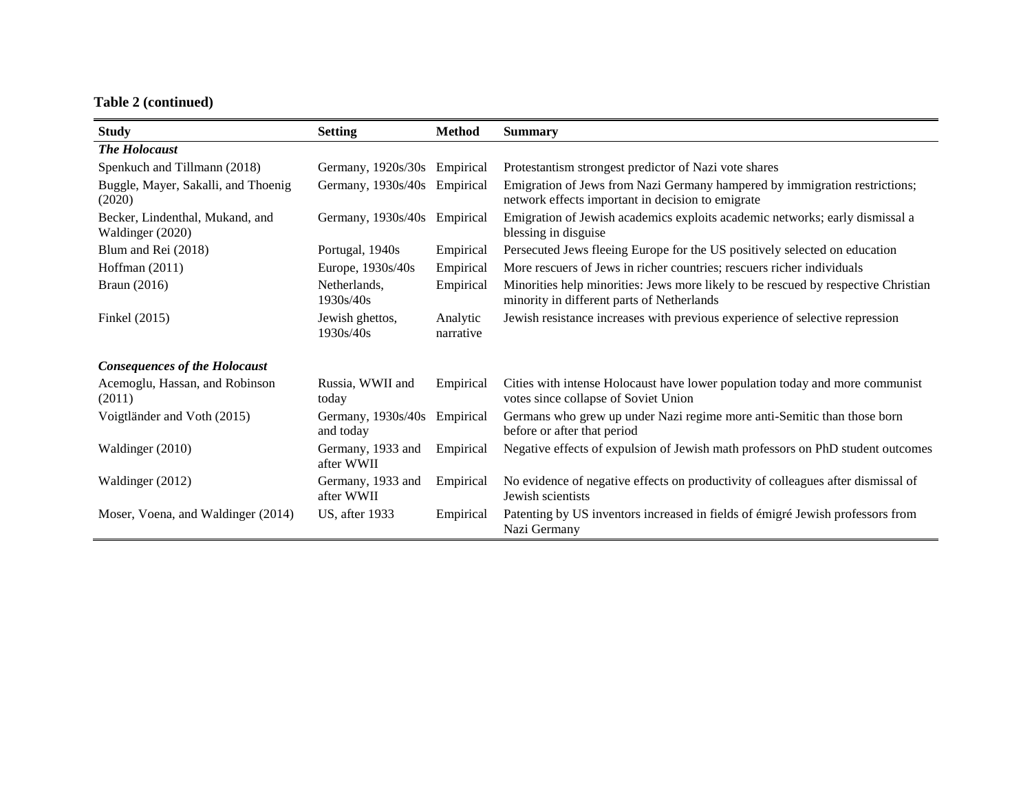**Table 2 (continued)**

| Study | Setting | Method | Summary |
|---|---|---|---|
| ***The Holocaust*** | | | |
| Spenkuch and Tillmann (2018) | Germany, 1920s/30s | Empirical | Protestantism strongest predictor of Nazi vote shares |
| Buggle, Mayer, Sakalli, and Thoenig (2020) | Germany, 1930s/40s | Empirical | Emigration of Jews from Nazi Germany hampered by immigration restrictions; network effects important in decision to emigrate |
| Becker, Lindenthal, Mukand, and Waldinger (2020) | Germany, 1930s/40s | Empirical | Emigration of Jewish academics exploits academic networks; early dismissal a blessing in disguise |
| Blum and Rei (2018) | Portugal, 1940s | Empirical | Persecuted Jews fleeing Europe for the US positively selected on education |
| Hoffman (2011) | Europe, 1930s/40s | Empirical | More rescuers of Jews in richer countries; rescuers richer individuals |
| Braun (2016) | Netherlands, 1930s/40s | Empirical | Minorities help minorities: Jews more likely to be rescued by respective Christian minority in different parts of Netherlands |
| Finkel (2015) | Jewish ghettos, 1930s/40s | Analytic narrative | Jewish resistance increases with previous experience of selective repression |
| ***Consequences of the Holocaust*** | | | |
| Acemoglu, Hassan, and Robinson (2011) | Russia, WWII and today | Empirical | Cities with intense Holocaust have lower population today and more communist votes since collapse of Soviet Union |
| Voigtländer and Voth (2015) | Germany, 1930s/40s and today | Empirical | Germans who grew up under Nazi regime more anti-Semitic than those born before or after that period |
| Waldinger (2010) | Germany, 1933 and after WWII | Empirical | Negative effects of expulsion of Jewish math professors on PhD student outcomes |
| Waldinger (2012) | Germany, 1933 and after WWII | Empirical | No evidence of negative effects on productivity of colleagues after dismissal of Jewish scientists |
| Moser, Voena, and Waldinger (2014) | US, after 1933 | Empirical | Patenting by US inventors increased in fields of émigré Jewish professors from Nazi Germany |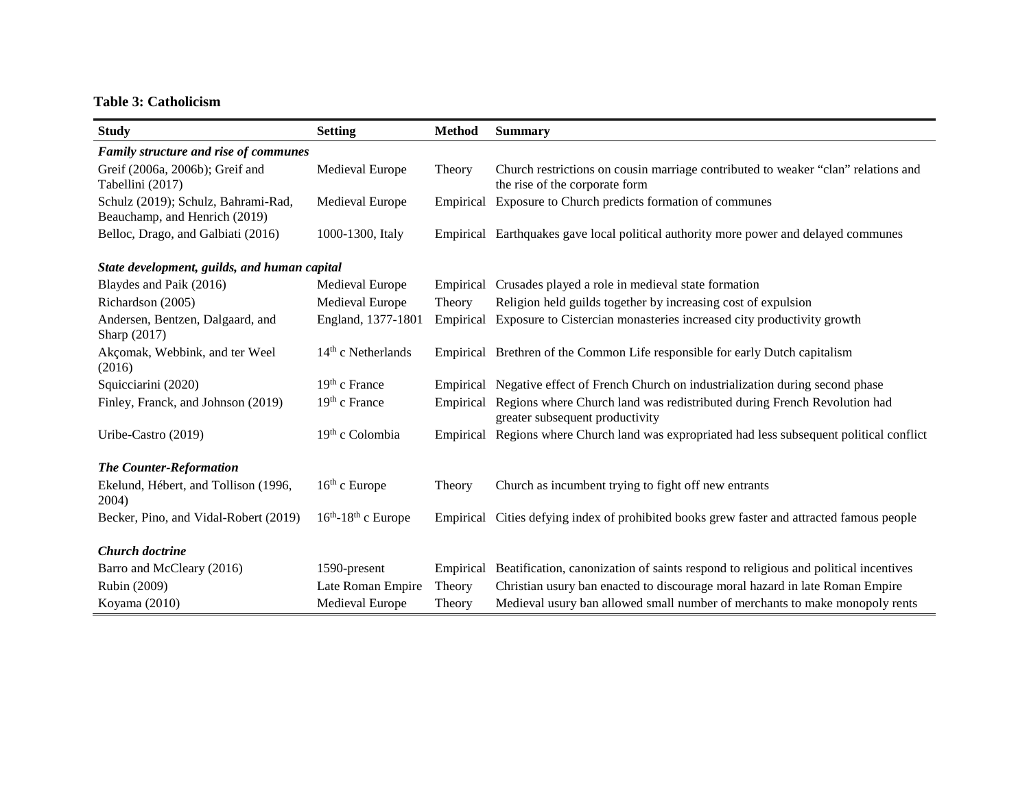**Table 3: Catholicism**

| Study | Setting | Method | Summary |
|---|---|---|---|
| ***Family structure and rise of communes*** | | | |
| Greif (2006a, 2006b); Greif and Tabellini (2017) | Medieval Europe | Theory | Church restrictions on cousin marriage contributed to weaker "clan" relations and the rise of the corporate form |
| Schulz (2019); Schulz, Bahrami-Rad, Beauchamp, and Henrich (2019) | Medieval Europe | Empirical | Exposure to Church predicts formation of communes |
| Belloc, Drago, and Galbiati (2016) | 1000-1300, Italy | Empirical | Earthquakes gave local political authority more power and delayed communes |
| ***State development, guilds, and human capital*** | | | |
| Blaydes and Paik (2016) | Medieval Europe | Empirical | Crusades played a role in medieval state formation |
| Richardson (2005) | Medieval Europe | Theory | Religion held guilds together by increasing cost of expulsion |
| Andersen, Bentzen, Dalgaard, and Sharp (2017) | England, 1377-1801 | Empirical | Exposure to Cistercian monasteries increased city productivity growth |
| Akçomak, Webbink, and ter Weel (2016) | 14th c Netherlands | Empirical | Brethren of the Common Life responsible for early Dutch capitalism |
| Squicciarini (2020) | 19th c France | Empirical | Negative effect of French Church on industrialization during second phase |
| Finley, Franck, and Johnson (2019) | 19th c France | Empirical | Regions where Church land was redistributed during French Revolution had greater subsequent productivity |
| Uribe-Castro (2019) | 19th c Colombia | Empirical | Regions where Church land was expropriated had less subsequent political conflict |
| ***The Counter-Reformation*** | | | |
| Ekelund, Hébert, and Tollison (1996, 2004) | 16th c Europe | Theory | Church as incumbent trying to fight off new entrants |
| Becker, Pino, and Vidal-Robert (2019) | 16th-18th c Europe | Empirical | Cities defying index of prohibited books grew faster and attracted famous people |
| ***Church doctrine*** | | | |
| Barro and McCleary (2016) | 1590-present | Empirical | Beatification, canonization of saints respond to religious and political incentives |
| Rubin (2009) | Late Roman Empire | Theory | Christian usury ban enacted to discourage moral hazard in late Roman Empire |
| Koyama (2010) | Medieval Europe | Theory | Medieval usury ban allowed small number of merchants to make monopoly rents |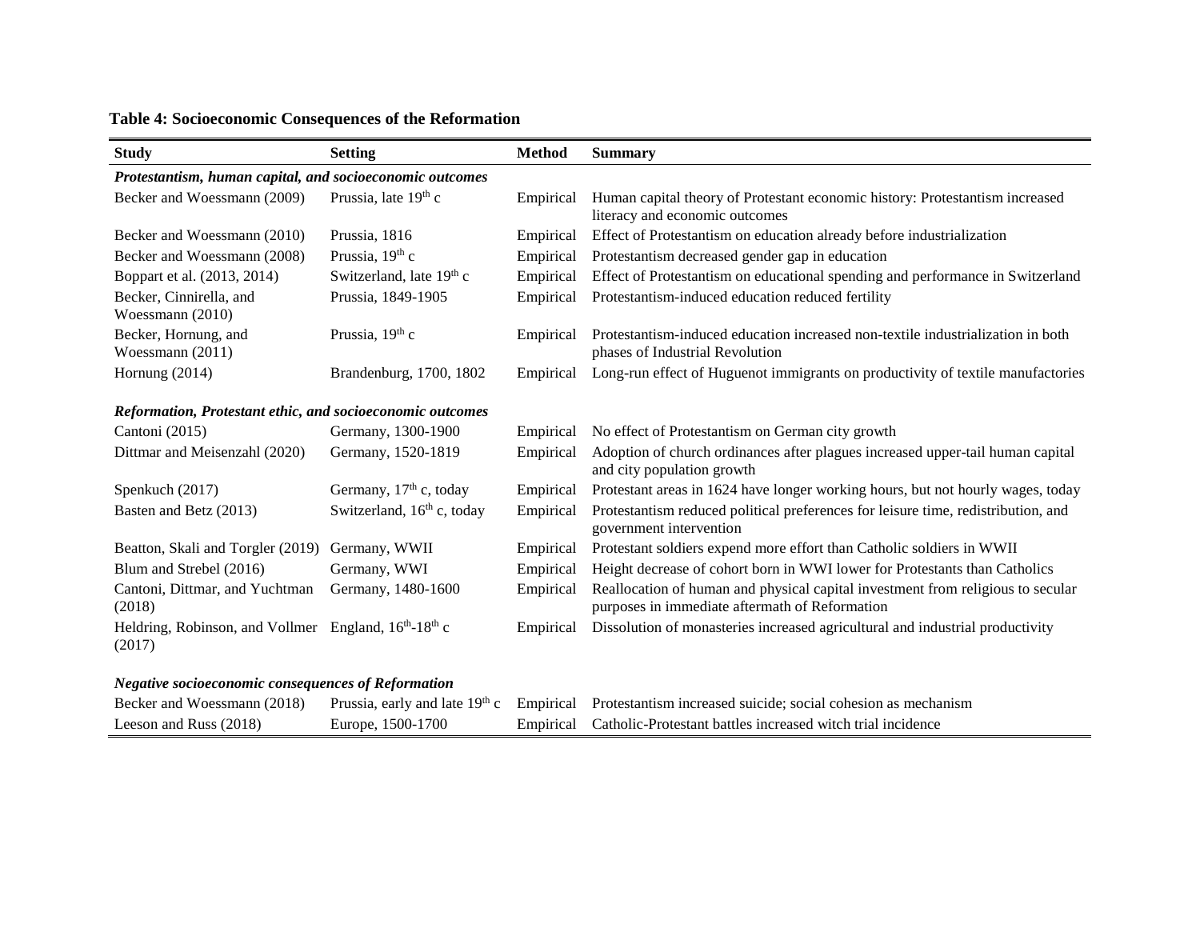**Table 4: Socioeconomic Consequences of the Reformation**

| Study | Setting | Method | Summary |
|---|---|---|---|
| ***Protestantism, human capital, and socioeconomic outcomes*** | | | |
| Becker and Woessmann (2009) | Prussia, late 19th c | Empirical | Human capital theory of Protestant economic history: Protestantism increased literacy and economic outcomes |
| Becker and Woessmann (2010) | Prussia, 1816 | Empirical | Effect of Protestantism on education already before industrialization |
| Becker and Woessmann (2008) | Prussia, 19th c | Empirical | Protestantism decreased gender gap in education |
| Boppart et al. (2013, 2014) | Switzerland, late 19th c | Empirical | Effect of Protestantism on educational spending and performance in Switzerland |
| Becker, Cinnirella, and Woessmann (2010) | Prussia, 1849-1905 | Empirical | Protestantism-induced education reduced fertility |
| Becker, Hornung, and Woessmann (2011) | Prussia, 19th c | Empirical | Protestantism-induced education increased non-textile industrialization in both phases of Industrial Revolution |
| Hornung (2014) | Brandenburg, 1700, 1802 | Empirical | Long-run effect of Huguenot immigrants on productivity of textile manufactories |
| ***Reformation, Protestant ethic, and socioeconomic outcomes*** | | | |
| Cantoni (2015) | Germany, 1300-1900 | Empirical | No effect of Protestantism on German city growth |
| Dittmar and Meisenzahl (2020) | Germany, 1520-1819 | Empirical | Adoption of church ordinances after plagues increased upper-tail human capital and city population growth |
| Spenkuch (2017) | Germany, 17th c, today | Empirical | Protestant areas in 1624 have longer working hours, but not hourly wages, today |
| Basten and Betz (2013) | Switzerland, 16th c, today | Empirical | Protestantism reduced political preferences for leisure time, redistribution, and government intervention |
| Beatton, Skali and Torgler (2019) | Germany, WWII | Empirical | Protestant soldiers expend more effort than Catholic soldiers in WWII |
| Blum and Strebel (2016) | Germany, WWI | Empirical | Height decrease of cohort born in WWI lower for Protestants than Catholics |
| Cantoni, Dittmar, and Yuchtman (2018) | Germany, 1480-1600 | Empirical | Reallocation of human and physical capital investment from religious to secular purposes in immediate aftermath of Reformation |
| Heldring, Robinson, and Vollmer (2017) | England, 16th-18th c | Empirical | Dissolution of monasteries increased agricultural and industrial productivity |
| ***Negative socioeconomic consequences of Reformation*** | | | |
| Becker and Woessmann (2018) | Prussia, early and late 19th c | Empirical | Protestantism increased suicide; social cohesion as mechanism |
| Leeson and Russ (2018) | Europe, 1500-1700 | Empirical | Catholic-Protestant battles increased witch trial incidence |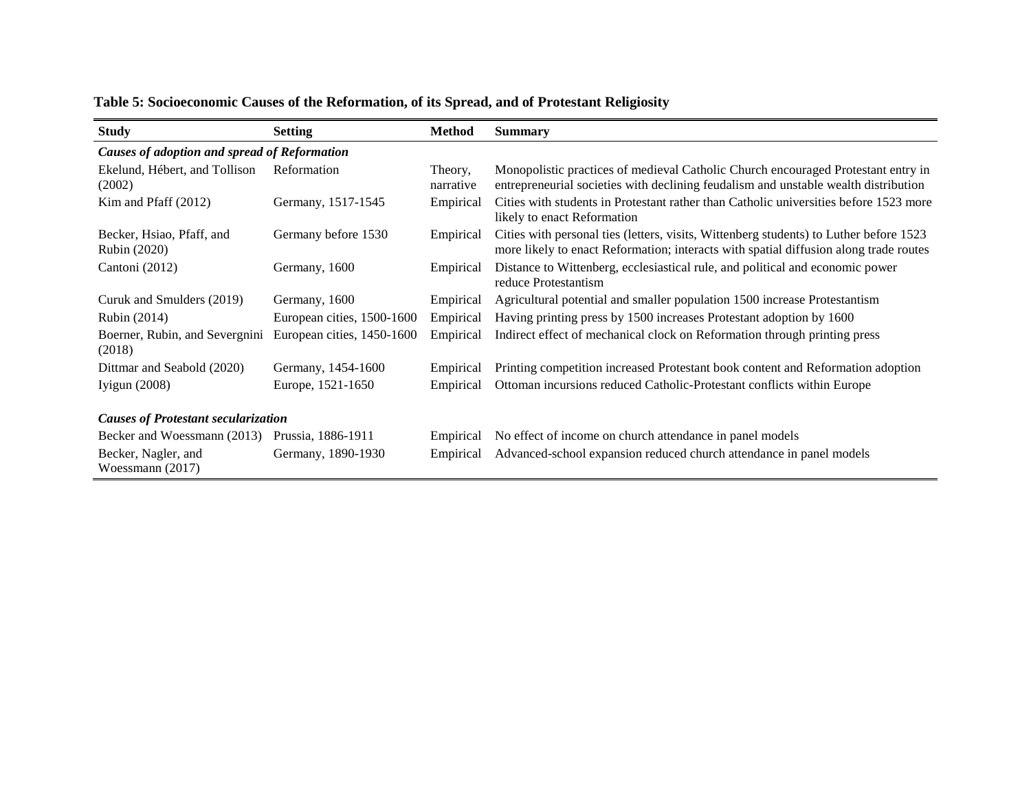**Table 5: Socioeconomic Causes of the Reformation, of its Spread, and of Protestant Religiosity**

| Study | Setting | Method | Summary |
|---|---|---|---|
| ***Causes of adoption and spread of Reformation*** | | | |
| Ekelund, Hébert, and Tollison (2002) | Reformation | Theory, narrative | Monopolistic practices of medieval Catholic Church encouraged Protestant entry in entrepreneurial societies with declining feudalism and unstable wealth distribution |
| Kim and Pfaff (2012) | Germany, 1517-1545 | Empirical | Cities with students in Protestant rather than Catholic universities before 1523 more likely to enact Reformation |
| Becker, Hsiao, Pfaff, and Rubin (2020) | Germany before 1530 | Empirical | Cities with personal ties (letters, visits, Wittenberg students) to Luther before 1523 more likely to enact Reformation; interacts with spatial diffusion along trade routes |
| Cantoni (2012) | Germany, 1600 | Empirical | Distance to Wittenberg, ecclesiastical rule, and political and economic power reduce Protestantism |
| Curuk and Smulders (2019) | Germany, 1600 | Empirical | Agricultural potential and smaller population 1500 increase Protestantism |
| Rubin (2014) | European cities, 1500-1600 | Empirical | Having printing press by 1500 increases Protestant adoption by 1600 |
| Boerner, Rubin, and Severgnini (2018) | European cities, 1450-1600 | Empirical | Indirect effect of mechanical clock on Reformation through printing press |
| Dittmar and Seabold (2020) | Germany, 1454-1600 | Empirical | Printing competition increased Protestant book content and Reformation adoption |
| Iyigun (2008) | Europe, 1521-1650 | Empirical | Ottoman incursions reduced Catholic-Protestant conflicts within Europe |
| ***Causes of Protestant secularization*** | | | |
| Becker and Woessmann (2013) | Prussia, 1886-1911 | Empirical | No effect of income on church attendance in panel models |
| Becker, Nagler, and Woessmann (2017) | Germany, 1890-1930 | Empirical | Advanced-school expansion reduced church attendance in panel models |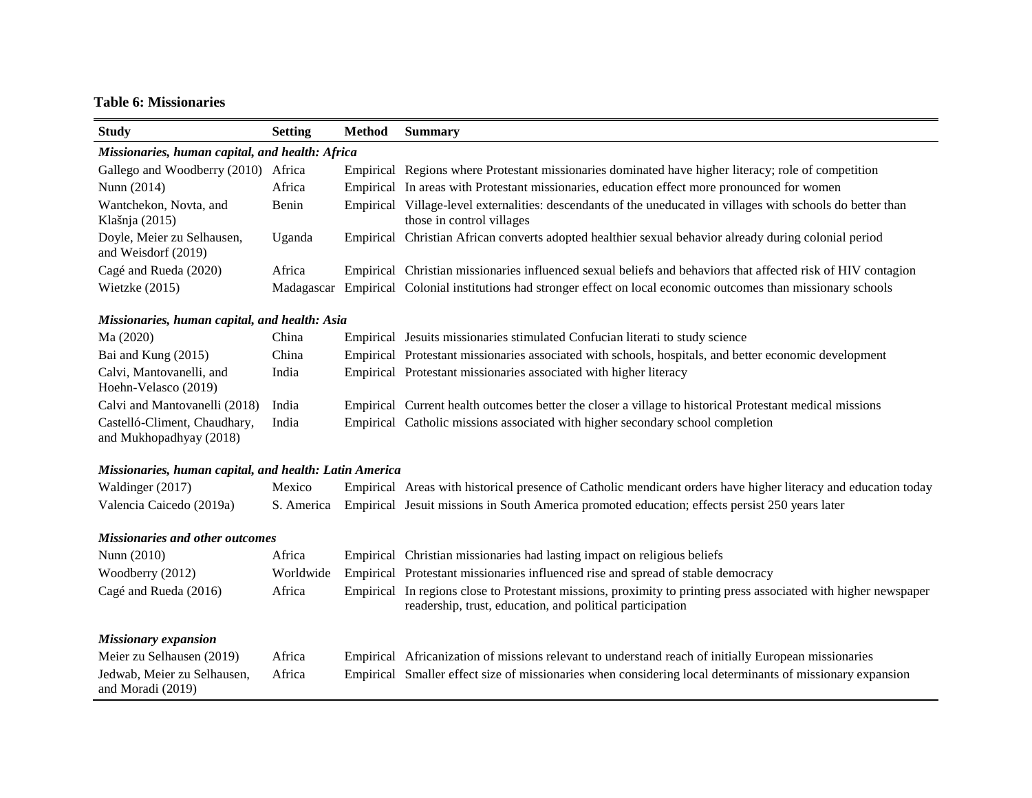**Table 6: Missionaries**

| Study | Setting | Method | Summary |
|---|---|---|---|
| ***Missionaries, human capital, and health: Africa*** | | | |
| Gallego and Woodberry (2010) | Africa | Empirical | Regions where Protestant missionaries dominated have higher literacy; role of competition |
| Nunn (2014) | Africa | Empirical | In areas with Protestant missionaries, education effect more pronounced for women |
| Wantchekon, Novta, and Klašnja (2015) | Benin | Empirical | Village-level externalities: descendants of the uneducated in villages with schools do better than those in control villages |
| Doyle, Meier zu Selhausen, and Weisdorf (2019) | Uganda | Empirical | Christian African converts adopted healthier sexual behavior already during colonial period |
| Cagé and Rueda (2020) | Africa | Empirical | Christian missionaries influenced sexual beliefs and behaviors that affected risk of HIV contagion |
| Wietzke (2015) | Madagascar | Empirical | Colonial institutions had stronger effect on local economic outcomes than missionary schools |
| ***Missionaries, human capital, and health: Asia*** | | | |
| Ma (2020) | China | Empirical | Jesuits missionaries stimulated Confucian literati to study science |
| Bai and Kung (2015) | China | Empirical | Protestant missionaries associated with schools, hospitals, and better economic development |
| Calvi, Mantovanelli, and Hoehn-Velasco (2019) | India | Empirical | Protestant missionaries associated with higher literacy |
| Calvi and Mantovanelli (2018) | India | Empirical | Current health outcomes better the closer a village to historical Protestant medical missions |
| Castelló-Climent, Chaudhary, and Mukhopadhyay (2018) | India | Empirical | Catholic missions associated with higher secondary school completion |
| ***Missionaries, human capital, and health: Latin America*** | | | |
| Waldinger (2017) | Mexico | Empirical | Areas with historical presence of Catholic mendicant orders have higher literacy and education today |
| Valencia Caicedo (2019a) | S. America | Empirical | Jesuit missions in South America promoted education; effects persist 250 years later |
| ***Missionaries and other outcomes*** | | | |
| Nunn (2010) | Africa | Empirical | Christian missionaries had lasting impact on religious beliefs |
| Woodberry (2012) | Worldwide | Empirical | Protestant missionaries influenced rise and spread of stable democracy |
| Cagé and Rueda (2016) | Africa | Empirical | In regions close to Protestant missions, proximity to printing press associated with higher newspaper readership, trust, education, and political participation |
| ***Missionary expansion*** | | | |
| Meier zu Selhausen (2019) | Africa | Empirical | Africanization of missions relevant to understand reach of initially European missionaries |
| Jedwab, Meier zu Selhausen, and Moradi (2019) | Africa | Empirical | Smaller effect size of missionaries when considering local determinants of missionary expansion |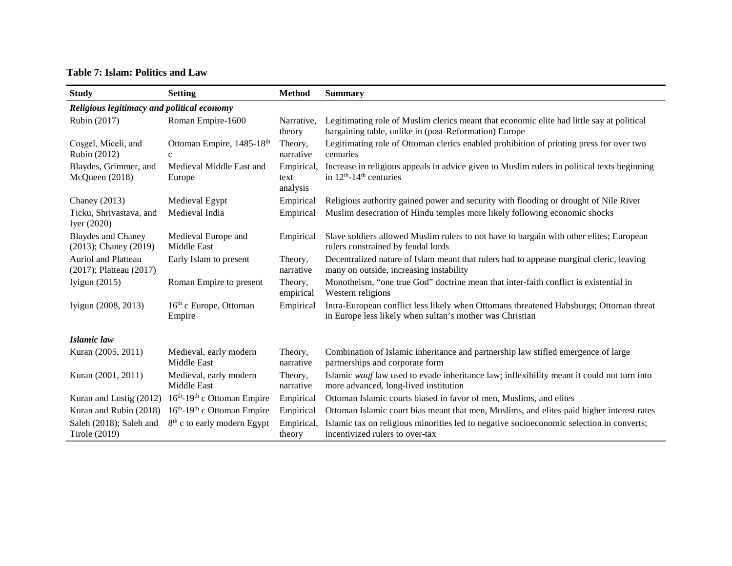**Table 7: Islam: Politics and Law**

| Study | Setting | Method | Summary |
|---|---|---|---|
| ***Religious legitimacy and political economy*** | | | |
| Rubin (2017) | Roman Empire-1600 | Narrative, theory | Legitimating role of Muslim clerics meant that economic elite had little say at political bargaining table, unlike in (post-Reformation) Europe |
| Coşgel, Miceli, and Rubin (2012) | Ottoman Empire, 1485-18th c | Theory, narrative | Legitimating role of Ottoman clerics enabled prohibition of printing press for over two centuries |
| Blaydes, Grimmer, and McQueen (2018) | Medieval Middle East and Europe | Empirical, text analysis | Increase in religious appeals in advice given to Muslim rulers in political texts beginning in 12th-14th centuries |
| Chaney (2013) | Medieval Egypt | Empirical | Religious authority gained power and security with flooding or drought of Nile River |
| Ticku, Shrivastava, and Iyer (2020) | Medieval India | Empirical | Muslim desecration of Hindu temples more likely following economic shocks |
| Blaydes and Chaney (2013); Chaney (2019) | Medieval Europe and Middle East | Empirical | Slave soldiers allowed Muslim rulers to not have to bargain with other elites; European rulers constrained by feudal lords |
| Auriol and Platteau (2017); Platteau (2017) | Early Islam to present | Theory, narrative | Decentralized nature of Islam meant that rulers had to appease marginal cleric, leaving many on outside, increasing instability |
| Iyigun (2015) | Roman Empire to present | Theory, empirical | Monotheism, "one true God" doctrine mean that inter-faith conflict is existential in Western religions |
| Iyigun (2008, 2013) | 16th c Europe, Ottoman Empire | Empirical | Intra-European conflict less likely when Ottomans threatened Habsburgs; Ottoman threat in Europe less likely when sultan's mother was Christian |
| ***Islamic law*** | | | |
| Kuran (2005, 2011) | Medieval, early modern Middle East | Theory, narrative | Combination of Islamic inheritance and partnership law stifled emergence of large partnerships and corporate form |
| Kuran (2001, 2011) | Medieval, early modern Middle East | Theory, narrative | Islamic *waqf* law used to evade inheritance law; inflexibility meant it could not turn into more advanced, long-lived institution |
| Kuran and Lustig (2012) | 16th-19th c Ottoman Empire | Empirical | Ottoman Islamic courts biased in favor of men, Muslims, and elites |
| Kuran and Rubin (2018) | 16th-19th c Ottoman Empire | Empirical | Ottoman Islamic court bias meant that men, Muslims, and elites paid higher interest rates |
| Saleh (2018); Saleh and Tirole (2019) | 8th c to early modern Egypt | Empirical, theory | Islamic tax on religious minorities led to negative socioeconomic selection in converts; incentivized rulers to over-tax |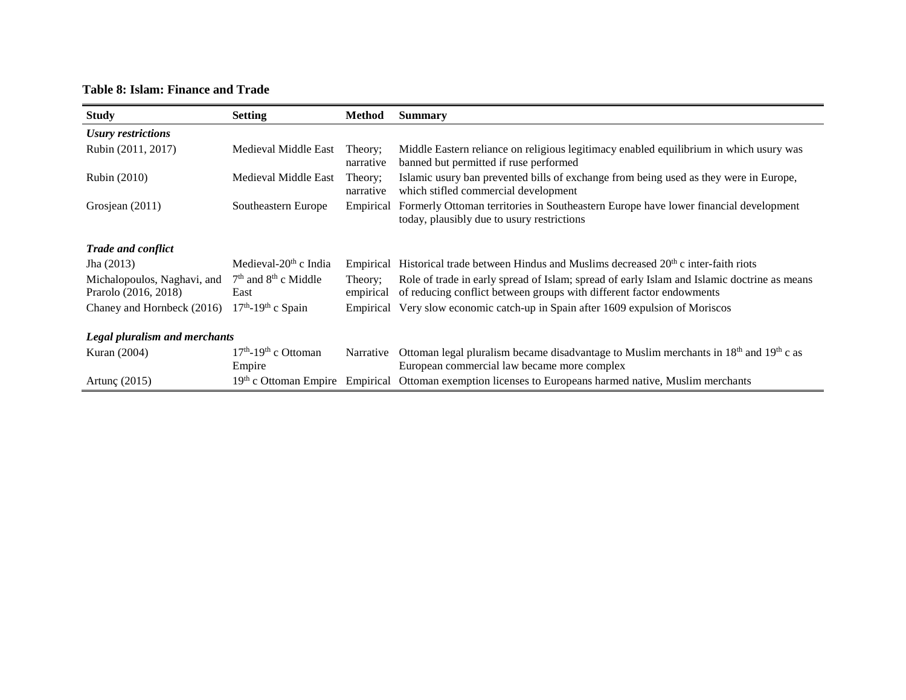**Table 8: Islam: Finance and Trade**

| Study | Setting | Method | Summary |
|---|---|---|---|
| ***Usury restrictions*** | | | |
| Rubin (2011, 2017) | Medieval Middle East | Theory; narrative | Middle Eastern reliance on religious legitimacy enabled equilibrium in which usury was banned but permitted if ruse performed |
| Rubin (2010) | Medieval Middle East | Theory; narrative | Islamic usury ban prevented bills of exchange from being used as they were in Europe, which stifled commercial development |
| Grosjean (2011) | Southeastern Europe | Empirical | Formerly Ottoman territories in Southeastern Europe have lower financial development today, plausibly due to usury restrictions |
| ***Trade and conflict*** | | | |
| Jha (2013) | Medieval-20th c India | Empirical | Historical trade between Hindus and Muslims decreased 20th c inter-faith riots |
| Michalopoulos, Naghavi, and Prarolo (2016, 2018) | 7th and 8th c Middle East | Theory; empirical | Role of trade in early spread of Islam; spread of early Islam and Islamic doctrine as means of reducing conflict between groups with different factor endowments |
| Chaney and Hornbeck (2016) | 17th-19th c Spain | Empirical | Very slow economic catch-up in Spain after 1609 expulsion of Moriscos |
| ***Legal pluralism and merchants*** | | | |
| Kuran (2004) | 17th-19th c Ottoman Empire | Narrative | Ottoman legal pluralism became disadvantage to Muslim merchants in 18th and 19th c as European commercial law became more complex |
| Artunç (2015) | 19th c Ottoman Empire | Empirical | Ottoman exemption licenses to Europeans harmed native, Muslim merchants |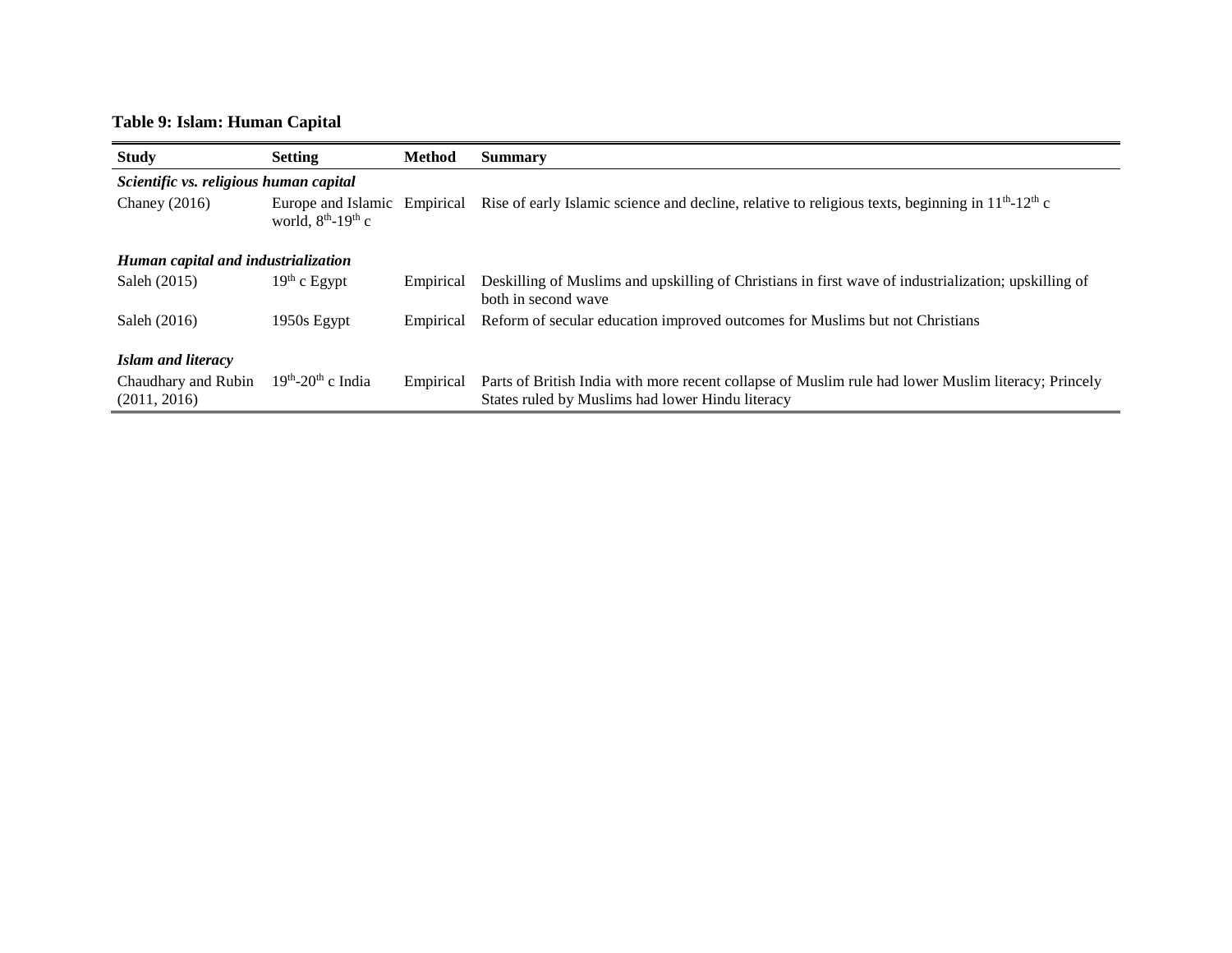**Table 9: Islam: Human Capital**

| Study | Setting | Method | Summary |
|---|---|---|---|
| ***Scientific vs. religious human capital*** | | | |
| Chaney (2016) | Europe and Islamic world, $8^{th}$-$19^{th}$ c | Empirical | Rise of early Islamic science and decline, relative to religious texts, beginning in $11^{th}$-$12^{th}$ c |
| ***Human capital and industrialization*** | | | |
| Saleh (2015) | $19^{th}$ c Egypt | Empirical | Deskilling of Muslims and upskilling of Christians in first wave of industrialization; upskilling of both in second wave |
| Saleh (2016) | 1950s Egypt | Empirical | Reform of secular education improved outcomes for Muslims but not Christians |
| ***Islam and literacy*** | | | |
| Chaudhary and Rubin (2011, 2016) | $19^{th}$-$20^{th}$ c India | Empirical | Parts of British India with more recent collapse of Muslim rule had lower Muslim literacy; Princely States ruled by Muslims had lower Hindu literacy |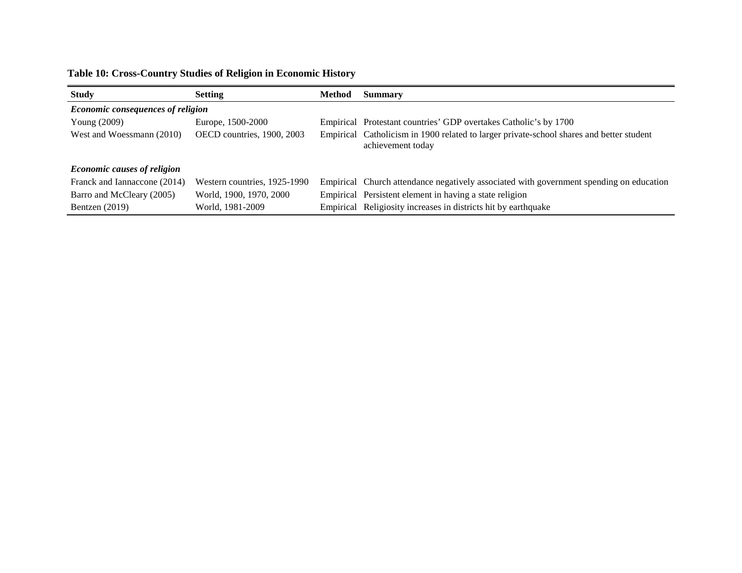**Table 10: Cross-Country Studies of Religion in Economic History**

| Study | Setting | Method | Summary |
|---|---|---|---|
| ***Economic consequences of religion*** | | | |
| Young (2009) | Europe, 1500-2000 | Empirical | Protestant countries' GDP overtakes Catholic's by 1700 |
| West and Woessmann (2010) | OECD countries, 1900, 2003 | Empirical | Catholicism in 1900 related to larger private-school shares and better student achievement today |
| ***Economic causes of religion*** | | | |
| Franck and Iannaccone (2014) | Western countries, 1925-1990 | Empirical | Church attendance negatively associated with government spending on education |
| Barro and McCleary (2005) | World, 1900, 1970, 2000 | Empirical | Persistent element in having a state religion |
| Bentzen (2019) | World, 1981-2009 | Empirical | Religiosity increases in districts hit by earthquake |